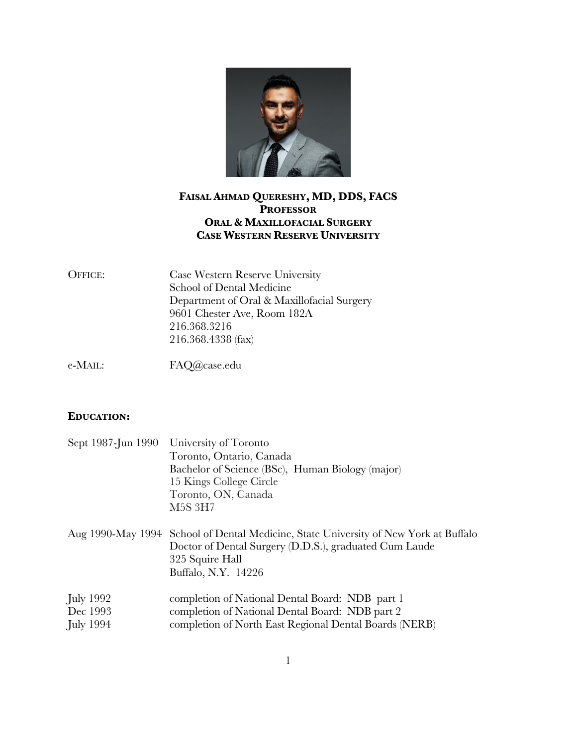# Faisal Ahmad Quereshy, MD, DDS, FACS
## Professor
## Oral & Maxillofacial Surgery
## Case Western Reserve University

| | |
|---|---|
| OFFICE: | Case Western Reserve University<br>School of Dental Medicine<br>Department of Oral & Maxillofacial Surgery<br>9601 Chester Ave, Room 182A<br>216.368.3216<br>216.368.4338 (fax) |
| e-MAIL: | FAQ@case.edu |

## EDUCATION:

| | |
|---|---|
| Sept 1987-Jun 1990 | University of Toronto<br>Toronto, Ontario, Canada<br>Bachelor of Science (BSc), Human Biology (major)<br>15 Kings College Circle<br>Toronto, ON, Canada<br>M5S 3H7 |
| Aug 1990-May 1994 | School of Dental Medicine, State University of New York at Buffalo<br>Doctor of Dental Surgery (D.D.S.), graduated Cum Laude<br>325 Squire Hall<br>Buffalo, N.Y. 14226 |
| July 1992 | completion of National Dental Board: NDB part 1 |
| Dec 1993 | completion of National Dental Board: NDB part 2 |
| July 1994 | completion of North East Regional Dental Boards (NERB) |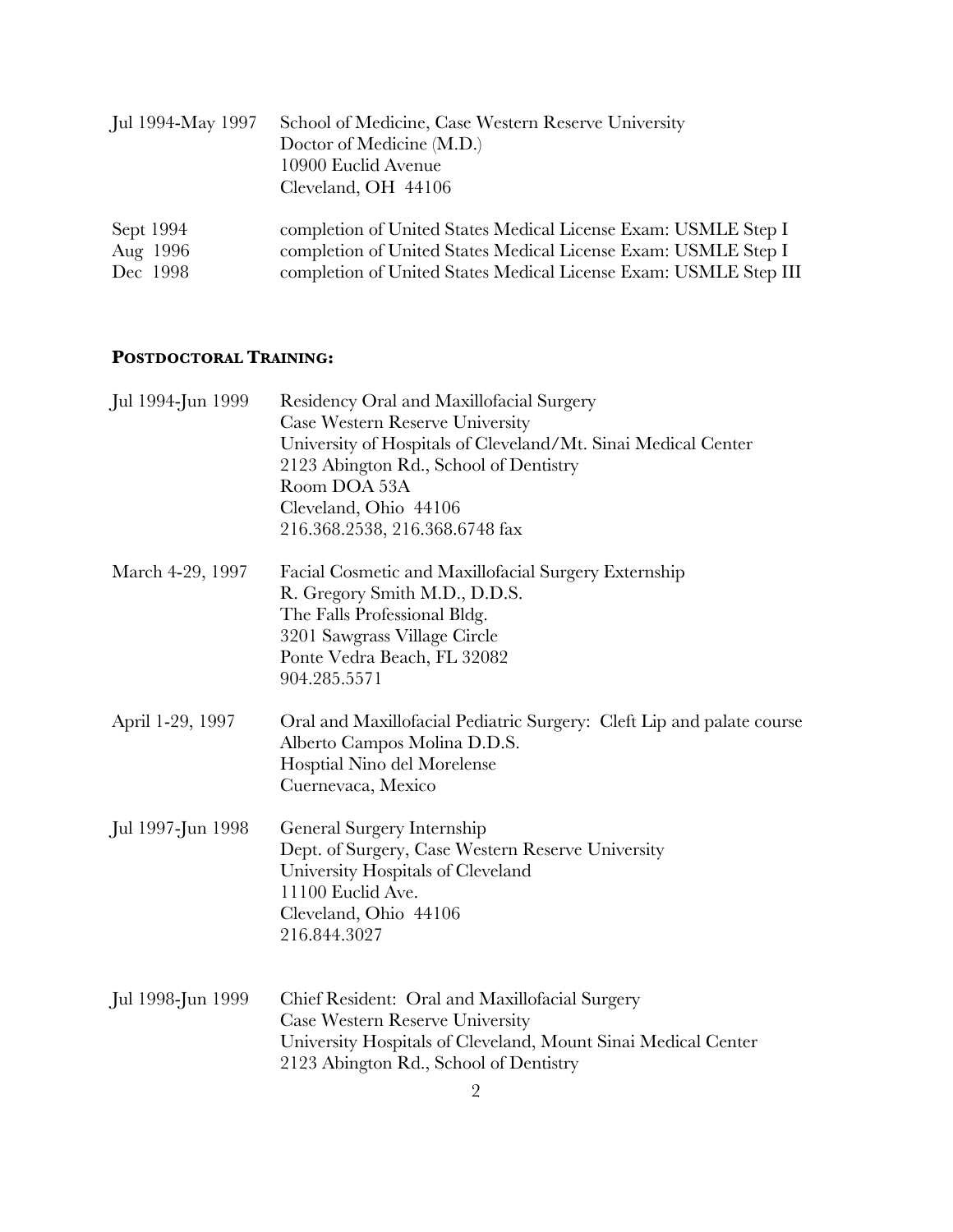| | |
|---|---|
| Jul 1994-May 1997 | School of Medicine, Case Western Reserve University<br>Doctor of Medicine (M.D.)<br>10900 Euclid Avenue<br>Cleveland, OH 44106 |
| Sept 1994 | completion of United States Medical License Exam: USMLE Step I |
| Aug 1996 | completion of United States Medical License Exam: USMLE Step I |
| Dec 1998 | completion of United States Medical License Exam: USMLE Step III |

## **POSTDOCTORAL TRAINING:**

| | |
|---|---|
| Jul 1994-Jun 1999 | Residency Oral and Maxillofacial Surgery<br>Case Western Reserve University<br>University of Hospitals of Cleveland/Mt. Sinai Medical Center<br>2123 Abington Rd., School of Dentistry<br>Room DOA 53A<br>Cleveland, Ohio 44106<br>216.368.2538, 216.368.6748 fax |
| March 4-29, 1997 | Facial Cosmetic and Maxillofacial Surgery Externship<br>R. Gregory Smith M.D., D.D.S.<br>The Falls Professional Bldg.<br>3201 Sawgrass Village Circle<br>Ponte Vedra Beach, FL 32082<br>904.285.5571 |
| April 1-29, 1997 | Oral and Maxillofacial Pediatric Surgery: Cleft Lip and palate course<br>Alberto Campos Molina D.D.S.<br>Hosptial Nino del Morelense<br>Cuernevaca, Mexico |
| Jul 1997-Jun 1998 | General Surgery Internship<br>Dept. of Surgery, Case Western Reserve University<br>University Hospitals of Cleveland<br>11100 Euclid Ave.<br>Cleveland, Ohio 44106<br>216.844.3027 |
| Jul 1998-Jun 1999 | Chief Resident: Oral and Maxillofacial Surgery<br>Case Western Reserve University<br>University Hospitals of Cleveland, Mount Sinai Medical Center<br>2123 Abington Rd., School of Dentistry |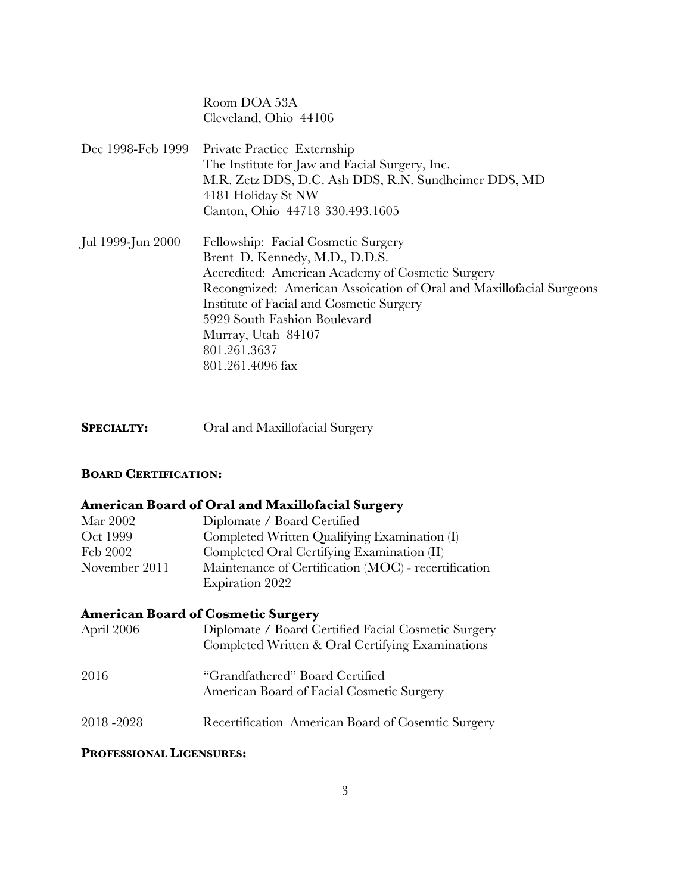|  |  |
|---|---|
|  | Room DOA 53A<br>Cleveland, Ohio 44106 |
| Dec 1998-Feb 1999 | Private Practice Externship<br>The Institute for Jaw and Facial Surgery, Inc.<br>M.R. Zetz DDS, D.C. Ash DDS, R.N. Sundheimer DDS, MD<br>4181 Holiday St NW<br>Canton, Ohio 44718 330.493.1605 |
| Jul 1999-Jun 2000 | Fellowship: Facial Cosmetic Surgery<br>Brent D. Kennedy, M.D., D.D.S.<br>Accredited: American Academy of Cosmetic Surgery<br>Recongnized: American Assoication of Oral and Maxillofacial Surgeons<br>Institute of Facial and Cosmetic Surgery<br>5929 South Fashion Boulevard<br>Murray, Utah 84107<br>801.261.3637<br>801.261.4096 fax |

**SPECIALTY:** Oral and Maxillofacial Surgery

**BOARD CERTIFICATION:**

### American Board of Oral and Maxillofacial Surgery

|  |  |
|---|---|
| Mar 2002 | Diplomate / Board Certified |
| Oct 1999 | Completed Written Qualifying Examination (I) |
| Feb 2002 | Completed Oral Certifying Examination (II) |
| November 2011 | Maintenance of Certification (MOC) - recertification<br>Expiration 2022 |

### American Board of Cosmetic Surgery

|  |  |
|---|---|
| April 2006 | Diplomate / Board Certified Facial Cosmetic Surgery<br>Completed Written & Oral Certifying Examinations |
| 2016 | "Grandfathered" Board Certified<br>American Board of Facial Cosmetic Surgery |
| 2018 -2028 | Recertification American Board of Cosemtic Surgery |

**PROFESSIONAL LICENSURES:**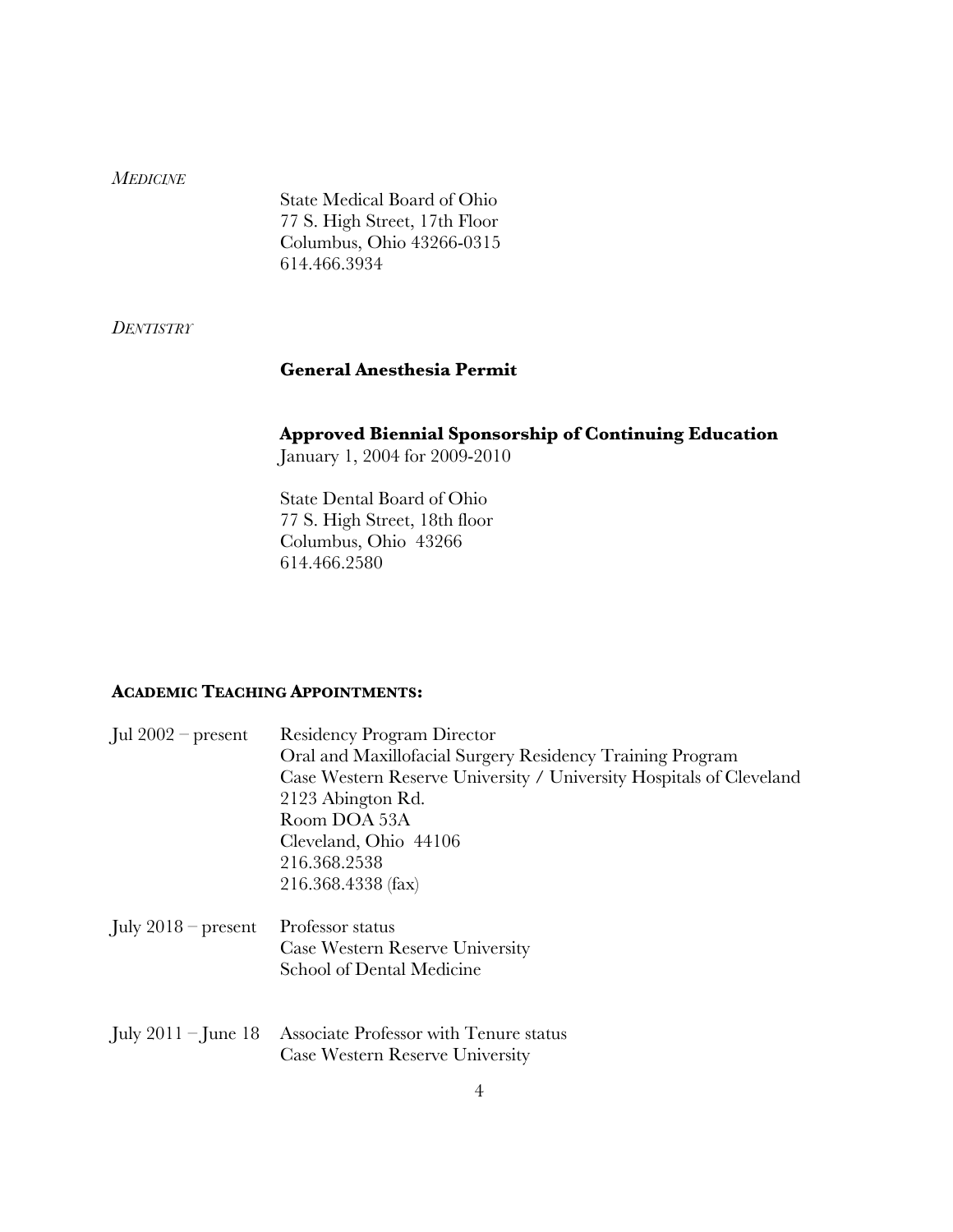*MEDICINE*

State Medical Board of Ohio
77 S. High Street, 17th Floor
Columbus, Ohio 43266-0315
614.466.3934

*DENTISTRY*

**General Anesthesia Permit**

**Approved Biennial Sponsorship of Continuing Education**
January 1, 2004 for 2009-2010

State Dental Board of Ohio
77 S. High Street, 18th floor
Columbus, Ohio 43266
614.466.2580

**ACADEMIC TEACHING APPOINTMENTS:**

Jul 2002 – present
Residency Program Director
Oral and Maxillofacial Surgery Residency Training Program
Case Western Reserve University / University Hospitals of Cleveland
2123 Abington Rd.
Room DOA 53A
Cleveland, Ohio 44106
216.368.2538
216.368.4338 (fax)

July 2018 – present
Professor status
Case Western Reserve University
School of Dental Medicine

July 2011 – June 18
Associate Professor with Tenure status
Case Western Reserve University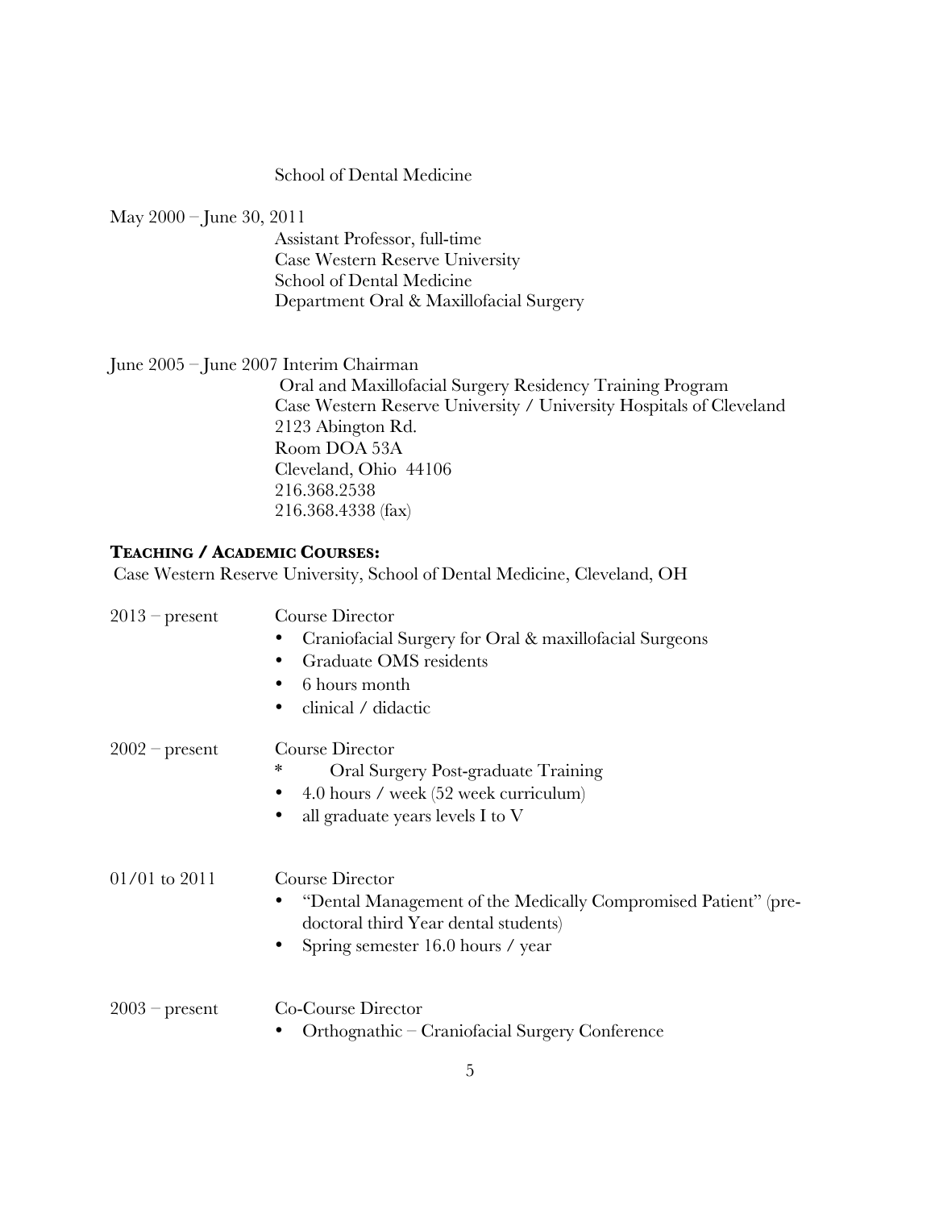School of Dental Medicine

May 2000 – June 30, 2011

Assistant Professor, full-time
Case Western Reserve University
School of Dental Medicine
Department Oral & Maxillofacial Surgery

June 2005 – June 2007 Interim Chairman

Oral and Maxillofacial Surgery Residency Training Program
Case Western Reserve University / University Hospitals of Cleveland
2123 Abington Rd.
Room DOA 53A
Cleveland, Ohio 44106
216.368.2538
216.368.4338 (fax)

**TEACHING / ACADEMIC COURSES:**

Case Western Reserve University, School of Dental Medicine, Cleveland, OH

2013 – present

Course Director

- Craniofacial Surgery for Oral & maxillofacial Surgeons
- Graduate OMS residents
- 6 hours month
- clinical / didactic

2002 – present

Course Director

\* Oral Surgery Post-graduate Training

- 4.0 hours / week (52 week curriculum)
- all graduate years levels I to V

01/01 to 2011

Course Director

- "Dental Management of the Medically Compromised Patient" (pre-doctoral third Year dental students)
- Spring semester 16.0 hours / year

2003 – present

Co-Course Director

- Orthognathic – Craniofacial Surgery Conference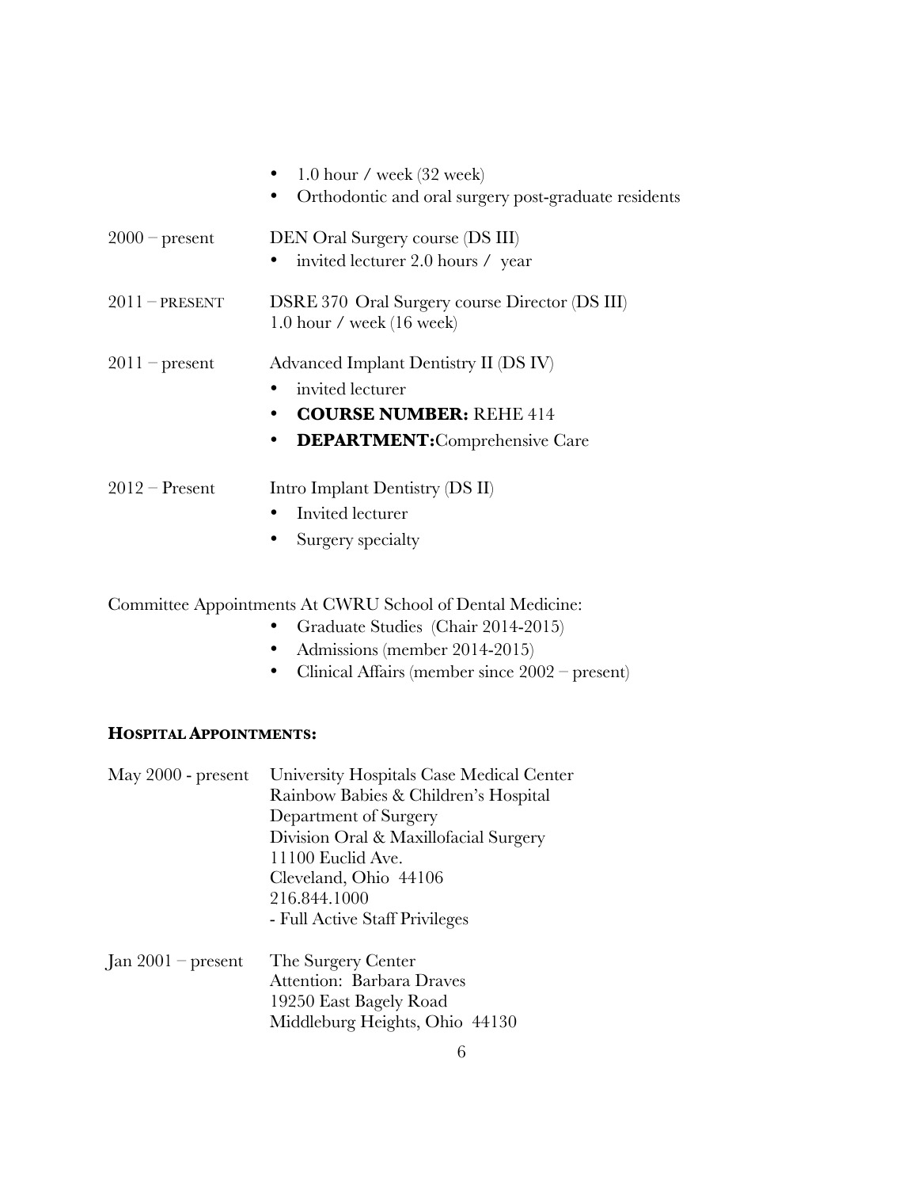- 1.0 hour / week (32 week)
- Orthodontic and oral surgery post-graduate residents

2000 – present DEN Oral Surgery course (DS III)

- invited lecturer 2.0 hours / year

2011 – PRESENT DSRE 370 Oral Surgery course Director (DS III)
1.0 hour / week (16 week)

2011 – present Advanced Implant Dentistry II (DS IV)

- invited lecturer
- **COURSE NUMBER:** REHE 414
- **DEPARTMENT:** Comprehensive Care

2012 – Present Intro Implant Dentistry (DS II)

- Invited lecturer
- Surgery specialty

Committee Appointments At CWRU School of Dental Medicine:

- Graduate Studies (Chair 2014-2015)
- Admissions (member 2014-2015)
- Clinical Affairs (member since 2002 – present)

**HOSPITAL APPOINTMENTS:**

May 2000 - present University Hospitals Case Medical Center
Rainbow Babies & Children's Hospital
Department of Surgery
Division Oral & Maxillofacial Surgery
11100 Euclid Ave.
Cleveland, Ohio 44106
216.844.1000
- Full Active Staff Privileges

Jan 2001 – present The Surgery Center
Attention: Barbara Draves
19250 East Bagely Road
Middleburg Heights, Ohio 44130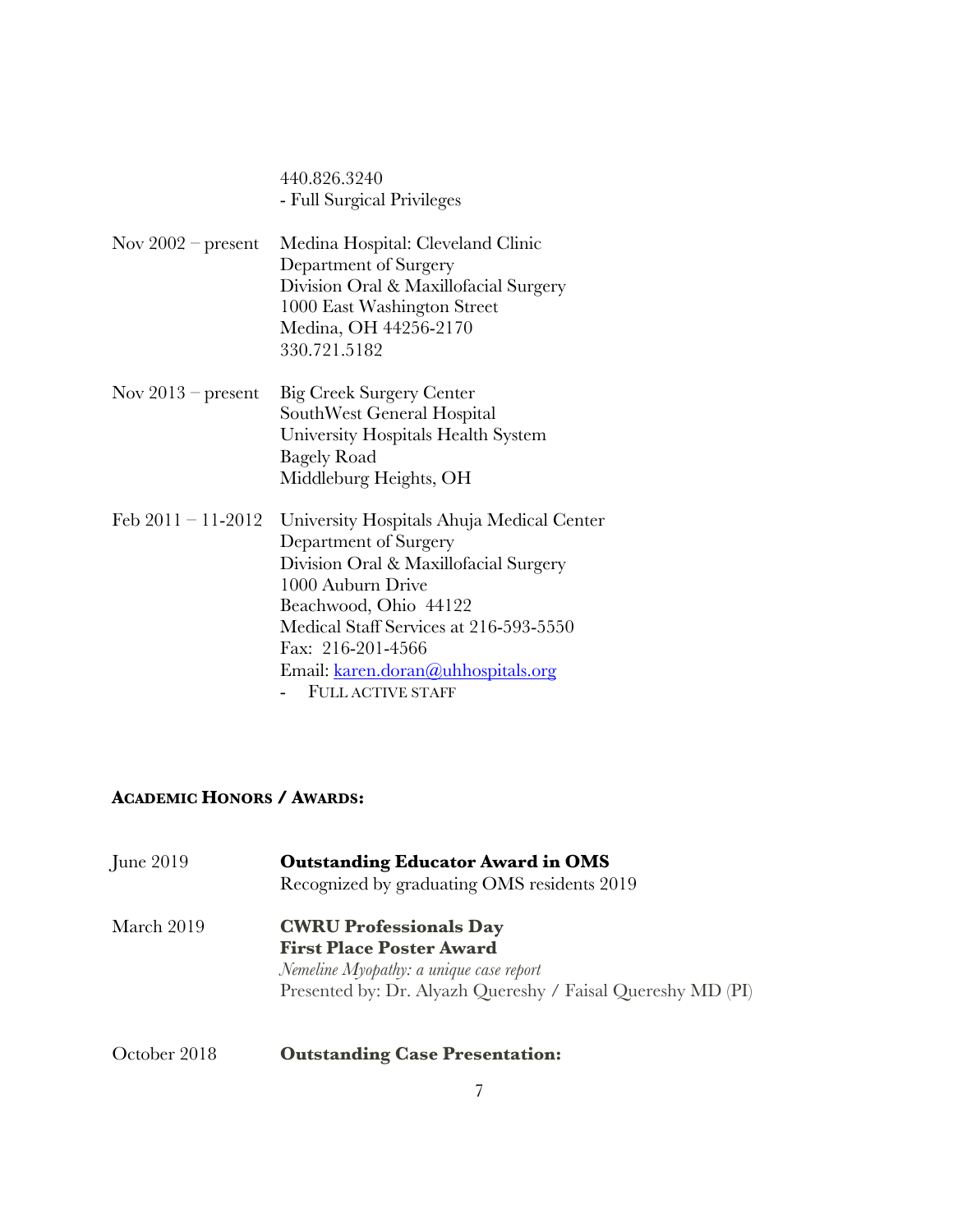440.826.3240
- Full Surgical Privileges

Nov 2002 – present   Medina Hospital: Cleveland Clinic
Department of Surgery
Division Oral & Maxillofacial Surgery
1000 East Washington Street
Medina, OH 44256-2170
330.721.5182

Nov 2013 – present   Big Creek Surgery Center
SouthWest General Hospital
University Hospitals Health System
Bagely Road
Middleburg Heights, OH

Feb 2011 – 11-2012   University Hospitals Ahuja Medical Center
Department of Surgery
Division Oral & Maxillofacial Surgery
1000 Auburn Drive
Beachwood, Ohio 44122
Medical Staff Services at 216-593-5550
Fax: 216-201-4566
Email: karen.doran@uhhospitals.org
- FULL ACTIVE STAFF

## ACADEMIC HONORS / AWARDS:

June 2019   **Outstanding Educator Award in OMS**
Recognized by graduating OMS residents 2019

March 2019   **CWRU Professionals Day**
**First Place Poster Award**
*Nemeline Myopathy: a unique case report*
Presented by: Dr. Alyazh Quereshy / Faisal Quereshy MD (PI)

October 2018   **Outstanding Case Presentation:**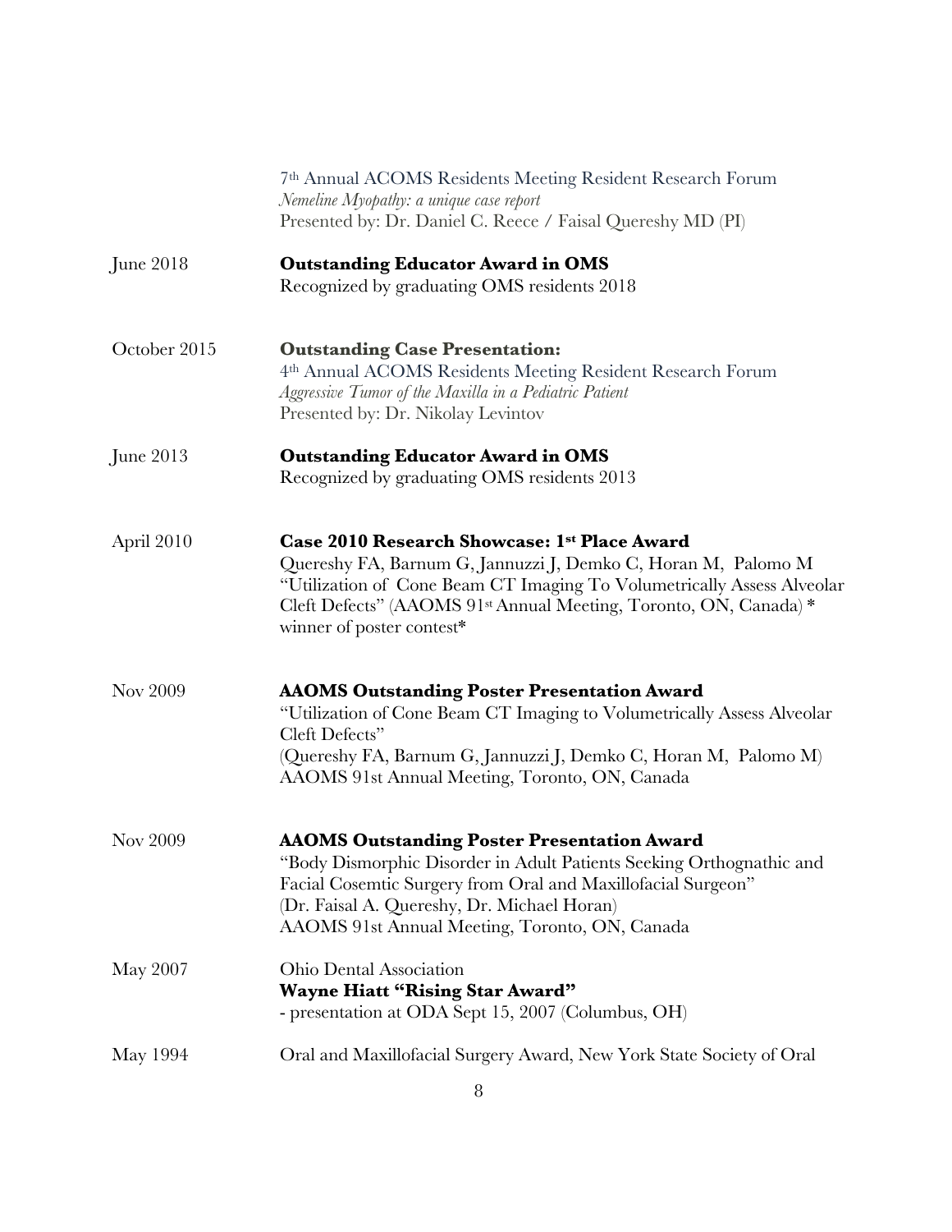| | |
|---|---|
| | 7th Annual ACOMS Residents Meeting Resident Research Forum<br>*Nemeline Myopathy: a unique case report*<br>Presented by: Dr. Daniel C. Reece / Faisal Quereshy MD (PI) |
| June 2018 | **Outstanding Educator Award in OMS**<br>Recognized by graduating OMS residents 2018 |
| October 2015 | **Outstanding Case Presentation:**<br>4th Annual ACOMS Residents Meeting Resident Research Forum<br>*Aggressive Tumor of the Maxilla in a Pediatric Patient*<br>Presented by: Dr. Nikolay Levintov |
| June 2013 | **Outstanding Educator Award in OMS**<br>Recognized by graduating OMS residents 2013 |
| April 2010 | **Case 2010 Research Showcase: 1st Place Award**<br>Quereshy FA, Barnum G, Jannuzzi J, Demko C, Horan M, Palomo M "Utilization of Cone Beam CT Imaging To Volumetrically Assess Alveolar Cleft Defects" (AAOMS 91st Annual Meeting, Toronto, ON, Canada) * winner of poster contest* |
| Nov 2009 | **AAOMS Outstanding Poster Presentation Award**<br>"Utilization of Cone Beam CT Imaging to Volumetrically Assess Alveolar Cleft Defects"<br>(Quereshy FA, Barnum G, Jannuzzi J, Demko C, Horan M, Palomo M)<br>AAOMS 91st Annual Meeting, Toronto, ON, Canada |
| Nov 2009 | **AAOMS Outstanding Poster Presentation Award**<br>"Body Dismorphic Disorder in Adult Patients Seeking Orthognathic and Facial Cosemtic Surgery from Oral and Maxillofacial Surgeon"<br>(Dr. Faisal A. Quereshy, Dr. Michael Horan)<br>AAOMS 91st Annual Meeting, Toronto, ON, Canada |
| May 2007 | Ohio Dental Association<br>**Wayne Hiatt "Rising Star Award"**<br>- presentation at ODA Sept 15, 2007 (Columbus, OH) |
| May 1994 | Oral and Maxillofacial Surgery Award, New York State Society of Oral |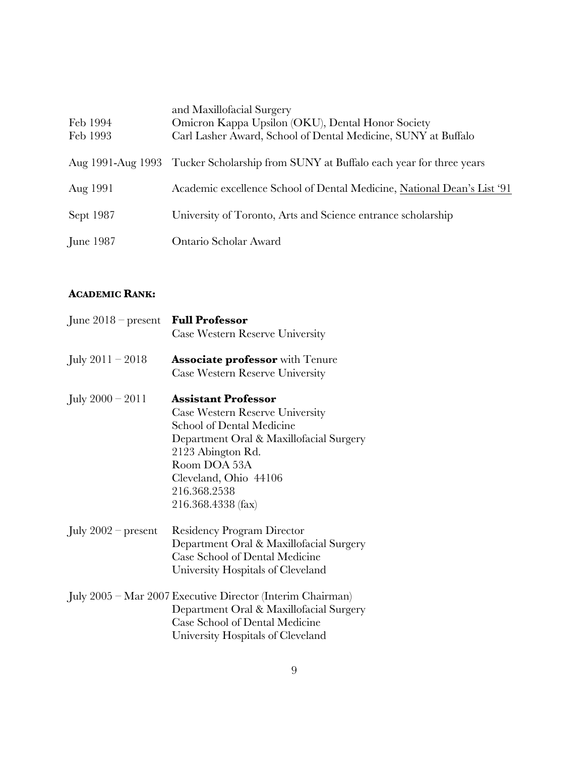| | |
|---|---|
| | and Maxillofacial Surgery |
| Feb 1994 | Omicron Kappa Upsilon (OKU), Dental Honor Society |
| Feb 1993 | Carl Lasher Award, School of Dental Medicine, SUNY at Buffalo |
| Aug 1991-Aug 1993 | Tucker Scholarship from SUNY at Buffalo each year for three years |
| Aug 1991 | Academic excellence School of Dental Medicine, National Dean's List '91 |
| Sept 1987 | University of Toronto, Arts and Science entrance scholarship |
| June 1987 | Ontario Scholar Award |

**ACADEMIC RANK:**

| | |
|---|---|
| June 2018 – present | **Full Professor**<br>Case Western Reserve University |
| July 2011 – 2018 | **Associate professor** with Tenure<br>Case Western Reserve University |
| July 2000 – 2011 | **Assistant Professor**<br>Case Western Reserve University<br>School of Dental Medicine<br>Department Oral & Maxillofacial Surgery<br>2123 Abington Rd.<br>Room DOA 53A<br>Cleveland, Ohio 44106<br>216.368.2538<br>216.368.4338 (fax) |
| July 2002 – present | Residency Program Director<br>Department Oral & Maxillofacial Surgery<br>Case School of Dental Medicine<br>University Hospitals of Cleveland |
| July 2005 – Mar 2007 | Executive Director (Interim Chairman)<br>Department Oral & Maxillofacial Surgery<br>Case School of Dental Medicine<br>University Hospitals of Cleveland |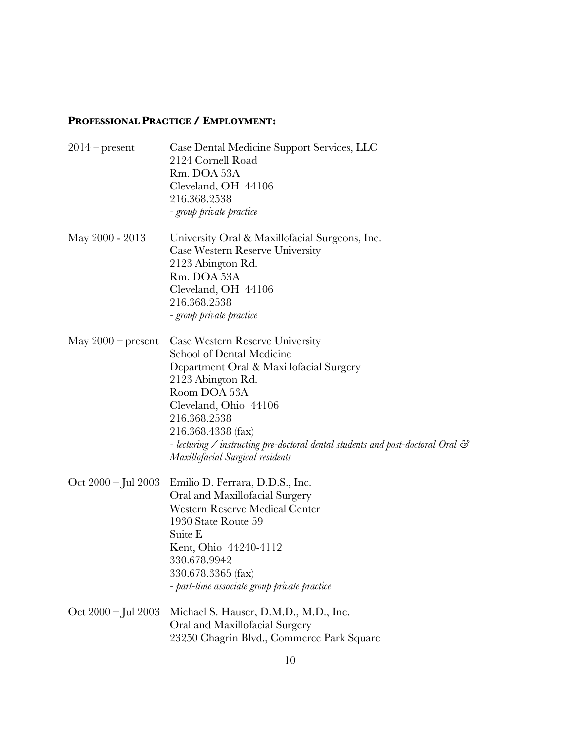## **Professional Practice / Employment:**

2014 – present

Case Dental Medicine Support Services, LLC
2124 Cornell Road
Rm. DOA 53A
Cleveland, OH 44106
216.368.2538
*- group private practice*

May 2000 - 2013

University Oral & Maxillofacial Surgeons, Inc.
Case Western Reserve University
2123 Abington Rd.
Rm. DOA 53A
Cleveland, OH 44106
216.368.2538
*- group private practice*

May 2000 – present

Case Western Reserve University
School of Dental Medicine
Department Oral & Maxillofacial Surgery
2123 Abington Rd.
Room DOA 53A
Cleveland, Ohio 44106
216.368.2538
216.368.4338 (fax)
*- lecturing / instructing pre-doctoral dental students and post-doctoral Oral & Maxillofacial Surgical residents*

Oct 2000 – Jul 2003

Emilio D. Ferrara, D.D.S., Inc.
Oral and Maxillofacial Surgery
Western Reserve Medical Center
1930 State Route 59
Suite E
Kent, Ohio 44240-4112
330.678.9942
330.678.3365 (fax)
*- part-time associate group private practice*

Oct 2000 – Jul 2003

Michael S. Hauser, D.M.D., M.D., Inc.
Oral and Maxillofacial Surgery
23250 Chagrin Blvd., Commerce Park Square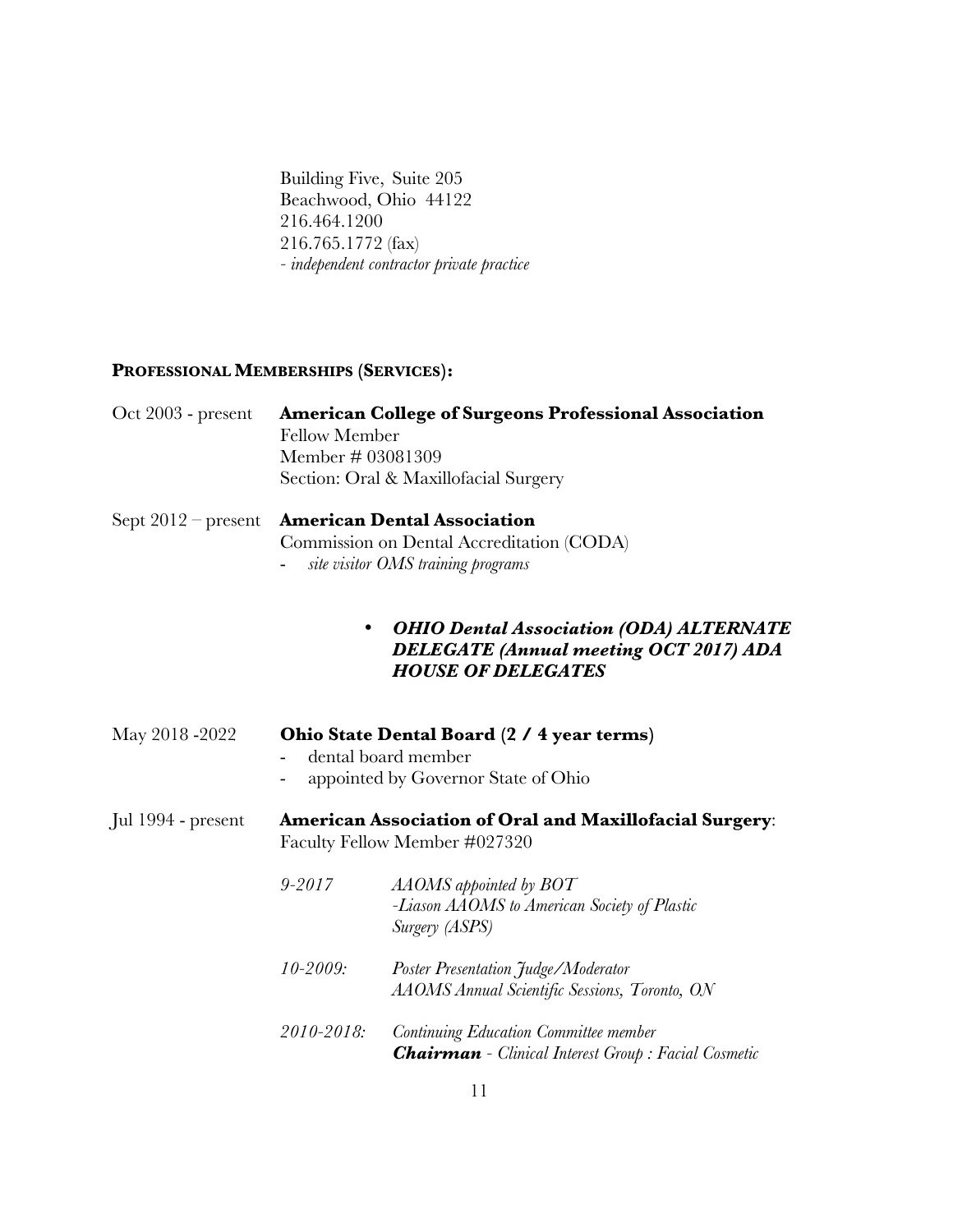Building Five, Suite 205
Beachwood, Ohio 44122
216.464.1200
216.765.1772 (fax)
*- independent contractor private practice*

**PROFESSIONAL MEMBERSHIPS (SERVICES):**

Oct 2003 - present **American College of Surgeons Professional Association**
Fellow Member
Member # 03081309
Section: Oral & Maxillofacial Surgery

Sept 2012 – present **American Dental Association**
Commission on Dental Accreditation (CODA)
- *site visitor OMS training programs*

- ***OHIO Dental Association (ODA) ALTERNATE DELEGATE (Annual meeting OCT 2017) ADA HOUSE OF DELEGATES***

May 2018 -2022 **Ohio State Dental Board (2 / 4 year terms)**
- dental board member
- appointed by Governor State of Ohio

Jul 1994 - present **American Association of Oral and Maxillofacial Surgery**:
Faculty Fellow Member #027320

*9-2017* *AAOMS appointed by BOT*
*-Liason AAOMS to American Society of Plastic Surgery (ASPS)*

*10-2009:* *Poster Presentation Judge/Moderator*
*AAOMS Annual Scientific Sessions, Toronto, ON*

*2010-2018:* *Continuing Education Committee member*
***Chairman** - Clinical Interest Group : Facial Cosmetic*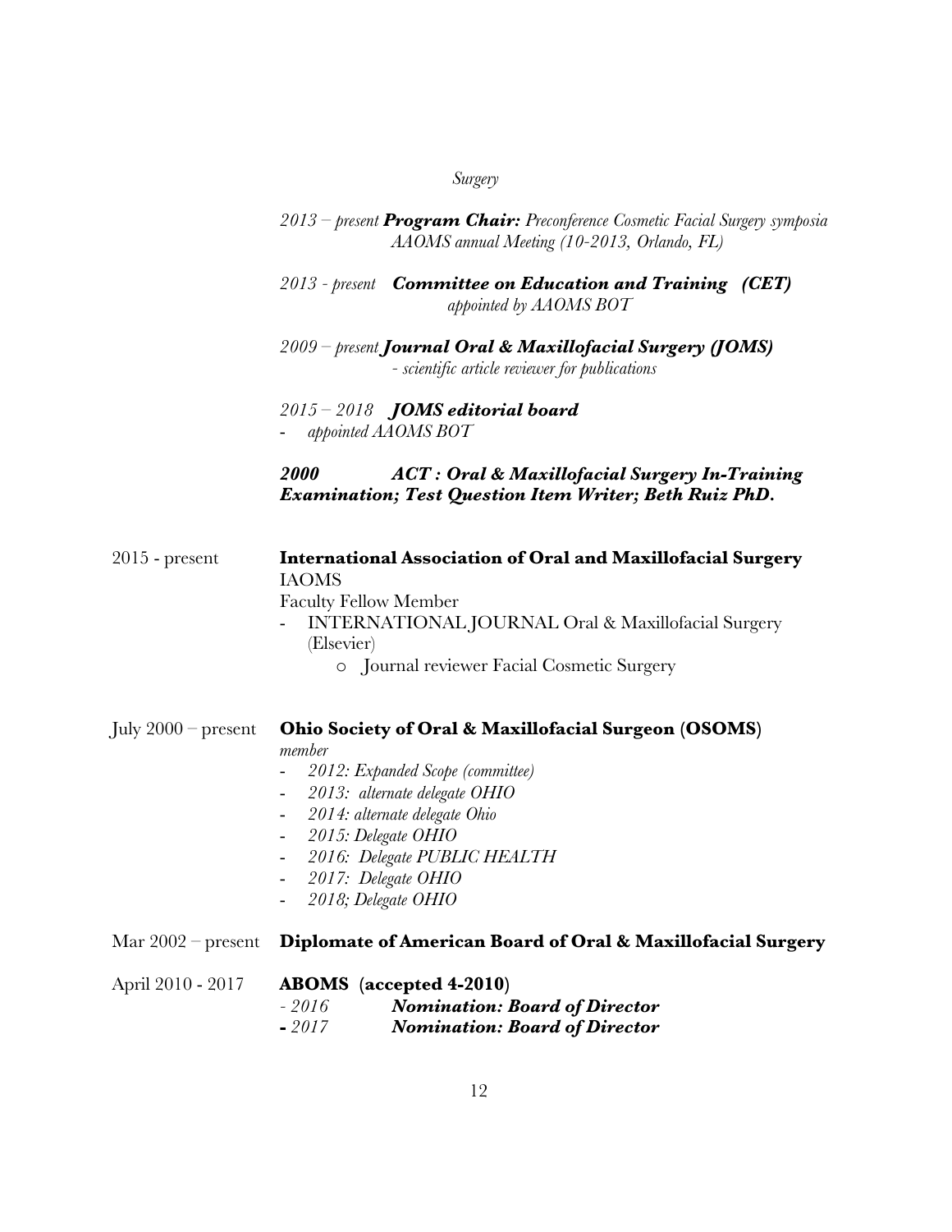*Surgery*

*2013 – present* ***Program Chair:*** *Preconference Cosmetic Facial Surgery symposia AAOMS annual Meeting (10-2013, Orlando, FL)*

*2013 - present* ***Committee on Education and Training (CET)*** *appointed by AAOMS BOT*

*2009 – present* ***Journal Oral & Maxillofacial Surgery (JOMS)*** *- scientific article reviewer for publications*

*2015 – 2018* ***JOMS editorial board***
- *appointed AAOMS BOT*

***2000 ACT : Oral & Maxillofacial Surgery In-Training Examination; Test Question Item Writer; Beth Ruiz PhD.***

2015 - present **International Association of Oral and Maxillofacial Surgery**
IAOMS
Faculty Fellow Member
- INTERNATIONAL JOURNAL Oral & Maxillofacial Surgery (Elsevier)
  - Journal reviewer Facial Cosmetic Surgery

July 2000 – present **Ohio Society of Oral & Maxillofacial Surgeon (OSOMS)**
*member*
- *2012: Expanded Scope (committee)*
- *2013: alternate delegate OHIO*
- *2014: alternate delegate Ohio*
- *2015: Delegate OHIO*
- *2016: Delegate PUBLIC HEALTH*
- *2017: Delegate OHIO*
- *2018; Delegate OHIO*

Mar 2002 – present **Diplomate of American Board of Oral & Maxillofacial Surgery**

April 2010 - 2017 **ABOMS (accepted 4-2010)**
- *2016* ***Nomination: Board of Director***
- *2017* ***Nomination: Board of Director***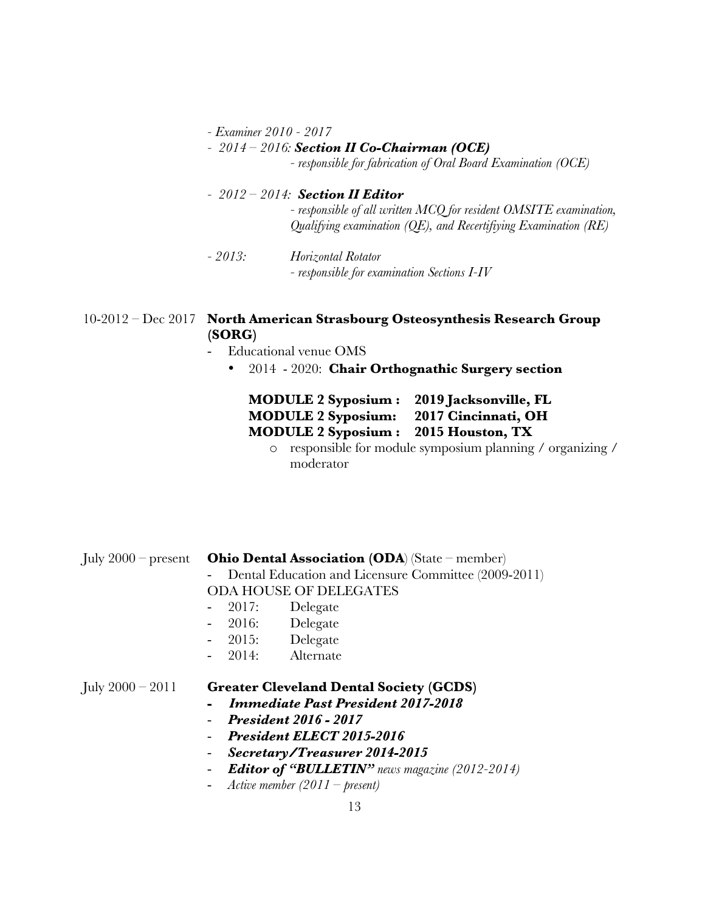- *Examiner 2010 - 2017*
- *2014 – 2016:* ***Section II Co-Chairman (OCE)***
    - *responsible for fabrication of Oral Board Examination (OCE)*
- *2012 – 2014:* ***Section II Editor***
    - *responsible of all written MCQ for resident OMSITE examination, Qualifying examination (QE), and Recertifiying Examination (RE)*
- *2013: Horizontal Rotator*
    - *responsible for examination Sections I-IV*

10-2012 – Dec 2017 **North American Strasbourg Osteosynthesis Research Group (SORG)**

- Educational venue OMS
    - 2014 - 2020: **Chair Orthognathic Surgery section**

      **MODULE 2 Syposium : 2019 Jacksonville, FL**
      **MODULE 2 Syposium: 2017 Cincinnati, OH**
      **MODULE 2 Syposium : 2015 Houston, TX**

        - responsible for module symposium planning / organizing / moderator

July 2000 – present **Ohio Dental Association (ODA)** (State – member)

- Dental Education and Licensure Committee (2009-2011)

ODA HOUSE OF DELEGATES

- 2017: Delegate
- 2016: Delegate
- 2015: Delegate
- 2014: Alternate

July 2000 – 2011 **Greater Cleveland Dental Society (GCDS)**

- ***Immediate Past President 2017-2018***
- ***President 2016 - 2017***
- ***President ELECT 2015-2016***
- ***Secretary/Treasurer 2014-2015***
- ***Editor of "BULLETIN"*** *news magazine (2012-2014)*
- *Active member (2011 – present)*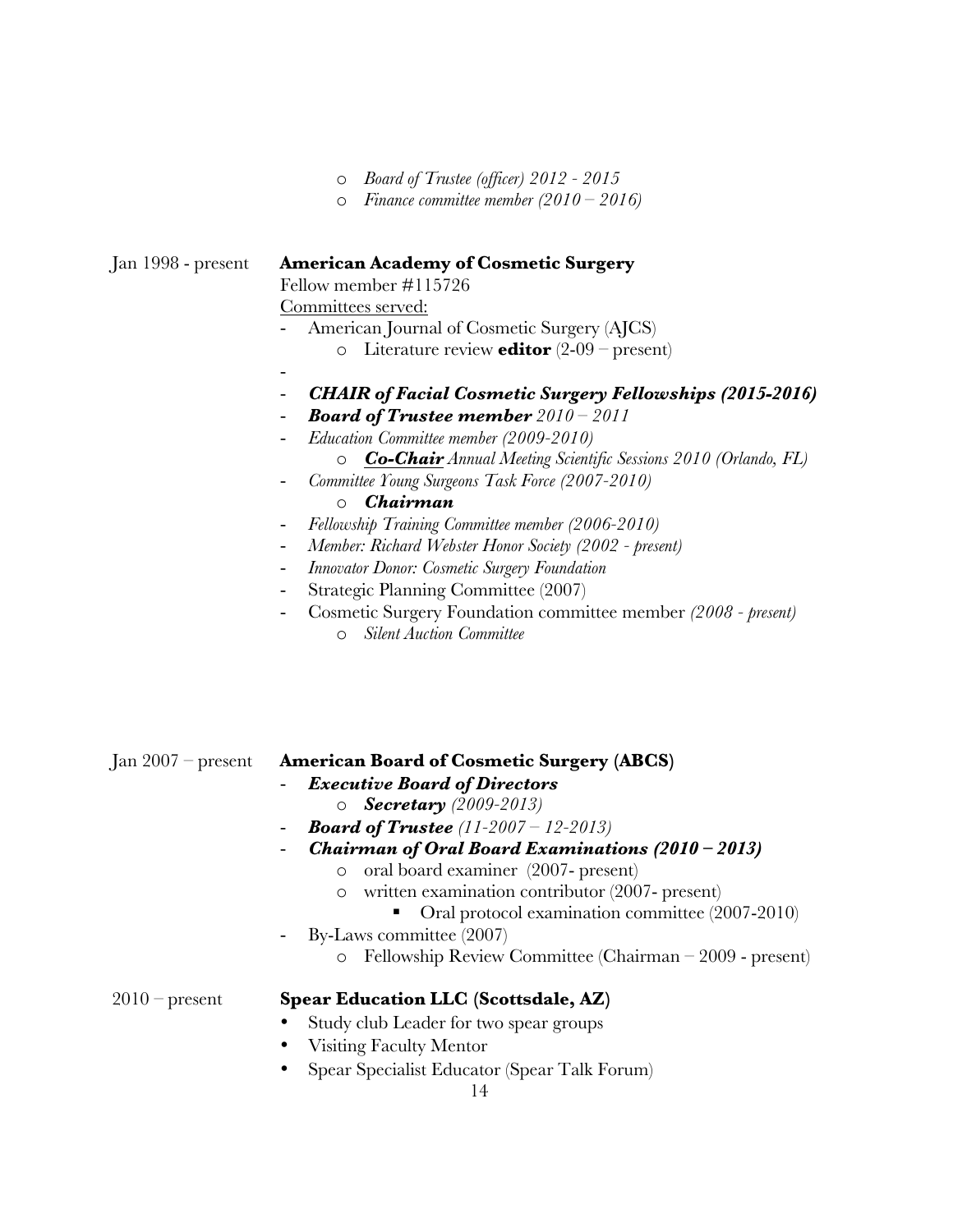- *Board of Trustee (officer) 2012 - 2015*
- *Finance committee member (2010 – 2016)*

Jan 1998 - present **American Academy of Cosmetic Surgery**

Fellow member #115726

Committees served:

- American Journal of Cosmetic Surgery (AJCS)
  - Literature review **editor** (2-09 – present)
- 
- ***CHAIR of Facial Cosmetic Surgery Fellowships (2015-2016)***
- ***Board of Trustee member*** *2010 – 2011*
- *Education Committee member (2009-2010)*
  - ***Co-Chair*** *Annual Meeting Scientific Sessions 2010 (Orlando, FL)*
- *Committee Young Surgeons Task Force (2007-2010)*
  - ***Chairman***
- *Fellowship Training Committee member (2006-2010)*
- *Member: Richard Webster Honor Society (2002 - present)*
- *Innovator Donor: Cosmetic Surgery Foundation*
- Strategic Planning Committee (2007)
- Cosmetic Surgery Foundation committee member *(2008 - present)*
  - *Silent Auction Committee*

Jan 2007 – present **American Board of Cosmetic Surgery (ABCS)**

- ***Executive Board of Directors***
  - ***Secretary*** *(2009-2013)*
- ***Board of Trustee*** *(11-2007 – 12-2013)*
- ***Chairman of Oral Board Examinations (2010 – 2013)***
  - oral board examiner (2007- present)
  - written examination contributor (2007- present)
    - Oral protocol examination committee (2007-2010)
- By-Laws committee (2007)
  - Fellowship Review Committee (Chairman – 2009 - present)

2010 – present **Spear Education LLC (Scottsdale, AZ)**

- Study club Leader for two spear groups
- Visiting Faculty Mentor
- Spear Specialist Educator (Spear Talk Forum)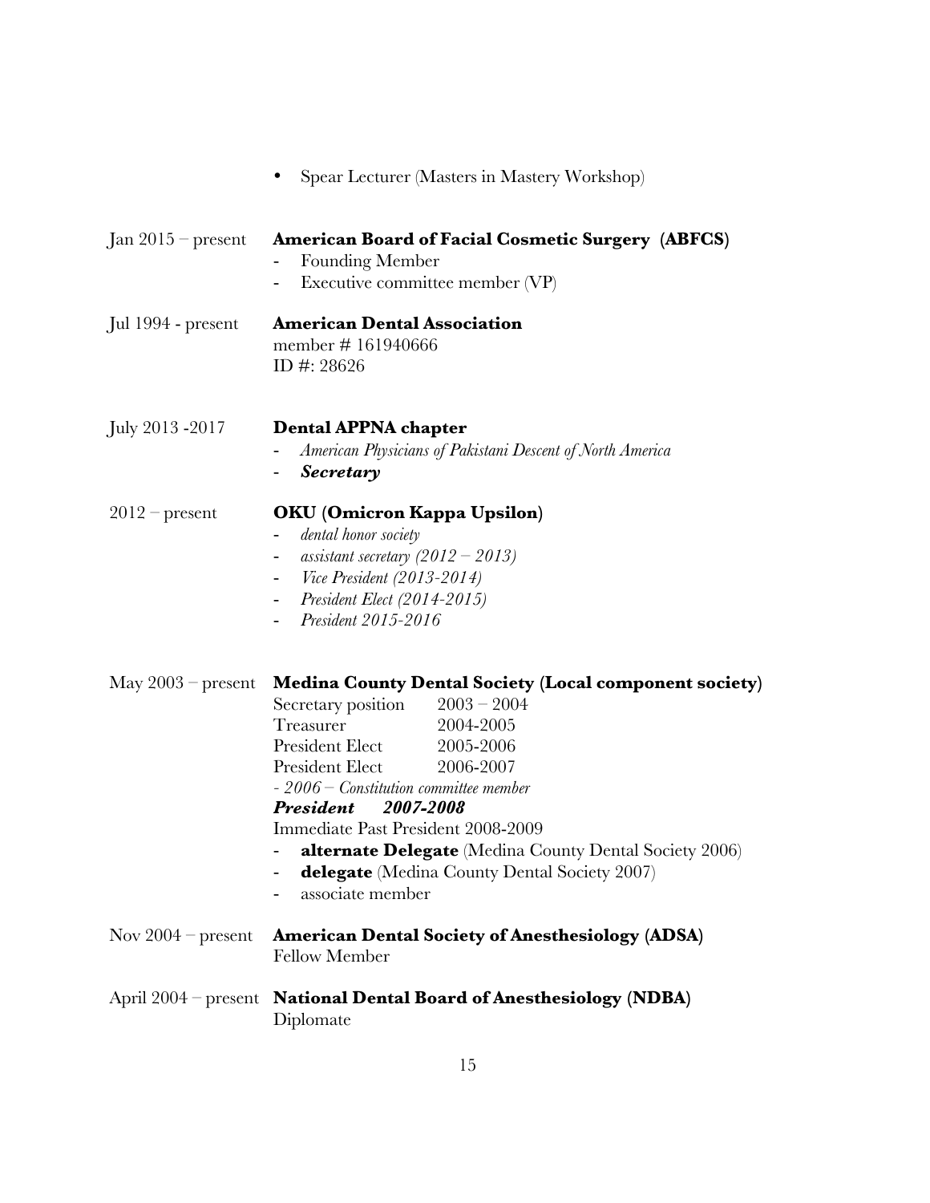- Spear Lecturer (Masters in Mastery Workshop)

Jan 2015 – present **American Board of Facial Cosmetic Surgery (ABFCS)**
- Founding Member
- Executive committee member (VP)

Jul 1994 - present **American Dental Association**
member # 161940666
ID #: 28626

July 2013 -2017 **Dental APPNA chapter**
- *American Physicians of Pakistani Descent of North America*
- ***Secretary***

2012 – present **OKU (Omicron Kappa Upsilon)**
- *dental honor society*
- *assistant secretary (2012 – 2013)*
- *Vice President (2013-2014)*
- *President Elect (2014-2015)*
- *President 2015-2016*

May 2003 – present **Medina County Dental Society (Local component society)**

| | |
|---|---|
| Secretary position | 2003 – 2004 |
| Treasurer | 2004-2005 |
| President Elect | 2005-2006 |
| President Elect | 2006-2007 |

*- 2006 – Constitution committee member*

***President 2007-2008***

Immediate Past President 2008-2009
- **alternate Delegate** (Medina County Dental Society 2006)
- **delegate** (Medina County Dental Society 2007)
- associate member

Nov 2004 – present **American Dental Society of Anesthesiology (ADSA)**
Fellow Member

April 2004 – present **National Dental Board of Anesthesiology (NDBA)**
Diplomate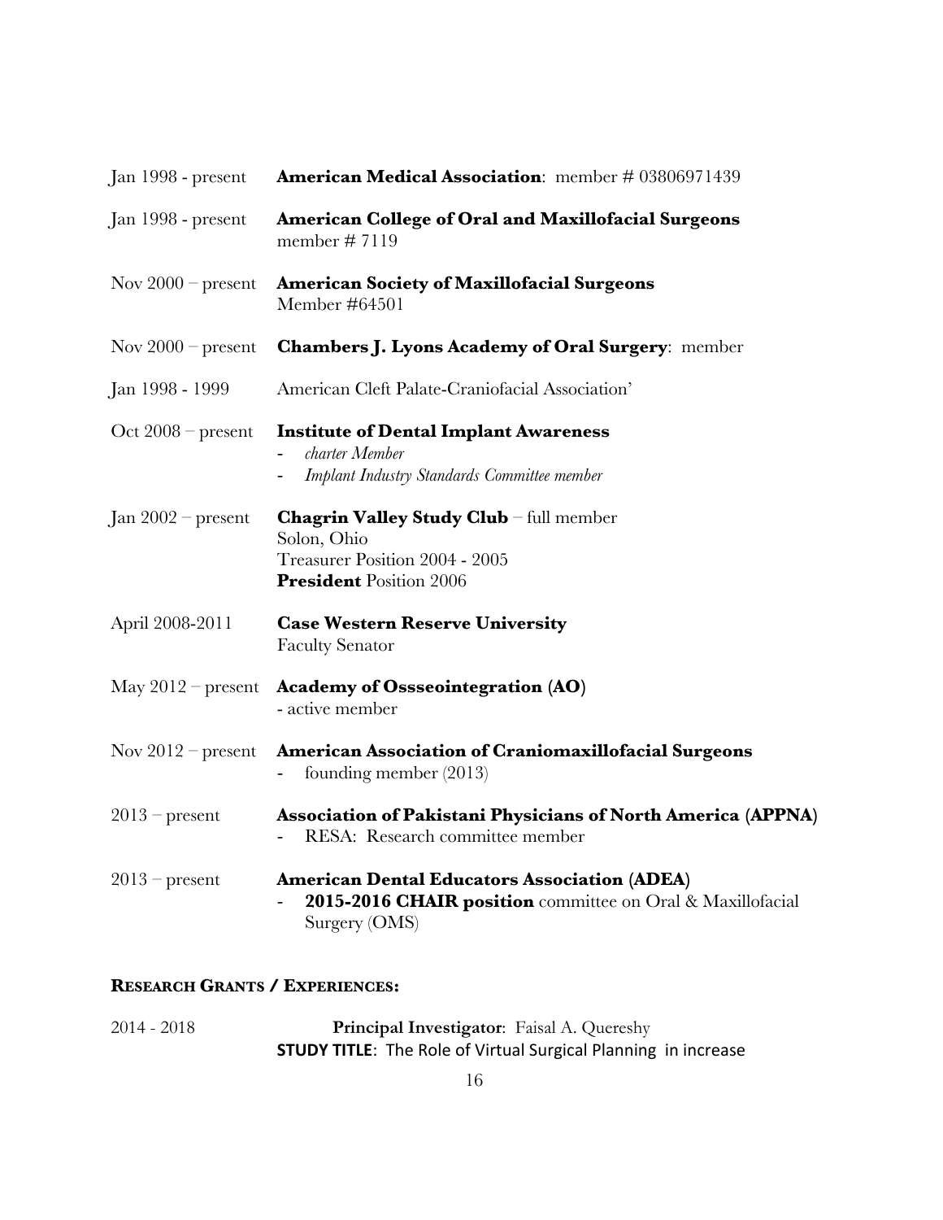Jan 1998 - present **American Medical Association**: member # 03806971439

Jan 1998 - present **American College of Oral and Maxillofacial Surgeons**
member # 7119

Nov 2000 – present **American Society of Maxillofacial Surgeons**
Member #64501

Nov 2000 – present **Chambers J. Lyons Academy of Oral Surgery**: member

Jan 1998 - 1999 American Cleft Palate-Craniofacial Association'

Oct 2008 – present **Institute of Dental Implant Awareness**
- *charter Member*
- *Implant Industry Standards Committee member*

Jan 2002 – present **Chagrin Valley Study Club** – full member
Solon, Ohio
Treasurer Position 2004 - 2005
**President** Position 2006

April 2008-2011 **Case Western Reserve University**
Faculty Senator

May 2012 – present **Academy of Ossseointegration (AO)**
- active member

Nov 2012 – present **American Association of Craniomaxillofacial Surgeons**
- founding member (2013)

2013 – present **Association of Pakistani Physicians of North America (APPNA)**
- RESA: Research committee member

2013 – present **American Dental Educators Association (ADEA)**
- **2015-2016 CHAIR position** committee on Oral & Maxillofacial Surgery (OMS)

## RESEARCH GRANTS / EXPERIENCES:

2014 - 2018 **Principal Investigator**: Faisal A. Quereshy
**STUDY TITLE**: The Role of Virtual Surgical Planning in increase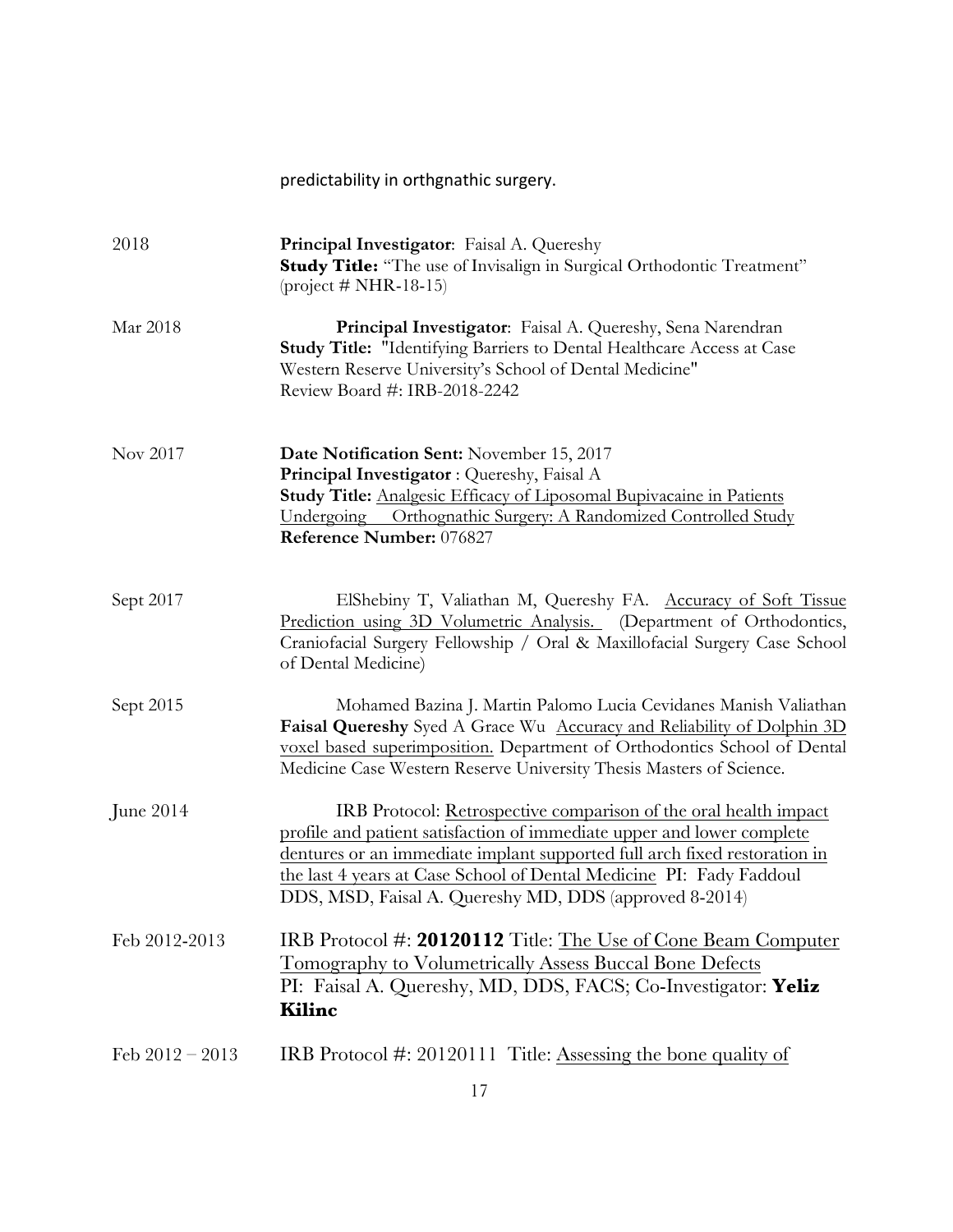predictability in orthgnathic surgery.

2018 **Principal Investigator**: Faisal A. Quereshy
**Study Title:** "The use of Invisalign in Surgical Orthodontic Treatment" (project # NHR-18-15)

Mar 2018 **Principal Investigator**: Faisal A. Quereshy, Sena Narendran
**Study Title:** "Identifying Barriers to Dental Healthcare Access at Case Western Reserve University's School of Dental Medicine"
Review Board #: IRB-2018-2242

Nov 2017 **Date Notification Sent:** November 15, 2017
**Principal Investigator** : Quereshy, Faisal A
**Study Title:** <u>Analgesic Efficacy of Liposomal Bupivacaine in Patients Undergoing Orthognathic Surgery: A Randomized Controlled Study</u>
**Reference Number:** 076827

Sept 2017 ElShebiny T, Valiathan M, Quereshy FA. <u>Accuracy of Soft Tissue Prediction using 3D Volumetric Analysis.</u> (Department of Orthodontics, Craniofacial Surgery Fellowship / Oral & Maxillofacial Surgery Case School of Dental Medicine)

Sept 2015 Mohamed Bazina J. Martin Palomo Lucia Cevidanes Manish Valiathan **Faisal Quereshy** Syed A Grace Wu <u>Accuracy and Reliability of Dolphin 3D voxel based superimposition.</u> Department of Orthodontics School of Dental Medicine Case Western Reserve University Thesis Masters of Science.

June 2014 IRB Protocol: <u>Retrospective comparison of the oral health impact profile and patient satisfaction of immediate upper and lower complete dentures or an immediate implant supported full arch fixed restoration in the last 4 years at Case School of Dental Medicine</u> PI: Fady Faddoul DDS, MSD, Faisal A. Quereshy MD, DDS (approved 8-2014)

Feb 2012-2013 IRB Protocol #: **20120112** Title: <u>The Use of Cone Beam Computer Tomography to Volumetrically Assess Buccal Bone Defects</u>
PI: Faisal A. Quereshy, MD, DDS, FACS; Co-Investigator: **Yeliz Kilinc**

Feb 2012 – 2013 IRB Protocol #: 20120111 Title: <u>Assessing the bone quality of</u>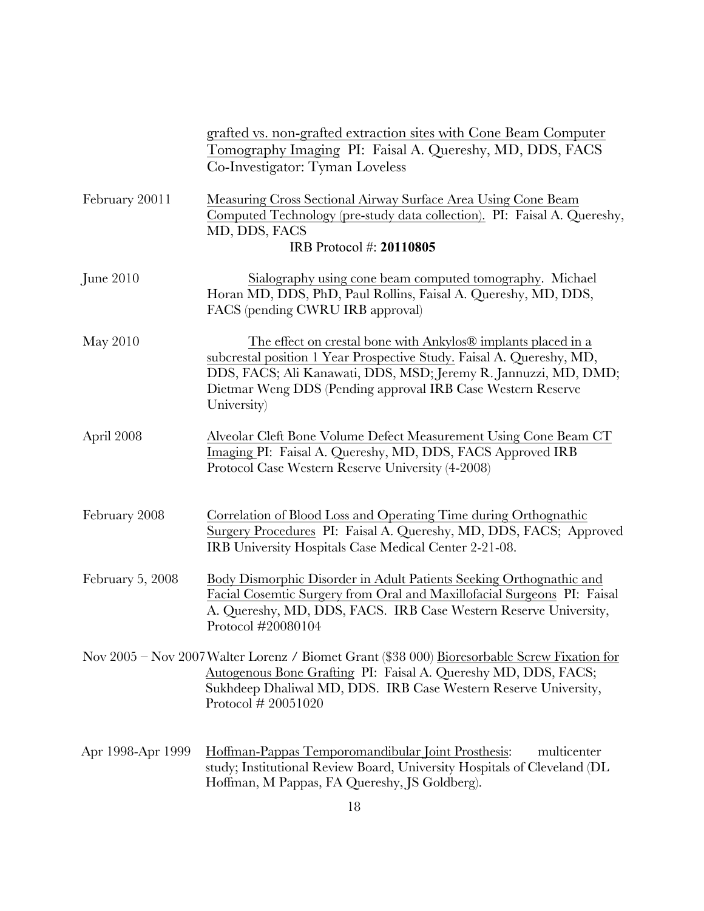grafted vs. non-grafted extraction sites with Cone Beam Computer Tomography Imaging PI: Faisal A. Quereshy, MD, DDS, FACS Co-Investigator: Tyman Loveless

February 20011 — Measuring Cross Sectional Airway Surface Area Using Cone Beam Computed Technology (pre-study data collection). PI: Faisal A. Quereshy, MD, DDS, FACS
IRB Protocol #: **20110805**

June 2010 — Sialography using cone beam computed tomography. Michael Horan MD, DDS, PhD, Paul Rollins, Faisal A. Quereshy, MD, DDS, FACS (pending CWRU IRB approval)

May 2010 — The effect on crestal bone with Ankylos® implants placed in a subcrestal position 1 Year Prospective Study. Faisal A. Quereshy, MD, DDS, FACS; Ali Kanawati, DDS, MSD; Jeremy R. Jannuzzi, MD, DMD; Dietmar Weng DDS (Pending approval IRB Case Western Reserve University)

April 2008 — Alveolar Cleft Bone Volume Defect Measurement Using Cone Beam CT Imaging PI: Faisal A. Quereshy, MD, DDS, FACS Approved IRB Protocol Case Western Reserve University (4-2008)

February 2008 — Correlation of Blood Loss and Operating Time during Orthognathic Surgery Procedures PI: Faisal A. Quereshy, MD, DDS, FACS; Approved IRB University Hospitals Case Medical Center 2-21-08.

February 5, 2008 — Body Dismorphic Disorder in Adult Patients Seeking Orthognathic and Facial Cosemtic Surgery from Oral and Maxillofacial Surgeons PI: Faisal A. Quereshy, MD, DDS, FACS. IRB Case Western Reserve University, Protocol #20080104

Nov 2005 – Nov 2007 — Walter Lorenz / Biomet Grant ($38 000) Bioresorbable Screw Fixation for Autogenous Bone Grafting PI: Faisal A. Quereshy MD, DDS, FACS; Sukhdeep Dhaliwal MD, DDS. IRB Case Western Reserve University, Protocol # 20051020

Apr 1998-Apr 1999 — Hoffman-Pappas Temporomandibular Joint Prosthesis: multicenter study; Institutional Review Board, University Hospitals of Cleveland (DL Hoffman, M Pappas, FA Quereshy, JS Goldberg).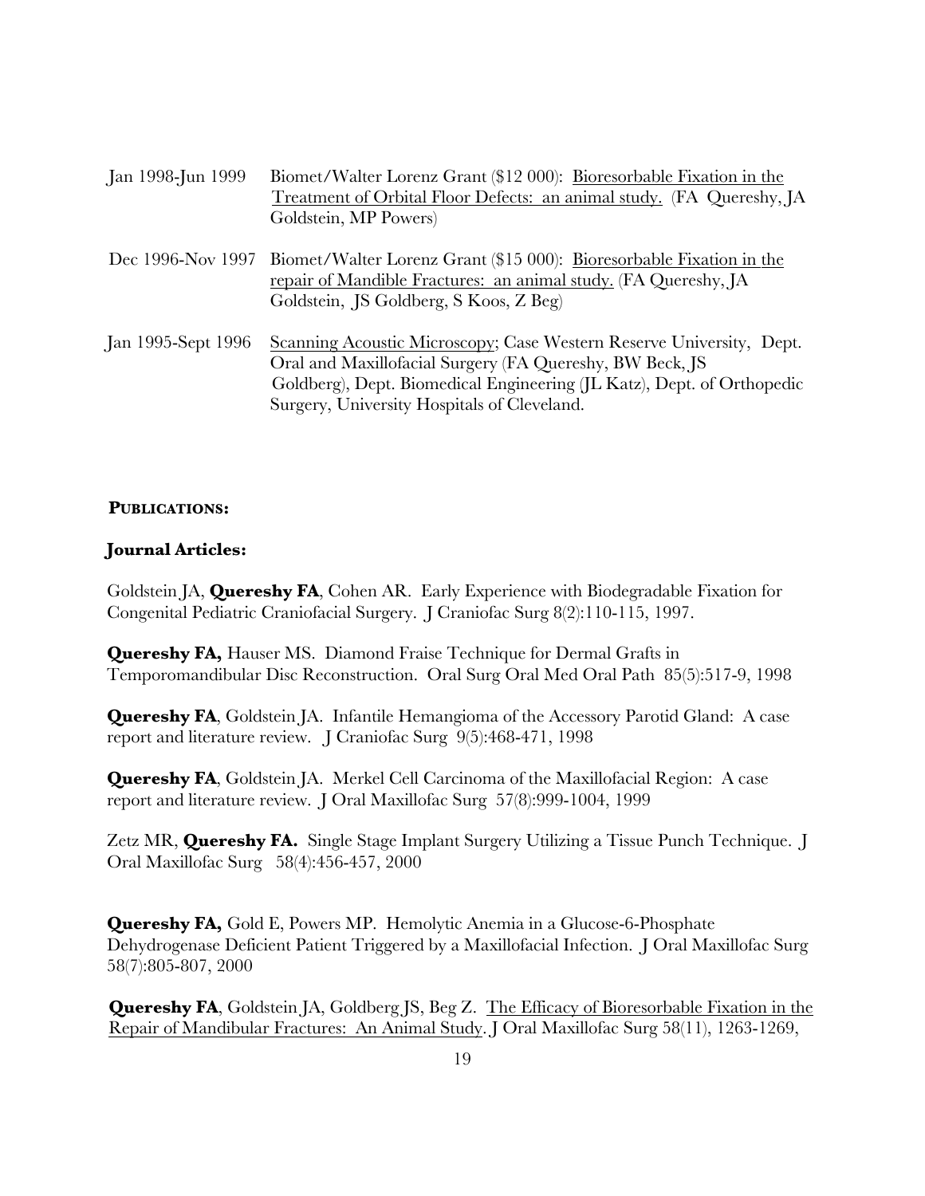Jan 1998-Jun 1999 Biomet/Walter Lorenz Grant ($12 000): <u>Bioresorbable Fixation in the Treatment of Orbital Floor Defects: an animal study.</u> (FA Quereshy, JA Goldstein, MP Powers)

Dec 1996-Nov 1997 Biomet/Walter Lorenz Grant ($15 000): <u>Bioresorbable Fixation in the repair of Mandible Fractures: an animal study.</u> (FA Quereshy, JA Goldstein, JS Goldberg, S Koos, Z Beg)

Jan 1995-Sept 1996 <u>Scanning Acoustic Microscopy</u>; Case Western Reserve University, Dept. Oral and Maxillofacial Surgery (FA Quereshy, BW Beck, JS Goldberg), Dept. Biomedical Engineering (JL Katz), Dept. of Orthopedic Surgery, University Hospitals of Cleveland.

## PUBLICATIONS:

### Journal Articles:

Goldstein JA, **Quereshy FA**, Cohen AR. Early Experience with Biodegradable Fixation for Congenital Pediatric Craniofacial Surgery. J Craniofac Surg 8(2):110-115, 1997.

**Quereshy FA,** Hauser MS. Diamond Fraise Technique for Dermal Grafts in Temporomandibular Disc Reconstruction. Oral Surg Oral Med Oral Path 85(5):517-9, 1998

**Quereshy FA**, Goldstein JA. Infantile Hemangioma of the Accessory Parotid Gland: A case report and literature review. J Craniofac Surg 9(5):468-471, 1998

**Quereshy FA**, Goldstein JA. Merkel Cell Carcinoma of the Maxillofacial Region: A case report and literature review. J Oral Maxillofac Surg 57(8):999-1004, 1999

Zetz MR, **Quereshy FA.** Single Stage Implant Surgery Utilizing a Tissue Punch Technique. J Oral Maxillofac Surg 58(4):456-457, 2000

**Quereshy FA,** Gold E, Powers MP. Hemolytic Anemia in a Glucose-6-Phosphate Dehydrogenase Deficient Patient Triggered by a Maxillofacial Infection. J Oral Maxillofac Surg 58(7):805-807, 2000

**Quereshy FA**, Goldstein JA, Goldberg JS, Beg Z. <u>The Efficacy of Bioresorbable Fixation in the Repair of Mandibular Fractures: An Animal Study</u>. J Oral Maxillofac Surg 58(11), 1263-1269,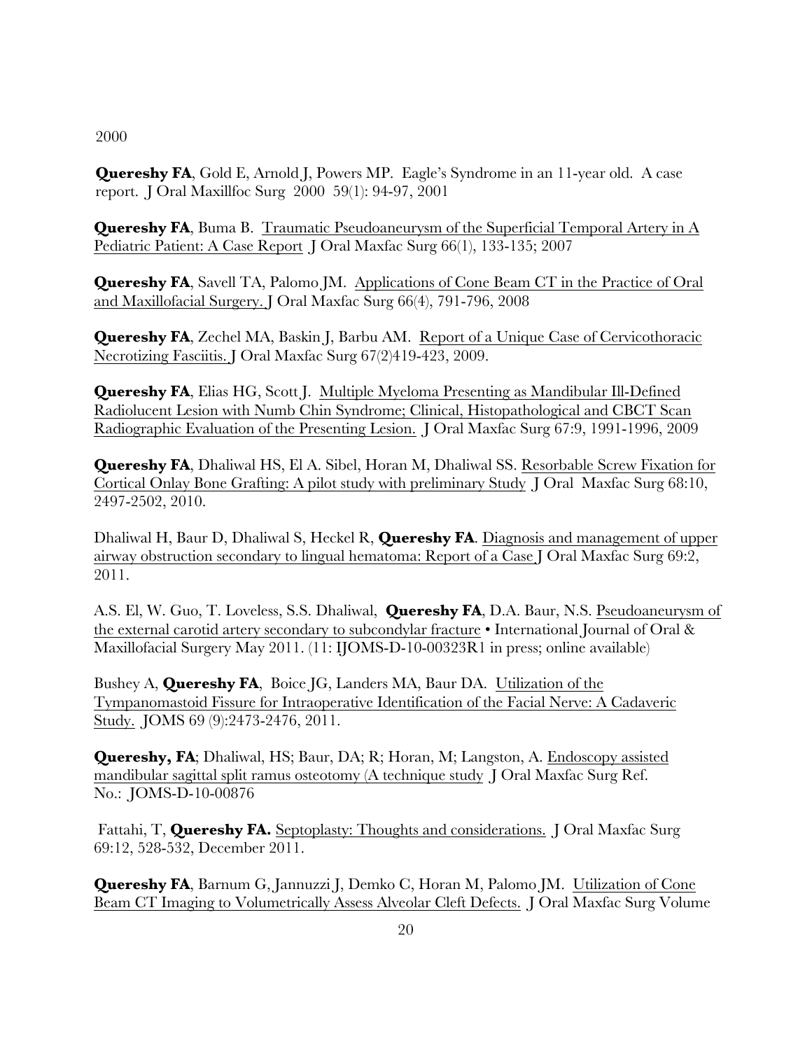2000

**Quereshy FA**, Gold E, Arnold J, Powers MP. Eagle's Syndrome in an 11-year old. A case report. J Oral Maxillfoc Surg 2000 59(1): 94-97, 2001

**Quereshy FA**, Buma B. Traumatic Pseudoaneurysm of the Superficial Temporal Artery in A Pediatric Patient: A Case Report J Oral Maxfac Surg 66(1), 133-135; 2007

**Quereshy FA**, Savell TA, Palomo JM. Applications of Cone Beam CT in the Practice of Oral and Maxillofacial Surgery. J Oral Maxfac Surg 66(4), 791-796, 2008

**Quereshy FA**, Zechel MA, Baskin J, Barbu AM. Report of a Unique Case of Cervicothoracic Necrotizing Fasciitis. J Oral Maxfac Surg 67(2)419-423, 2009.

**Quereshy FA**, Elias HG, Scott J. Multiple Myeloma Presenting as Mandibular Ill-Defined Radiolucent Lesion with Numb Chin Syndrome; Clinical, Histopathological and CBCT Scan Radiographic Evaluation of the Presenting Lesion. J Oral Maxfac Surg 67:9, 1991-1996, 2009

**Quereshy FA**, Dhaliwal HS, El A. Sibel, Horan M, Dhaliwal SS. Resorbable Screw Fixation for Cortical Onlay Bone Grafting: A pilot study with preliminary Study J Oral Maxfac Surg 68:10, 2497-2502, 2010.

Dhaliwal H, Baur D, Dhaliwal S, Heckel R, **Quereshy FA**. Diagnosis and management of upper airway obstruction secondary to lingual hematoma: Report of a Case J Oral Maxfac Surg 69:2, 2011.

A.S. El, W. Guo, T. Loveless, S.S. Dhaliwal, **Quereshy FA**, D.A. Baur, N.S. Pseudoaneurysm of the external carotid artery secondary to subcondylar fracture • International Journal of Oral & Maxillofacial Surgery May 2011. (11: IJOMS-D-10-00323R1 in press; online available)

Bushey A, **Quereshy FA**, Boice JG, Landers MA, Baur DA. Utilization of the Tympanomastoid Fissure for Intraoperative Identification of the Facial Nerve: A Cadaveric Study. JOMS 69 (9):2473-2476, 2011.

**Quereshy, FA**; Dhaliwal, HS; Baur, DA; R; Horan, M; Langston, A. Endoscopy assisted mandibular sagittal split ramus osteotomy (A technique study J Oral Maxfac Surg Ref. No.: JOMS-D-10-00876

Fattahi, T, **Quereshy FA.** Septoplasty: Thoughts and considerations. J Oral Maxfac Surg 69:12, 528-532, December 2011.

**Quereshy FA**, Barnum G, Jannuzzi J, Demko C, Horan M, Palomo JM. Utilization of Cone Beam CT Imaging to Volumetrically Assess Alveolar Cleft Defects. J Oral Maxfac Surg Volume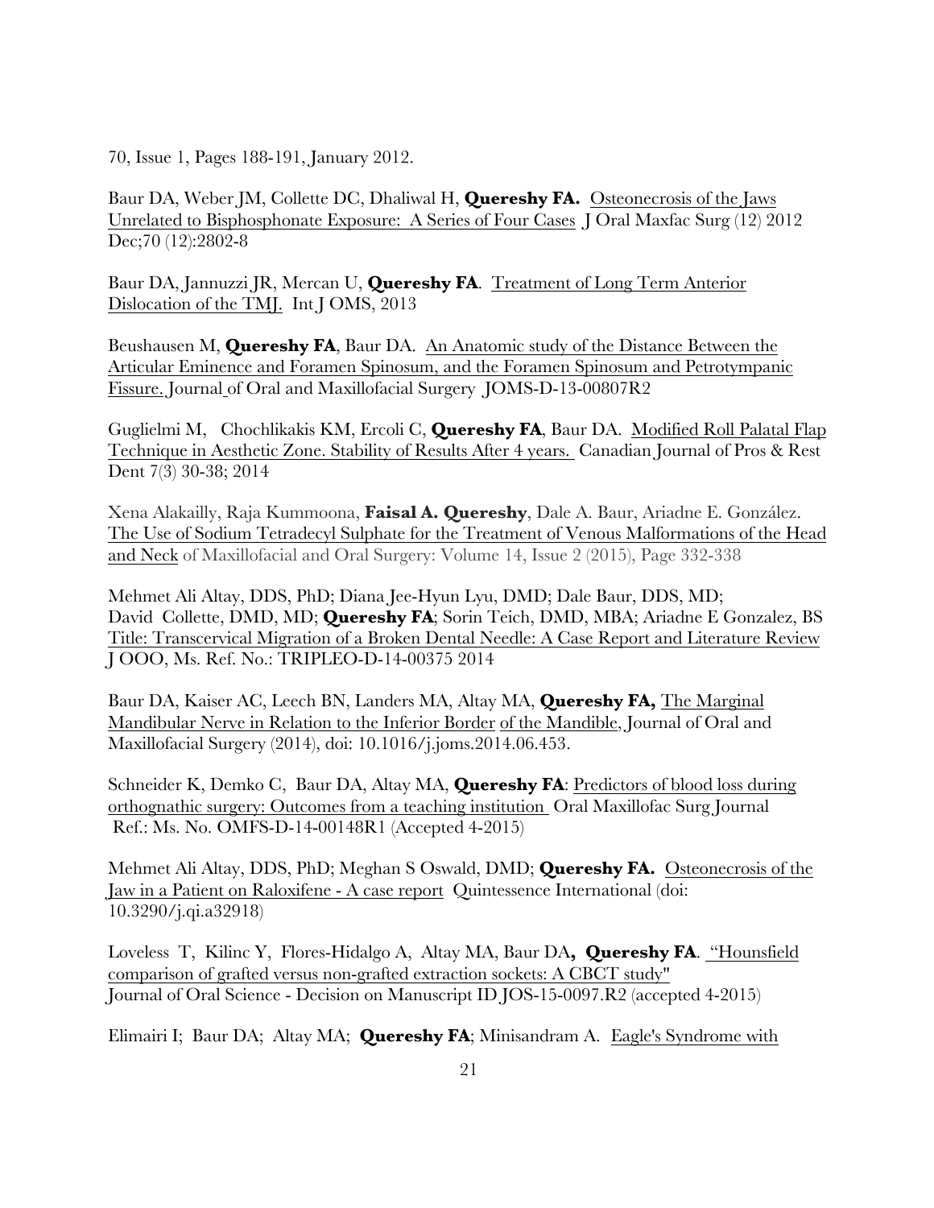70, Issue 1, Pages 188-191, January 2012.

Baur DA, Weber JM, Collette DC, Dhaliwal H, **Quereshy FA.** Osteonecrosis of the Jaws Unrelated to Bisphosphonate Exposure: A Series of Four Cases J Oral Maxfac Surg (12) 2012 Dec;70 (12):2802-8

Baur DA, Jannuzzi JR, Mercan U, **Quereshy FA**. Treatment of Long Term Anterior Dislocation of the TMJ. Int J OMS, 2013

Beushausen M, **Quereshy FA**, Baur DA. An Anatomic study of the Distance Between the Articular Eminence and Foramen Spinosum, and the Foramen Spinosum and Petrotympanic Fissure. Journal of Oral and Maxillofacial Surgery JOMS-D-13-00807R2

Guglielmi M, Chochlikakis KM, Ercoli C, **Quereshy FA**, Baur DA. Modified Roll Palatal Flap Technique in Aesthetic Zone. Stability of Results After 4 years. Canadian Journal of Pros & Rest Dent 7(3) 30-38; 2014

Xena Alakailly, Raja Kummoona, **Faisal A. Quereshy**, Dale A. Baur, Ariadne E. González. The Use of Sodium Tetradecyl Sulphate for the Treatment of Venous Malformations of the Head and Neck of Maxillofacial and Oral Surgery: Volume 14, Issue 2 (2015), Page 332-338

Mehmet Ali Altay, DDS, PhD; Diana Jee-Hyun Lyu, DMD; Dale Baur, DDS, MD; David Collette, DMD, MD; **Quereshy FA**; Sorin Teich, DMD, MBA; Ariadne E Gonzalez, BS Title: Transcervical Migration of a Broken Dental Needle: A Case Report and Literature Review J OOO, Ms. Ref. No.: TRIPLEO-D-14-00375 2014

Baur DA, Kaiser AC, Leech BN, Landers MA, Altay MA, **Quereshy FA,** The Marginal Mandibular Nerve in Relation to the Inferior Border of the Mandible, Journal of Oral and Maxillofacial Surgery (2014), doi: 10.1016/j.joms.2014.06.453.

Schneider K, Demko C, Baur DA, Altay MA, **Quereshy FA**: Predictors of blood loss during orthognathic surgery: Outcomes from a teaching institution Oral Maxillofac Surg Journal Ref.: Ms. No. OMFS-D-14-00148R1 (Accepted 4-2015)

Mehmet Ali Altay, DDS, PhD; Meghan S Oswald, DMD; **Quereshy FA.** Osteonecrosis of the Jaw in a Patient on Raloxifene - A case report Quintessence International (doi: 10.3290/j.qi.a32918)

Loveless T, Kilinc Y, Flores-Hidalgo A, Altay MA, Baur DA**, Quereshy FA**. "Hounsfield comparison of grafted versus non-grafted extraction sockets: A CBCT study" Journal of Oral Science - Decision on Manuscript ID JOS-15-0097.R2 (accepted 4-2015)

Elimairi I; Baur DA; Altay MA; **Quereshy FA**; Minisandram A. Eagle's Syndrome with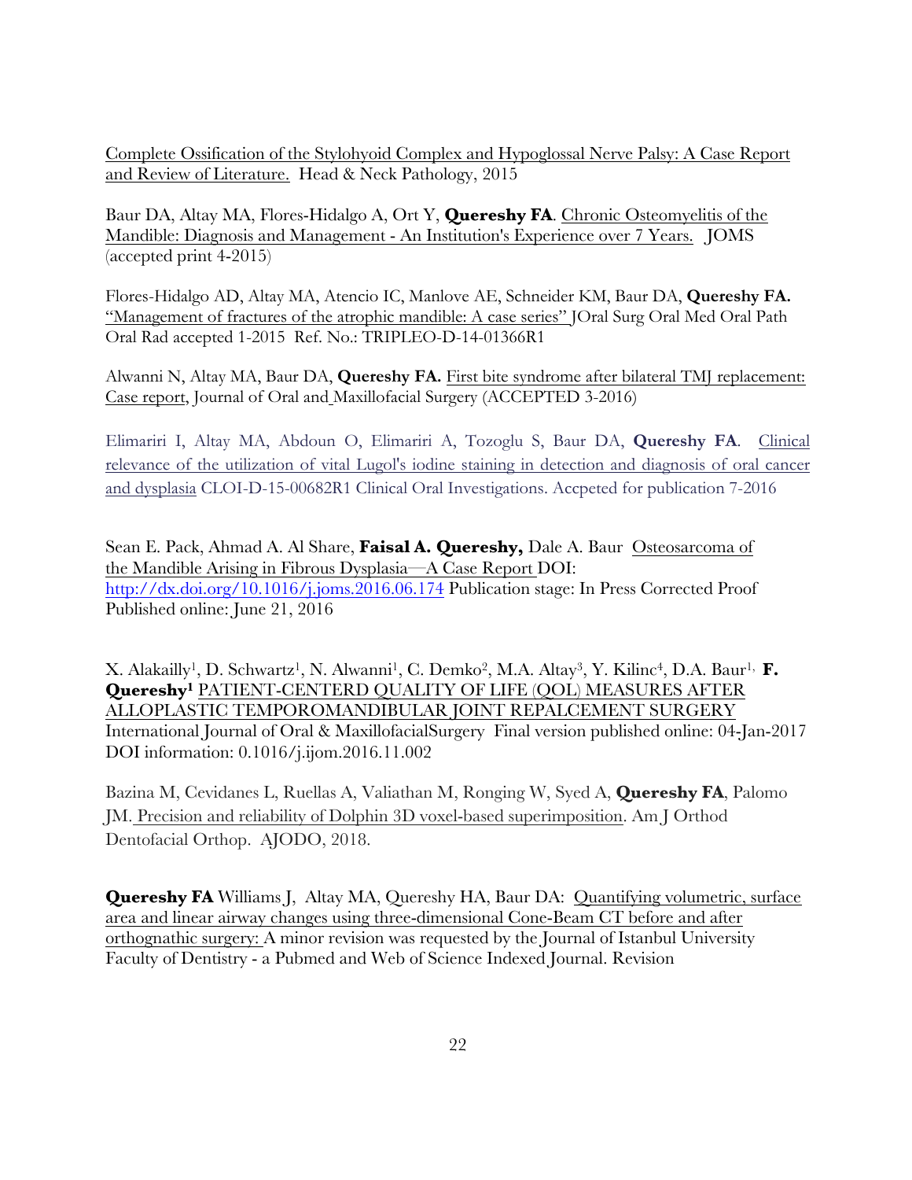Complete Ossification of the Stylohyoid Complex and Hypoglossal Nerve Palsy: A Case Report and Review of Literature. Head & Neck Pathology, 2015

Baur DA, Altay MA, Flores-Hidalgo A, Ort Y, **Quereshy FA**. Chronic Osteomyelitis of the Mandible: Diagnosis and Management - An Institution's Experience over 7 Years. JOMS (accepted print 4-2015)

Flores-Hidalgo AD, Altay MA, Atencio IC, Manlove AE, Schneider KM, Baur DA, **Quereshy FA.** "Management of fractures of the atrophic mandible: A case series" JOral Surg Oral Med Oral Path Oral Rad accepted 1-2015 Ref. No.: TRIPLEO-D-14-01366R1

Alwanni N, Altay MA, Baur DA, **Quereshy FA.** First bite syndrome after bilateral TMJ replacement: Case report, Journal of Oral and Maxillofacial Surgery (ACCEPTED 3-2016)

Elimariri I, Altay MA, Abdoun O, Elimariri A, Tozoglu S, Baur DA, **Quereshy FA**. Clinical relevance of the utilization of vital Lugol's iodine staining in detection and diagnosis of oral cancer and dysplasia CLOI-D-15-00682R1 Clinical Oral Investigations. Accpeted for publication 7-2016

Sean E. Pack, Ahmad A. Al Share, **Faisal A. Quereshy,** Dale A. Baur Osteosarcoma of the Mandible Arising in Fibrous Dysplasia—A Case Report DOI: http://dx.doi.org/10.1016/j.joms.2016.06.174 Publication stage: In Press Corrected Proof Published online: June 21, 2016

X. Alakailly[1], D. Schwartz[1], N. Alwanni[1], C. Demko[2], M.A. Altay[3], Y. Kilinc[4], D.A. Baur[1], **F. Quereshy[1]** PATIENT-CENTERD QUALITY OF LIFE (QOL) MEASURES AFTER ALLOPLASTIC TEMPOROMANDIBULAR JOINT REPALCEMENT SURGERY International Journal of Oral & MaxillofacialSurgery Final version published online: 04-Jan-2017 DOI information: 0.1016/j.ijom.2016.11.002

Bazina M, Cevidanes L, Ruellas A, Valiathan M, Ronging W, Syed A, **Quereshy FA**, Palomo JM. Precision and reliability of Dolphin 3D voxel-based superimposition. Am J Orthod Dentofacial Orthop. AJODO, 2018.

**Quereshy FA** Williams J, Altay MA, Quereshy HA, Baur DA: Quantifying volumetric, surface area and linear airway changes using three-dimensional Cone-Beam CT before and after orthognathic surgery: A minor revision was requested by the Journal of Istanbul University Faculty of Dentistry - a Pubmed and Web of Science Indexed Journal. Revision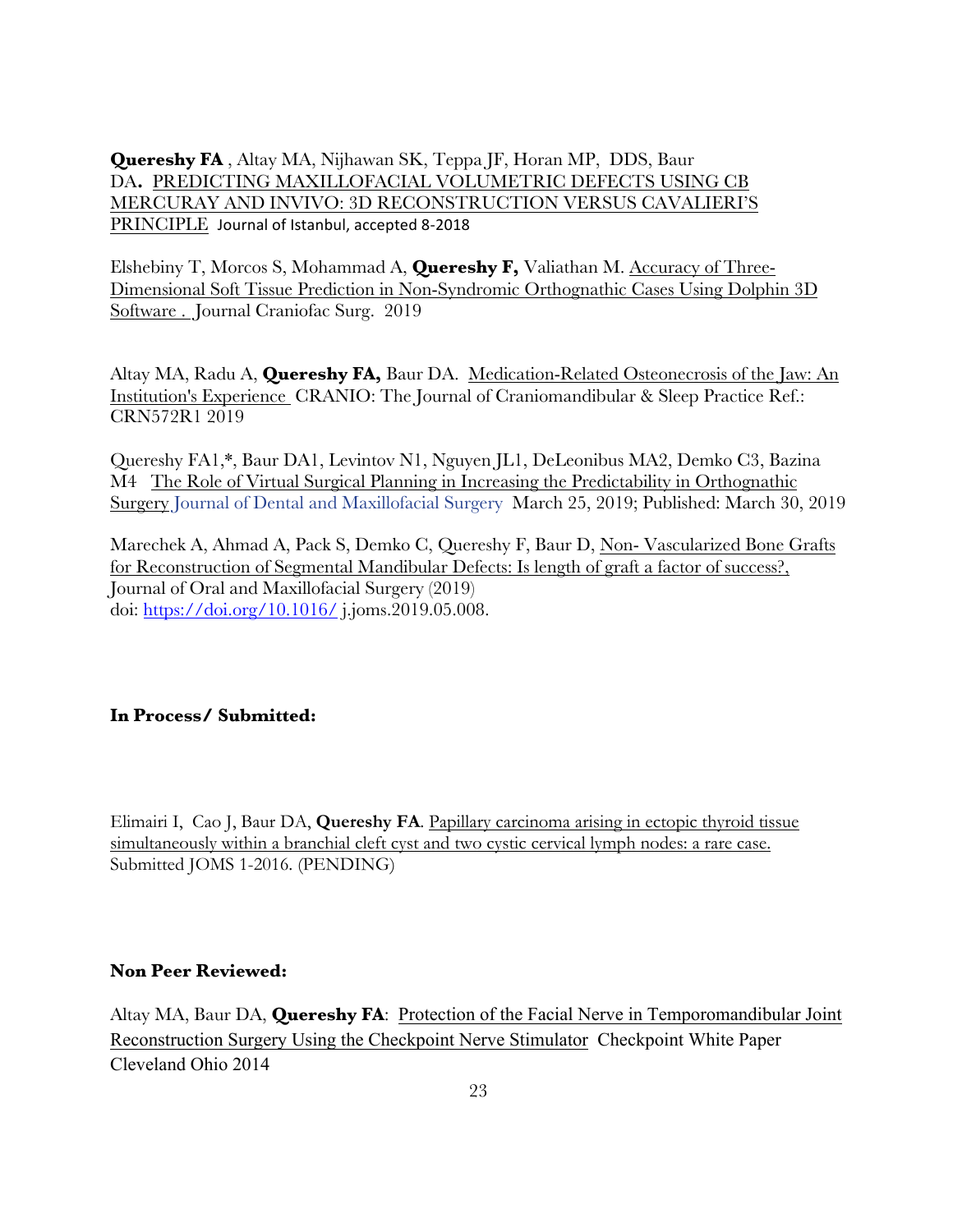**Quereshy FA** , Altay MA, Nijhawan SK, Teppa JF, Horan MP, DDS, Baur DA**.** PREDICTING MAXILLOFACIAL VOLUMETRIC DEFECTS USING CB MERCURAY AND INVIVO: 3D RECONSTRUCTION VERSUS CAVALIERI'S PRINCIPLE Journal of Istanbul, accepted 8-2018

Elshebiny T, Morcos S, Mohammad A, **Quereshy F,** Valiathan M. Accuracy of Three-Dimensional Soft Tissue Prediction in Non-Syndromic Orthognathic Cases Using Dolphin 3D Software . Journal Craniofac Surg. 2019

Altay MA, Radu A, **Quereshy FA,** Baur DA. Medication-Related Osteonecrosis of the Jaw: An Institution's Experience CRANIO: The Journal of Craniomandibular & Sleep Practice Ref.: CRN572R1 2019

Quereshy FA1,*, Baur DA1, Levintov N1, Nguyen JL1, DeLeonibus MA2, Demko C3, Bazina M4 The Role of Virtual Surgical Planning in Increasing the Predictability in Orthognathic Surgery Journal of Dental and Maxillofacial Surgery March 25, 2019; Published: March 30, 2019

Marechek A, Ahmad A, Pack S, Demko C, Quereshy F, Baur D, Non- Vascularized Bone Grafts for Reconstruction of Segmental Mandibular Defects: Is length of graft a factor of success?, Journal of Oral and Maxillofacial Surgery (2019)
doi: https://doi.org/10.1016/ j.joms.2019.05.008.

**In Process/ Submitted:**

Elimairi I, Cao J, Baur DA, **Quereshy FA**. Papillary carcinoma arising in ectopic thyroid tissue simultaneously within a branchial cleft cyst and two cystic cervical lymph nodes: a rare case. Submitted JOMS 1-2016. (PENDING)

**Non Peer Reviewed:**

Altay MA, Baur DA, **Quereshy FA**: Protection of the Facial Nerve in Temporomandibular Joint Reconstruction Surgery Using the Checkpoint Nerve Stimulator Checkpoint White Paper Cleveland Ohio 2014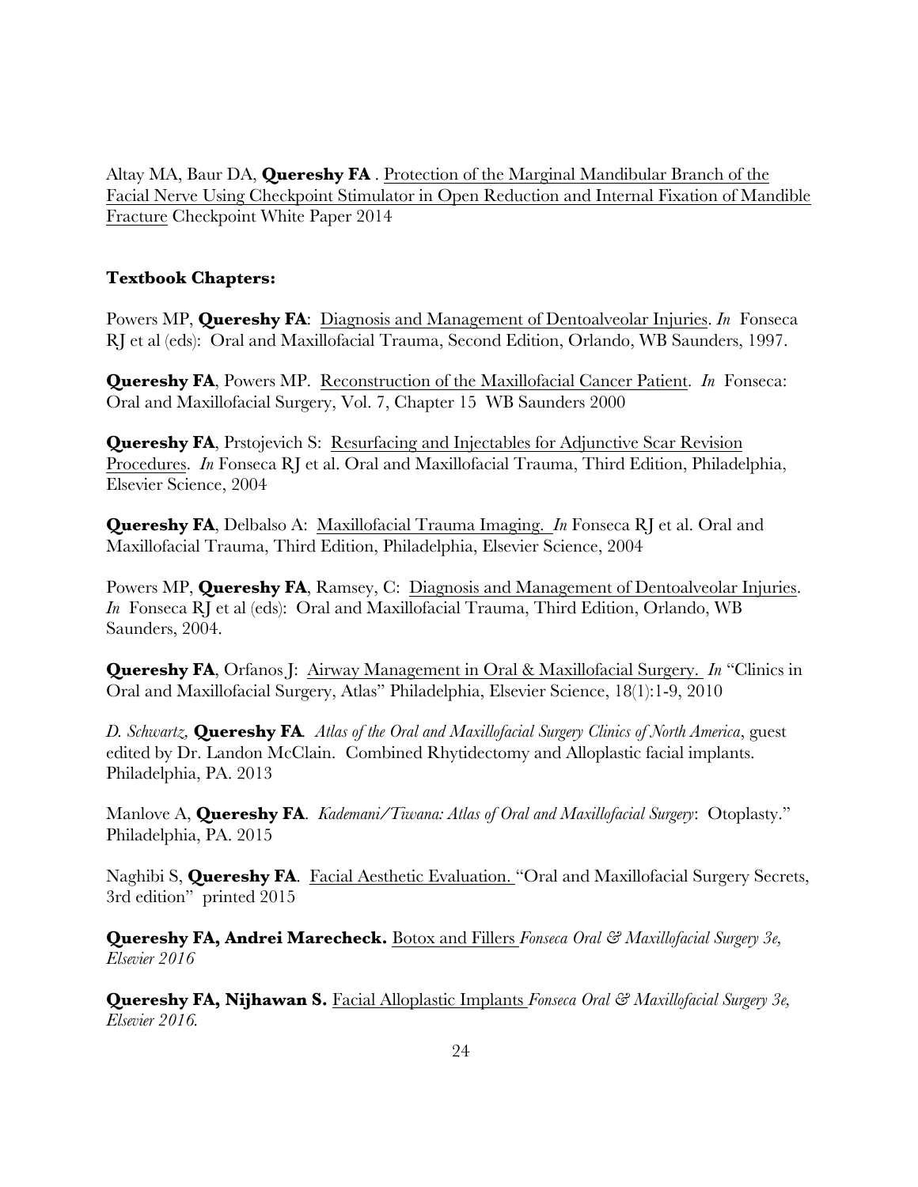Altay MA, Baur DA, **Quereshy FA** . Protection of the Marginal Mandibular Branch of the Facial Nerve Using Checkpoint Stimulator in Open Reduction and Internal Fixation of Mandible Fracture Checkpoint White Paper 2014

**Textbook Chapters:**

Powers MP, **Quereshy FA**: Diagnosis and Management of Dentoalveolar Injuries. *In* Fonseca RJ et al (eds): Oral and Maxillofacial Trauma, Second Edition, Orlando, WB Saunders, 1997.

**Quereshy FA**, Powers MP. Reconstruction of the Maxillofacial Cancer Patient. *In* Fonseca: Oral and Maxillofacial Surgery, Vol. 7, Chapter 15 WB Saunders 2000

**Quereshy FA**, Prstojevich S: Resurfacing and Injectables for Adjunctive Scar Revision Procedures. *In* Fonseca RJ et al. Oral and Maxillofacial Trauma, Third Edition, Philadelphia, Elsevier Science, 2004

**Quereshy FA**, Delbalso A: Maxillofacial Trauma Imaging. *In* Fonseca RJ et al. Oral and Maxillofacial Trauma, Third Edition, Philadelphia, Elsevier Science, 2004

Powers MP, **Quereshy FA**, Ramsey, C: Diagnosis and Management of Dentoalveolar Injuries. *In* Fonseca RJ et al (eds): Oral and Maxillofacial Trauma, Third Edition, Orlando, WB Saunders, 2004.

**Quereshy FA**, Orfanos J: Airway Management in Oral & Maxillofacial Surgery. *In* "Clinics in Oral and Maxillofacial Surgery, Atlas" Philadelphia, Elsevier Science, 18(1):1-9, 2010

*D. Schwartz,* **Quereshy FA**. *Atlas of the Oral and Maxillofacial Surgery Clinics of North America*, guest edited by Dr. Landon McClain. Combined Rhytidectomy and Alloplastic facial implants. Philadelphia, PA. 2013

Manlove A, **Quereshy FA**. *Kademani/Tiwana: Atlas of Oral and Maxillofacial Surgery*: Otoplasty." Philadelphia, PA. 2015

Naghibi S, **Quereshy FA**. Facial Aesthetic Evaluation. "Oral and Maxillofacial Surgery Secrets, 3rd edition" printed 2015

**Quereshy FA, Andrei Marecheck.** Botox and Fillers *Fonseca Oral & Maxillofacial Surgery 3e, Elsevier 2016*

**Quereshy FA, Nijhawan S.** Facial Alloplastic Implants *Fonseca Oral & Maxillofacial Surgery 3e, Elsevier 2016.*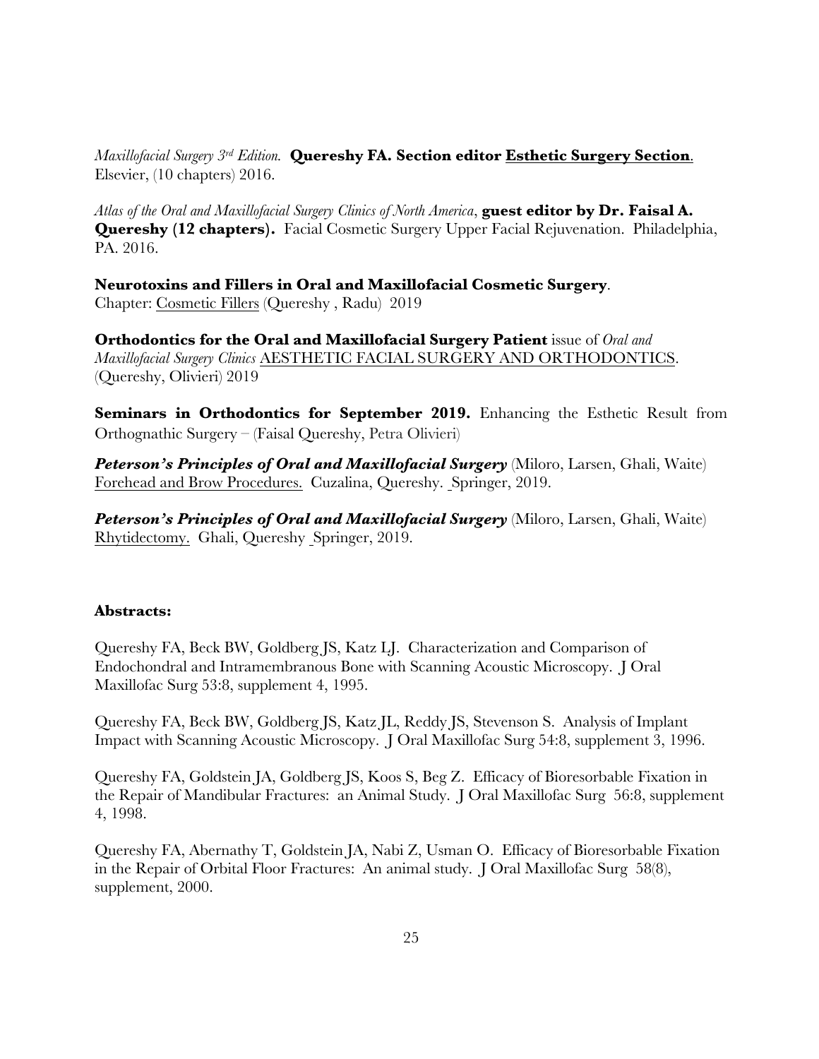*Maxillofacial Surgery 3rd Edition.* **Quereshy FA. Section editor <u>Esthetic Surgery Section</u>**. Elsevier, (10 chapters) 2016.

*Atlas of the Oral and Maxillofacial Surgery Clinics of North America*, **guest editor by Dr. Faisal A. Quereshy (12 chapters).** Facial Cosmetic Surgery Upper Facial Rejuvenation. Philadelphia, PA. 2016.

**Neurotoxins and Fillers in Oral and Maxillofacial Cosmetic Surgery**.
Chapter: <u>Cosmetic Fillers</u> (Quereshy , Radu) 2019

**Orthodontics for the Oral and Maxillofacial Surgery Patient** issue of *Oral and Maxillofacial Surgery Clinics* <u>AESTHETIC FACIAL SURGERY AND ORTHODONTICS</u>. (Quereshy, Olivieri) 2019

**Seminars in Orthodontics for September 2019.** Enhancing the Esthetic Result from Orthognathic Surgery – (Faisal Quereshy, Petra Olivieri)

***Peterson's Principles of Oral and Maxillofacial Surgery*** (Miloro, Larsen, Ghali, Waite) <u>Forehead and Brow Procedures.</u> Cuzalina, Quereshy. Springer, 2019.

***Peterson's Principles of Oral and Maxillofacial Surgery*** (Miloro, Larsen, Ghali, Waite) <u>Rhytidectomy.</u> Ghali, Quereshy Springer, 2019.

**Abstracts:**

Quereshy FA, Beck BW, Goldberg JS, Katz LJ. Characterization and Comparison of Endochondral and Intramembranous Bone with Scanning Acoustic Microscopy. J Oral Maxillofac Surg 53:8, supplement 4, 1995.

Quereshy FA, Beck BW, Goldberg JS, Katz JL, Reddy JS, Stevenson S. Analysis of Implant Impact with Scanning Acoustic Microscopy. J Oral Maxillofac Surg 54:8, supplement 3, 1996.

Quereshy FA, Goldstein JA, Goldberg JS, Koos S, Beg Z. Efficacy of Bioresorbable Fixation in the Repair of Mandibular Fractures: an Animal Study. J Oral Maxillofac Surg 56:8, supplement 4, 1998.

Quereshy FA, Abernathy T, Goldstein JA, Nabi Z, Usman O. Efficacy of Bioresorbable Fixation in the Repair of Orbital Floor Fractures: An animal study. J Oral Maxillofac Surg 58(8), supplement, 2000.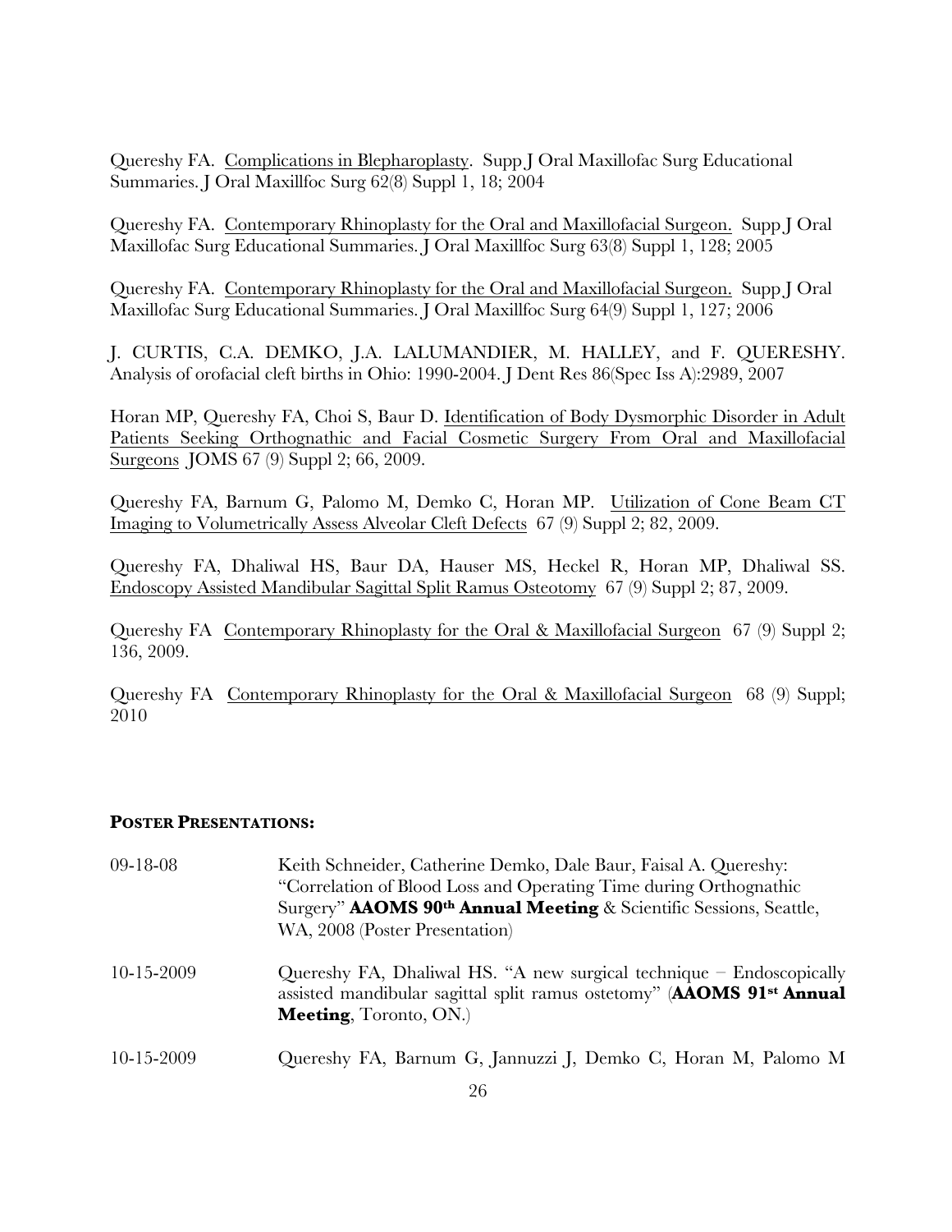Quereshy FA. Complications in Blepharoplasty. Supp J Oral Maxillofac Surg Educational Summaries. J Oral Maxillfoc Surg 62(8) Suppl 1, 18; 2004

Quereshy FA. Contemporary Rhinoplasty for the Oral and Maxillofacial Surgeon. Supp J Oral Maxillofac Surg Educational Summaries. J Oral Maxillfoc Surg 63(8) Suppl 1, 128; 2005

Quereshy FA. Contemporary Rhinoplasty for the Oral and Maxillofacial Surgeon. Supp J Oral Maxillofac Surg Educational Summaries. J Oral Maxillfoc Surg 64(9) Suppl 1, 127; 2006

J. CURTIS, C.A. DEMKO, J.A. LALUMANDIER, M. HALLEY, and F. QUERESHY. Analysis of orofacial cleft births in Ohio: 1990-2004. J Dent Res 86(Spec Iss A):2989, 2007

Horan MP, Quereshy FA, Choi S, Baur D. Identification of Body Dysmorphic Disorder in Adult Patients Seeking Orthognathic and Facial Cosmetic Surgery From Oral and Maxillofacial Surgeons JOMS 67 (9) Suppl 2; 66, 2009.

Quereshy FA, Barnum G, Palomo M, Demko C, Horan MP. Utilization of Cone Beam CT Imaging to Volumetrically Assess Alveolar Cleft Defects 67 (9) Suppl 2; 82, 2009.

Quereshy FA, Dhaliwal HS, Baur DA, Hauser MS, Heckel R, Horan MP, Dhaliwal SS. Endoscopy Assisted Mandibular Sagittal Split Ramus Osteotomy 67 (9) Suppl 2; 87, 2009.

Quereshy FA Contemporary Rhinoplasty for the Oral & Maxillofacial Surgeon 67 (9) Suppl 2; 136, 2009.

Quereshy FA Contemporary Rhinoplasty for the Oral & Maxillofacial Surgeon 68 (9) Suppl; 2010

**POSTER PRESENTATIONS:**

09-18-08 Keith Schneider, Catherine Demko, Dale Baur, Faisal A. Quereshy: "Correlation of Blood Loss and Operating Time during Orthognathic Surgery" **AAOMS 90th Annual Meeting** & Scientific Sessions, Seattle, WA, 2008 (Poster Presentation)

10-15-2009 Quereshy FA, Dhaliwal HS. "A new surgical technique – Endoscopically assisted mandibular sagittal split ramus ostetomy" (**AAOMS 91st Annual Meeting**, Toronto, ON.)

10-15-2009 Quereshy FA, Barnum G, Jannuzzi J, Demko C, Horan M, Palomo M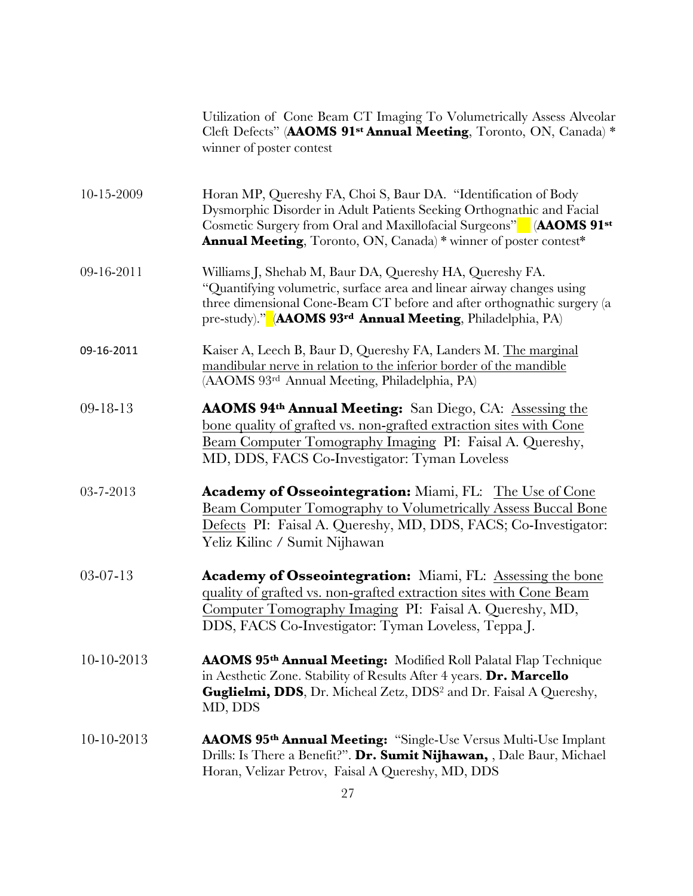| | |
|---|---|
| | Utilization of Cone Beam CT Imaging To Volumetrically Assess Alveolar Cleft Defects" (**AAOMS 91st Annual Meeting**, Toronto, ON, Canada) * winner of poster contest |
| 10-15-2009 | Horan MP, Quereshy FA, Choi S, Baur DA. "Identification of Body Dysmorphic Disorder in Adult Patients Seeking Orthognathic and Facial Cosmetic Surgery from Oral and Maxillofacial Surgeons" (**AAOMS 91st Annual Meeting**, Toronto, ON, Canada) * winner of poster contest* |
| 09-16-2011 | Williams J, Shehab M, Baur DA, Quereshy HA, Quereshy FA. "Quantifying volumetric, surface area and linear airway changes using three dimensional Cone-Beam CT before and after orthognathic surgery (a pre-study)." (**AAOMS 93rd Annual Meeting**, Philadelphia, PA) |
| 09-16-2011 | Kaiser A, Leech B, Baur D, Quereshy FA, Landers M. The marginal mandibular nerve in relation to the inferior border of the mandible (AAOMS 93rd Annual Meeting, Philadelphia, PA) |
| 09-18-13 | **AAOMS 94th Annual Meeting:** San Diego, CA: Assessing the bone quality of grafted vs. non-grafted extraction sites with Cone Beam Computer Tomography Imaging PI: Faisal A. Quereshy, MD, DDS, FACS Co-Investigator: Tyman Loveless |
| 03-7-2013 | **Academy of Osseointegration:** Miami, FL: The Use of Cone Beam Computer Tomography to Volumetrically Assess Buccal Bone Defects PI: Faisal A. Quereshy, MD, DDS, FACS; Co-Investigator: Yeliz Kilinc / Sumit Nijhawan |
| 03-07-13 | **Academy of Osseointegration:** Miami, FL: Assessing the bone quality of grafted vs. non-grafted extraction sites with Cone Beam Computer Tomography Imaging PI: Faisal A. Quereshy, MD, DDS, FACS Co-Investigator: Tyman Loveless, Teppa J. |
| 10-10-2013 | **AAOMS 95th Annual Meeting:** Modified Roll Palatal Flap Technique in Aesthetic Zone. Stability of Results After 4 years. **Dr. Marcello Guglielmi, DDS**, Dr. Micheal Zetz, DDS[2] and Dr. Faisal A Quereshy, MD, DDS |
| 10-10-2013 | **AAOMS 95th Annual Meeting:** "Single-Use Versus Multi-Use Implant Drills: Is There a Benefit?". **Dr. Sumit Nijhawan,** , Dale Baur, Michael Horan, Velizar Petrov, Faisal A Quereshy, MD, DDS |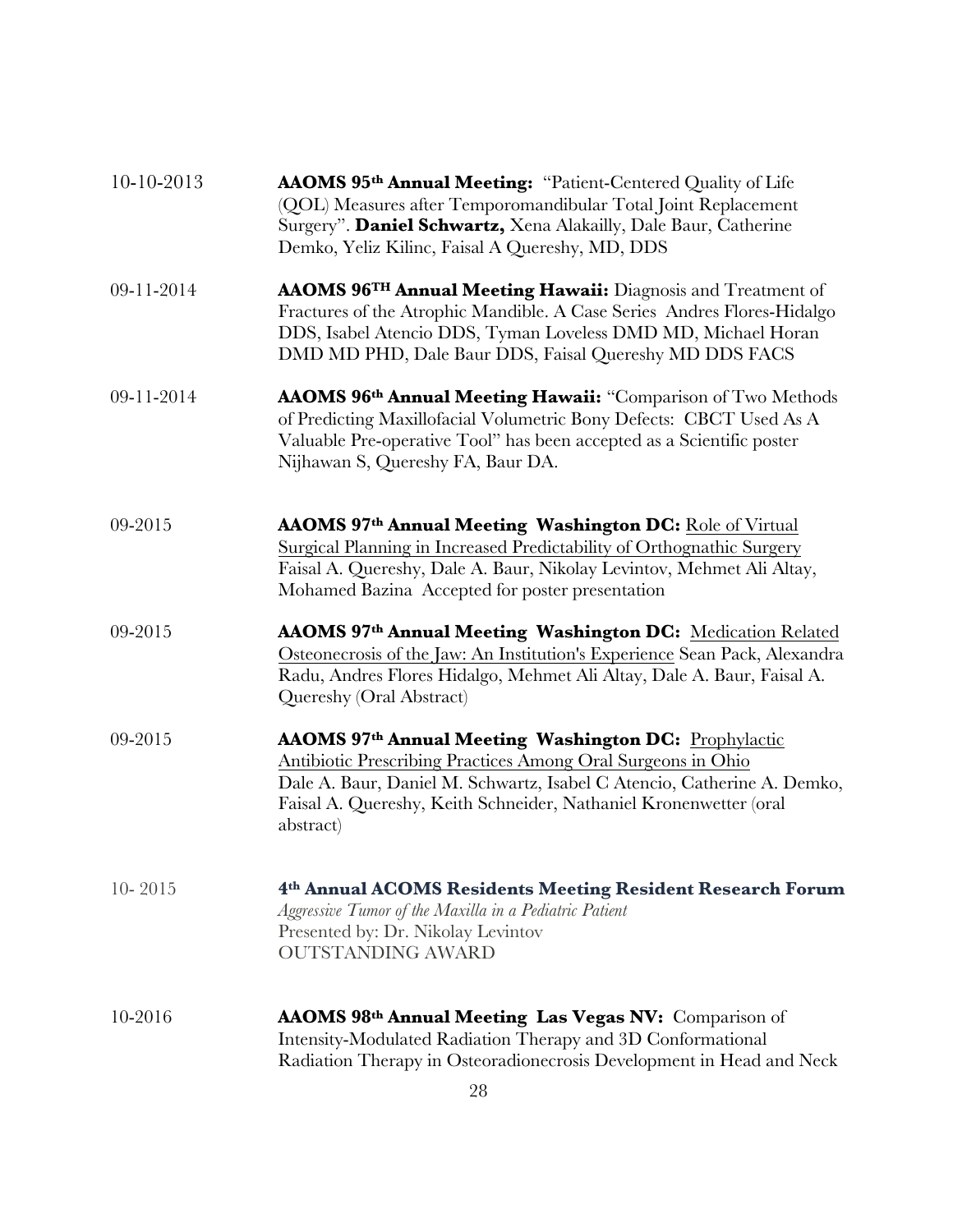10-10-2013 **AAOMS 95th Annual Meeting:** "Patient-Centered Quality of Life (QOL) Measures after Temporomandibular Total Joint Replacement Surgery". **Daniel Schwartz,** Xena Alakailly, Dale Baur, Catherine Demko, Yeliz Kilinc, Faisal A Quereshy, MD, DDS

09-11-2014 **AAOMS 96TH Annual Meeting Hawaii:** Diagnosis and Treatment of Fractures of the Atrophic Mandible. A Case Series Andres Flores-Hidalgo DDS, Isabel Atencio DDS, Tyman Loveless DMD MD, Michael Horan DMD MD PHD, Dale Baur DDS, Faisal Quereshy MD DDS FACS

09-11-2014 **AAOMS 96th Annual Meeting Hawaii:** "Comparison of Two Methods of Predicting Maxillofacial Volumetric Bony Defects: CBCT Used As A Valuable Pre-operative Tool" has been accepted as a Scientific poster Nijhawan S, Quereshy FA, Baur DA.

09-2015 **AAOMS 97th Annual Meeting Washington DC:** Role of Virtual Surgical Planning in Increased Predictability of Orthognathic Surgery Faisal A. Quereshy, Dale A. Baur, Nikolay Levintov, Mehmet Ali Altay, Mohamed Bazina Accepted for poster presentation

09-2015 **AAOMS 97th Annual Meeting Washington DC:** Medication Related Osteonecrosis of the Jaw: An Institution's Experience Sean Pack, Alexandra Radu, Andres Flores Hidalgo, Mehmet Ali Altay, Dale A. Baur, Faisal A. Quereshy (Oral Abstract)

09-2015 **AAOMS 97th Annual Meeting Washington DC:** Prophylactic Antibiotic Prescribing Practices Among Oral Surgeons in Ohio Dale A. Baur, Daniel M. Schwartz, Isabel C Atencio, Catherine A. Demko, Faisal A. Quereshy, Keith Schneider, Nathaniel Kronenwetter (oral abstract)

10- 2015 **4th Annual ACOMS Residents Meeting Resident Research Forum**
*Aggressive Tumor of the Maxilla in a Pediatric Patient*
Presented by: Dr. Nikolay Levintov
OUTSTANDING AWARD

10-2016 **AAOMS 98th Annual Meeting Las Vegas NV:** Comparison of Intensity-Modulated Radiation Therapy and 3D Conformational Radiation Therapy in Osteoradionecrosis Development in Head and Neck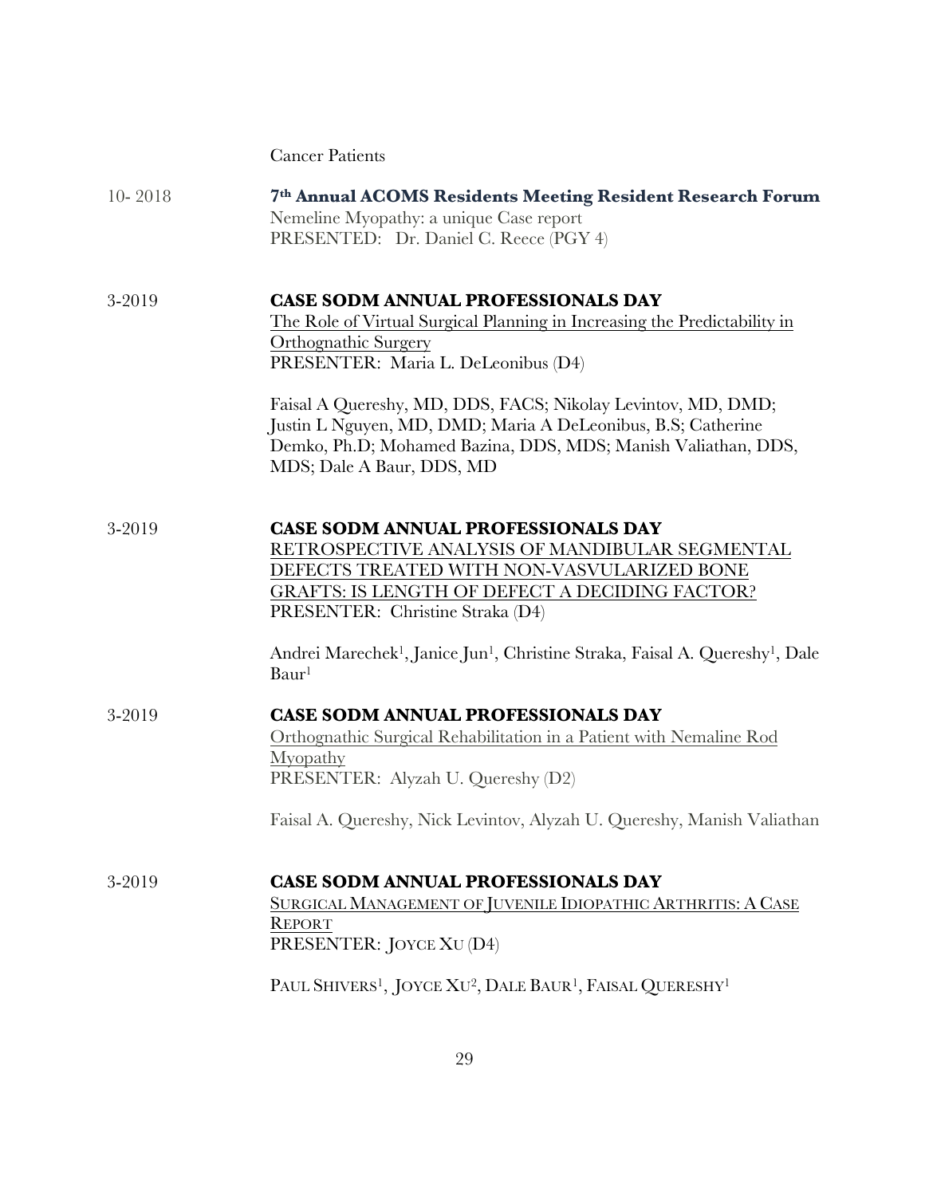Cancer Patients

10- 2018 **7th Annual ACOMS Residents Meeting Resident Research Forum**
Nemeline Myopathy: a unique Case report
PRESENTED: Dr. Daniel C. Reece (PGY 4)

3-2019 **CASE SODM ANNUAL PROFESSIONALS DAY**
The Role of Virtual Surgical Planning in Increasing the Predictability in Orthognathic Surgery
PRESENTER: Maria L. DeLeonibus (D4)

Faisal A Quereshy, MD, DDS, FACS; Nikolay Levintov, MD, DMD; Justin L Nguyen, MD, DMD; Maria A DeLeonibus, B.S; Catherine Demko, Ph.D; Mohamed Bazina, DDS, MDS; Manish Valiathan, DDS, MDS; Dale A Baur, DDS, MD

3-2019 **CASE SODM ANNUAL PROFESSIONALS DAY**
RETROSPECTIVE ANALYSIS OF MANDIBULAR SEGMENTAL DEFECTS TREATED WITH NON-VASVULARIZED BONE GRAFTS: IS LENGTH OF DEFECT A DECIDING FACTOR?
PRESENTER: Christine Straka (D4)

Andrei Marechek[1], Janice Jun[1], Christine Straka, Faisal A. Quereshy[1], Dale Baur[1]

3-2019 **CASE SODM ANNUAL PROFESSIONALS DAY**
Orthognathic Surgical Rehabilitation in a Patient with Nemaline Rod Myopathy
PRESENTER: Alyzah U. Quereshy (D2)

Faisal A. Quereshy, Nick Levintov, Alyzah U. Quereshy, Manish Valiathan

3-2019 **CASE SODM ANNUAL PROFESSIONALS DAY**
SURGICAL MANAGEMENT OF JUVENILE IDIOPATHIC ARTHRITIS: A CASE REPORT
PRESENTER: JOYCE XU (D4)

PAUL SHIVERS[1], JOYCE XU[2], DALE BAUR[1], FAISAL QUERESHY[1]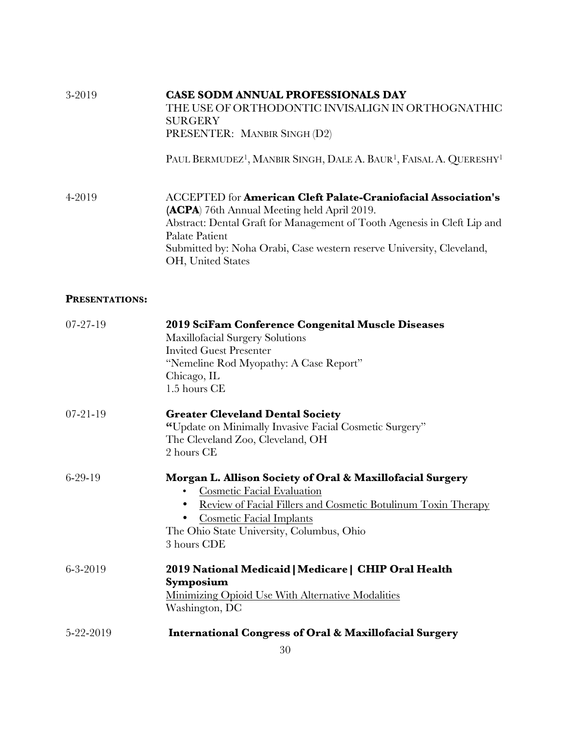3-2019 **CASE SODM ANNUAL PROFESSIONALS DAY**
THE USE OF ORTHODONTIC INVISALIGN IN ORTHOGNATHIC SURGERY
PRESENTER: MANBIR SINGH (D2)

PAUL BERMUDEZ[1], MANBIR SINGH, DALE A. BAUR[1], FAISAL A. QUERESHY[1]

4-2019 ACCEPTED for **American Cleft Palate-Craniofacial Association's (ACPA**) 76th Annual Meeting held April 2019.
Abstract: Dental Graft for Management of Tooth Agenesis in Cleft Lip and Palate Patient
Submitted by: Noha Orabi, Case western reserve University, Cleveland, OH, United States

**PRESENTATIONS:**

07-27-19 **2019 SciFam Conference Congenital Muscle Diseases**
Maxillofacial Surgery Solutions
Invited Guest Presenter
"Nemeline Rod Myopathy: A Case Report"
Chicago, IL
1.5 hours CE

07-21-19 **Greater Cleveland Dental Society**
**"**Update on Minimally Invasive Facial Cosmetic Surgery"
The Cleveland Zoo, Cleveland, OH
2 hours CE

6-29-19 **Morgan L. Allison Society of Oral & Maxillofacial Surgery**
- Cosmetic Facial Evaluation
- Review of Facial Fillers and Cosmetic Botulinum Toxin Therapy
- Cosmetic Facial Implants

The Ohio State University, Columbus, Ohio
3 hours CDE

6-3-2019 **2019 National Medicaid|Medicare| CHIP Oral Health Symposium**
Minimizing Opioid Use With Alternative Modalities
Washington, DC

5-22-2019 **International Congress of Oral & Maxillofacial Surgery**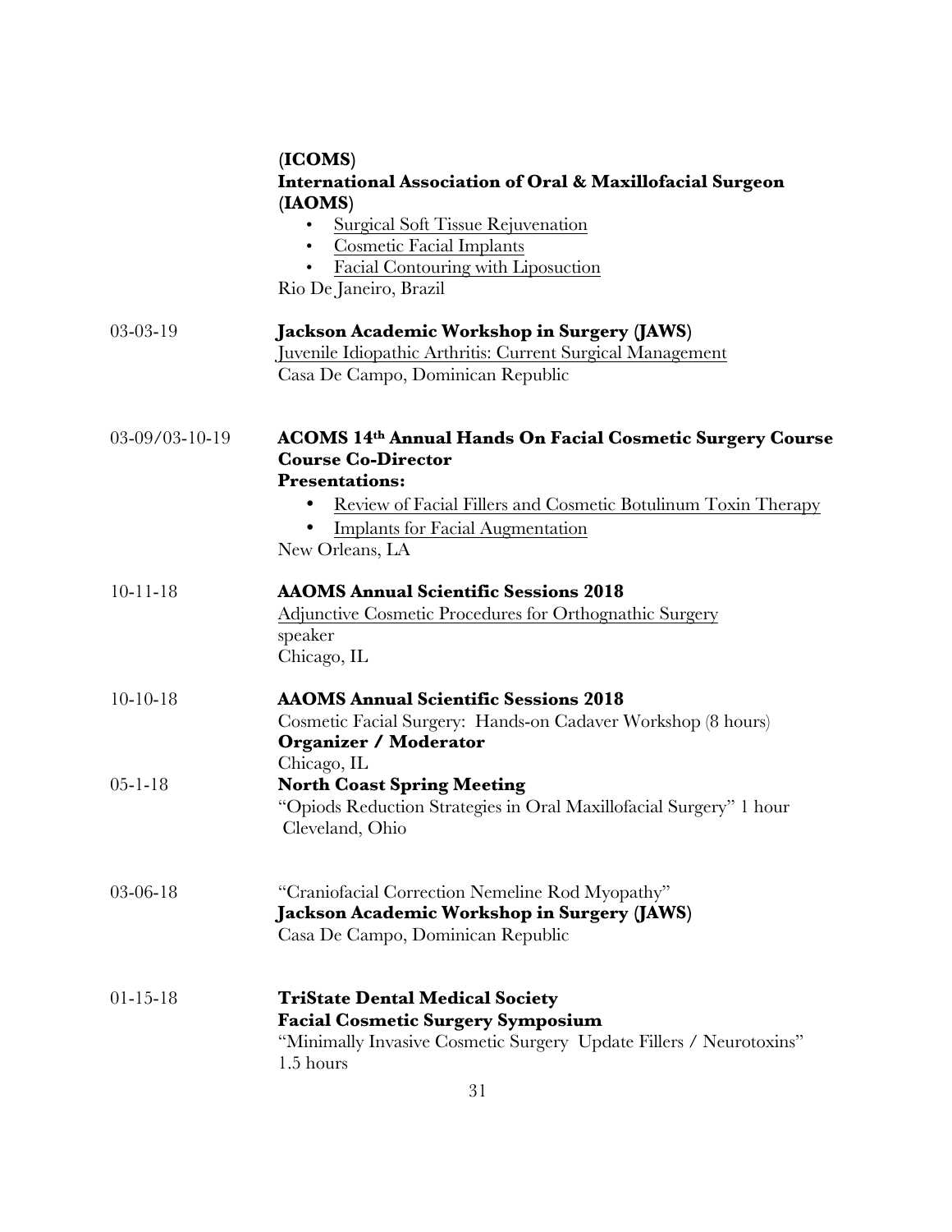**(ICOMS)**
**International Association of Oral & Maxillofacial Surgeon (IAOMS)**

- Surgical Soft Tissue Rejuvenation
- Cosmetic Facial Implants
- Facial Contouring with Liposuction

Rio De Janeiro, Brazil

03-03-19 **Jackson Academic Workshop in Surgery (JAWS)**
Juvenile Idiopathic Arthritis: Current Surgical Management
Casa De Campo, Dominican Republic

03-09/03-10-19 **ACOMS 14th Annual Hands On Facial Cosmetic Surgery Course**
**Course Co-Director**
**Presentations:**

- Review of Facial Fillers and Cosmetic Botulinum Toxin Therapy
- Implants for Facial Augmentation

New Orleans, LA

10-11-18 **AAOMS Annual Scientific Sessions 2018**
Adjunctive Cosmetic Procedures for Orthognathic Surgery
speaker
Chicago, IL

10-10-18 **AAOMS Annual Scientific Sessions 2018**
Cosmetic Facial Surgery: Hands-on Cadaver Workshop (8 hours)
**Organizer / Moderator**
Chicago, IL

05-1-18 **North Coast Spring Meeting**
"Opiods Reduction Strategies in Oral Maxillofacial Surgery" 1 hour
Cleveland, Ohio

03-06-18 "Craniofacial Correction Nemeline Rod Myopathy"
**Jackson Academic Workshop in Surgery (JAWS)**
Casa De Campo, Dominican Republic

01-15-18 **TriState Dental Medical Society**
**Facial Cosmetic Surgery Symposium**
"Minimally Invasive Cosmetic Surgery Update Fillers / Neurotoxins"
1.5 hours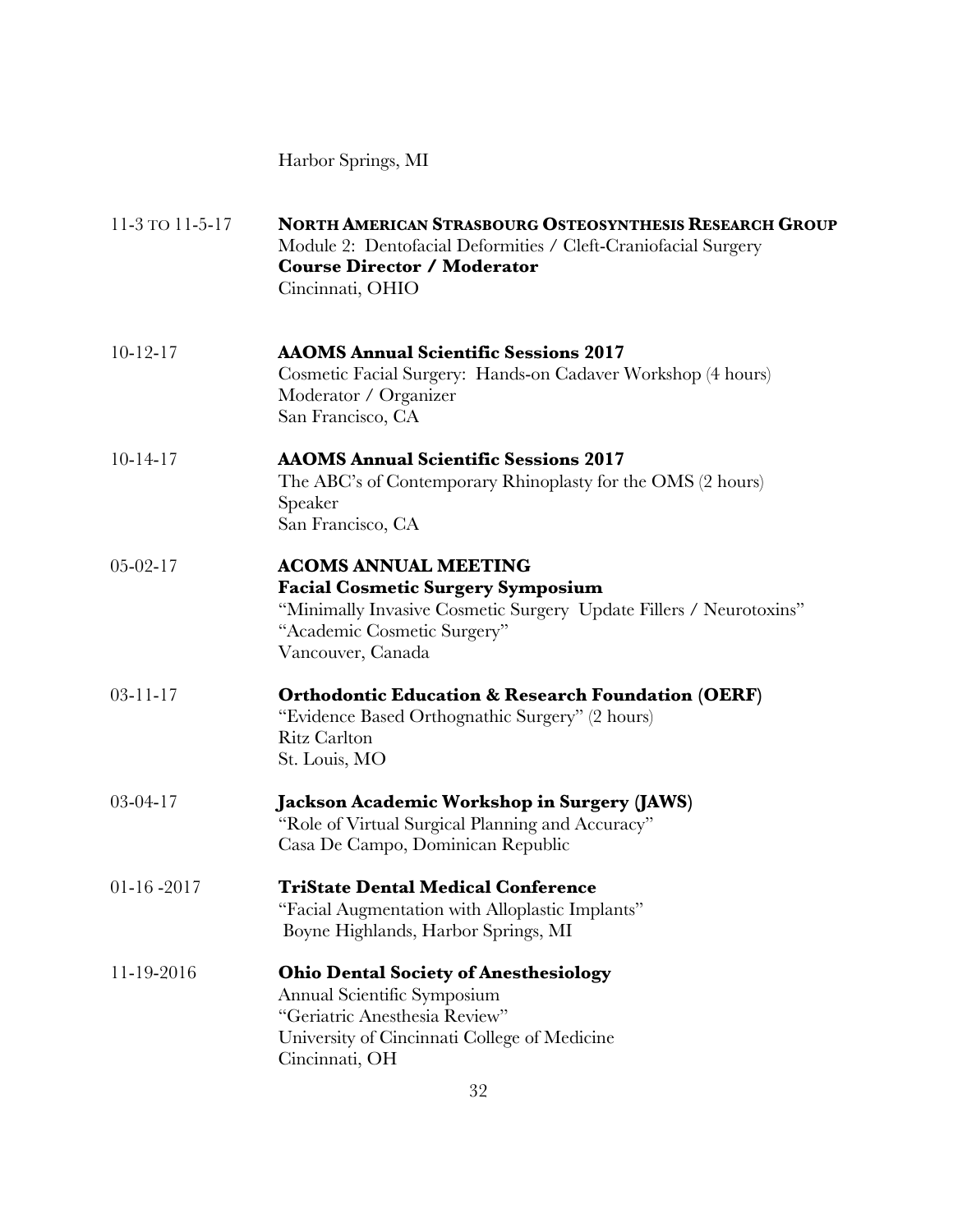Harbor Springs, MI

| | |
|---|---|
| 11-3 TO 11-5-17 | **NORTH AMERICAN STRASBOURG OSTEOSYNTHESIS RESEARCH GROUP**<br>Module 2: Dentofacial Deformities / Cleft-Craniofacial Surgery<br>**Course Director / Moderator**<br>Cincinnati, OHIO |
| 10-12-17 | **AAOMS Annual Scientific Sessions 2017**<br>Cosmetic Facial Surgery: Hands-on Cadaver Workshop (4 hours)<br>Moderator / Organizer<br>San Francisco, CA |
| 10-14-17 | **AAOMS Annual Scientific Sessions 2017**<br>The ABC's of Contemporary Rhinoplasty for the OMS (2 hours)<br>Speaker<br>San Francisco, CA |
| 05-02-17 | **ACOMS ANNUAL MEETING**<br>**Facial Cosmetic Surgery Symposium**<br>"Minimally Invasive Cosmetic Surgery Update Fillers / Neurotoxins"<br>"Academic Cosmetic Surgery"<br>Vancouver, Canada |
| 03-11-17 | **Orthodontic Education & Research Foundation (OERF)**<br>"Evidence Based Orthognathic Surgery" (2 hours)<br>Ritz Carlton<br>St. Louis, MO |
| 03-04-17 | **Jackson Academic Workshop in Surgery (JAWS)**<br>"Role of Virtual Surgical Planning and Accuracy"<br>Casa De Campo, Dominican Republic |
| 01-16 -2017 | **TriState Dental Medical Conference**<br>"Facial Augmentation with Alloplastic Implants"<br>Boyne Highlands, Harbor Springs, MI |
| 11-19-2016 | **Ohio Dental Society of Anesthesiology**<br>Annual Scientific Symposium<br>"Geriatric Anesthesia Review"<br>University of Cincinnati College of Medicine<br>Cincinnati, OH |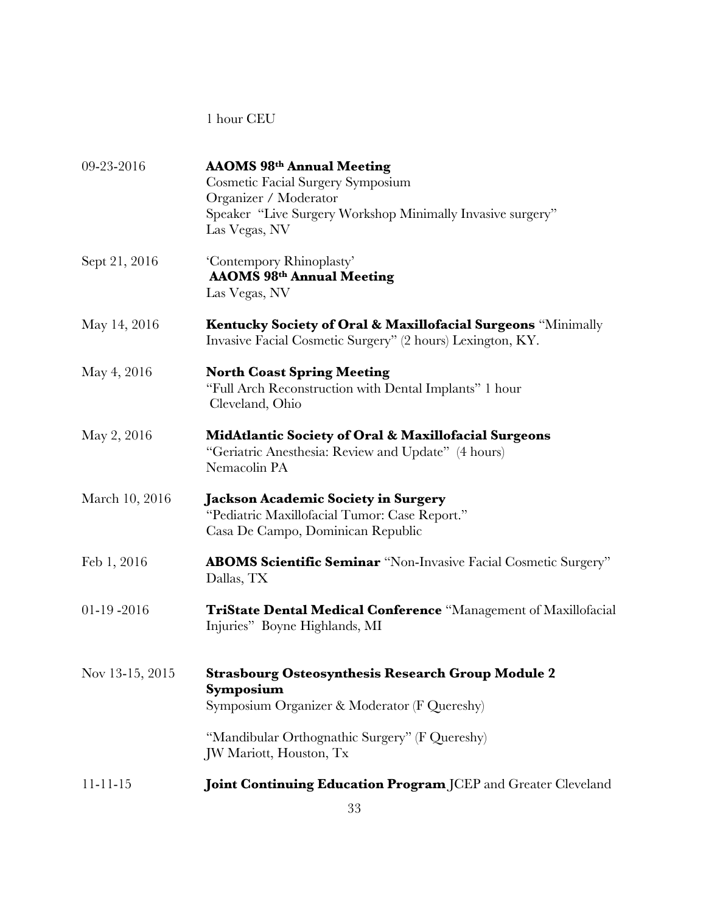1 hour CEU

09-23-2016 **AAOMS 98th Annual Meeting**
Cosmetic Facial Surgery Symposium
Organizer / Moderator
Speaker "Live Surgery Workshop Minimally Invasive surgery"
Las Vegas, NV

Sept 21, 2016 'Contempory Rhinoplasty'
**AAOMS 98th Annual Meeting**
Las Vegas, NV

May 14, 2016 **Kentucky Society of Oral & Maxillofacial Surgeons** "Minimally Invasive Facial Cosmetic Surgery" (2 hours) Lexington, KY.

May 4, 2016 **North Coast Spring Meeting**
"Full Arch Reconstruction with Dental Implants" 1 hour
Cleveland, Ohio

May 2, 2016 **MidAtlantic Society of Oral & Maxillofacial Surgeons**
"Geriatric Anesthesia: Review and Update" (4 hours)
Nemacolin PA

March 10, 2016 **Jackson Academic Society in Surgery**
"Pediatric Maxillofacial Tumor: Case Report."
Casa De Campo, Dominican Republic

Feb 1, 2016 **ABOMS Scientific Seminar** "Non-Invasive Facial Cosmetic Surgery"
Dallas, TX

01-19 -2016 **TriState Dental Medical Conference** "Management of Maxillofacial Injuries" Boyne Highlands, MI

Nov 13-15, 2015 **Strasbourg Osteosynthesis Research Group Module 2 Symposium**
Symposium Organizer & Moderator (F Quereshy)

"Mandibular Orthognathic Surgery" (F Quereshy)
JW Mariott, Houston, Tx

11-11-15 **Joint Continuing Education Program** JCEP and Greater Cleveland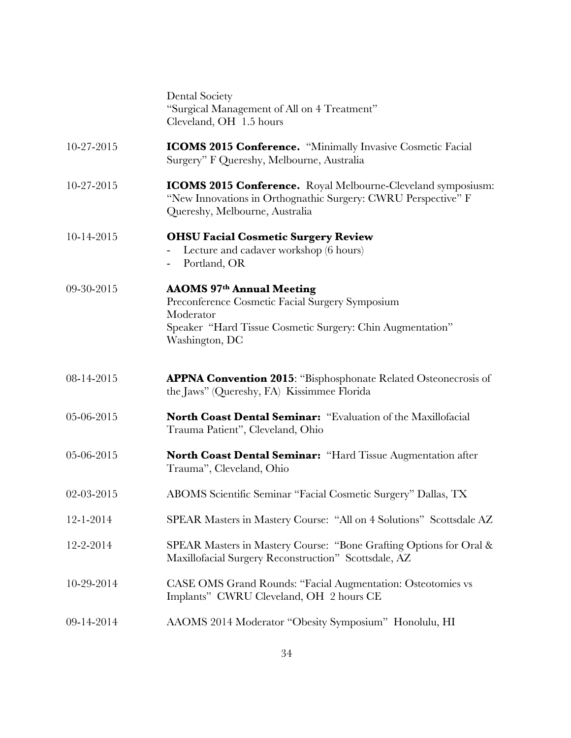| | |
|---|---|
| | Dental Society<br>"Surgical Management of All on 4 Treatment"<br>Cleveland, OH 1.5 hours |
| 10-27-2015 | **ICOMS 2015 Conference.** "Minimally Invasive Cosmetic Facial Surgery" F Quereshy, Melbourne, Australia |
| 10-27-2015 | **ICOMS 2015 Conference.** Royal Melbourne-Cleveland symposiusm: "New Innovations in Orthognathic Surgery: CWRU Perspective" F Quereshy, Melbourne, Australia |
| 10-14-2015 | **OHSU Facial Cosmetic Surgery Review**<br>- Lecture and cadaver workshop (6 hours)<br>- Portland, OR |
| 09-30-2015 | **AAOMS 97th Annual Meeting**<br>Preconference Cosmetic Facial Surgery Symposium<br>Moderator<br>Speaker "Hard Tissue Cosmetic Surgery: Chin Augmentation"<br>Washington, DC |
| 08-14-2015 | **APPNA Convention 2015**: "Bisphosphonate Related Osteonecrosis of the Jaws" (Quereshy, FA) Kissimmee Florida |
| 05-06-2015 | **North Coast Dental Seminar:** "Evaluation of the Maxillofacial Trauma Patient", Cleveland, Ohio |
| 05-06-2015 | **North Coast Dental Seminar:** "Hard Tissue Augmentation after Trauma", Cleveland, Ohio |
| 02-03-2015 | ABOMS Scientific Seminar "Facial Cosmetic Surgery" Dallas, TX |
| 12-1-2014 | SPEAR Masters in Mastery Course: "All on 4 Solutions" Scottsdale AZ |
| 12-2-2014 | SPEAR Masters in Mastery Course: "Bone Grafting Options for Oral & Maxillofacial Surgery Reconstruction" Scottsdale, AZ |
| 10-29-2014 | CASE OMS Grand Rounds: "Facial Augmentation: Osteotomies vs Implants" CWRU Cleveland, OH 2 hours CE |
| 09-14-2014 | AAOMS 2014 Moderator "Obesity Symposium" Honolulu, HI |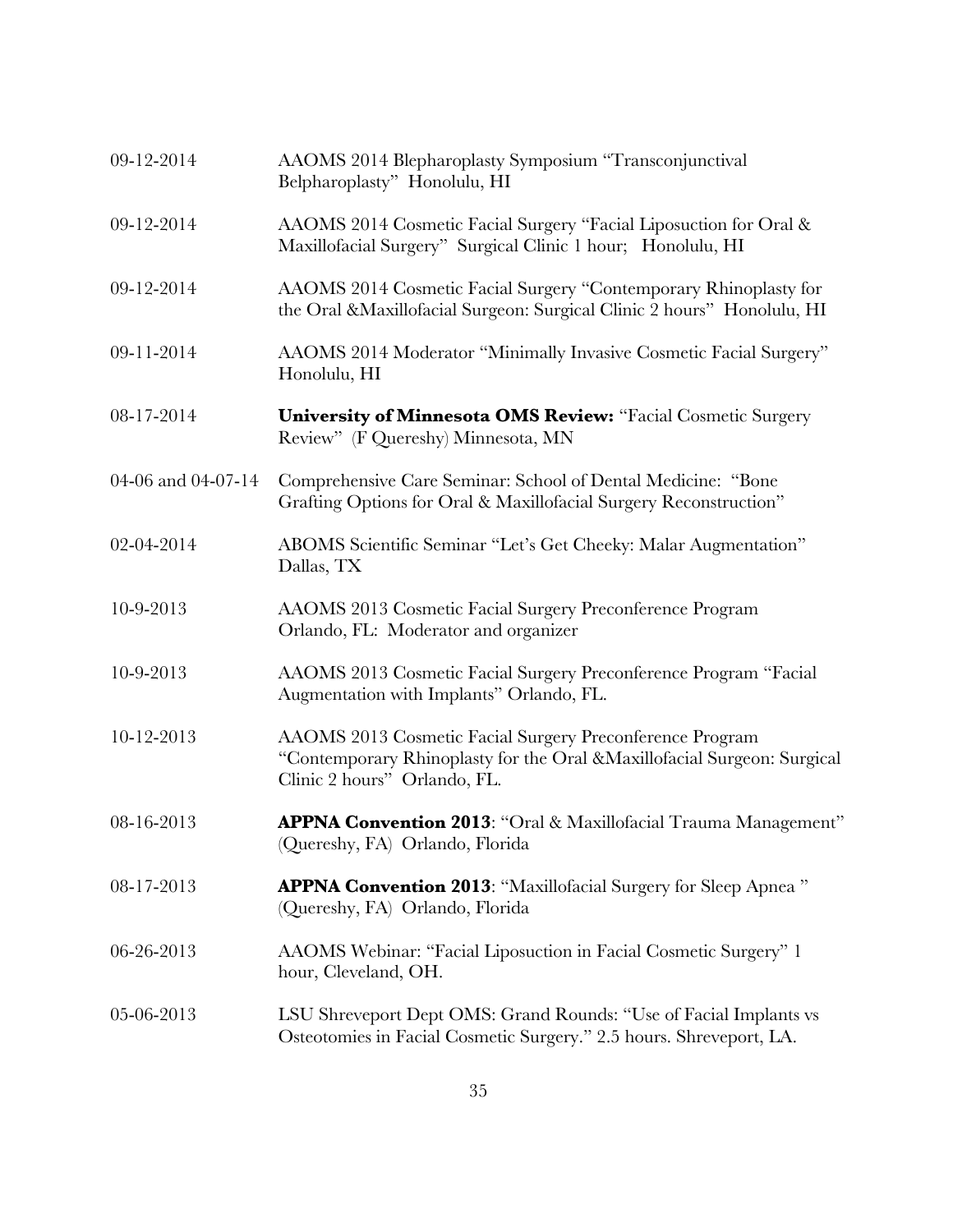| | |
|---|---|
| 09-12-2014 | AAOMS 2014 Blepharoplasty Symposium "Transconjunctival Belpharoplasty" Honolulu, HI |
| 09-12-2014 | AAOMS 2014 Cosmetic Facial Surgery "Facial Liposuction for Oral & Maxillofacial Surgery" Surgical Clinic 1 hour; Honolulu, HI |
| 09-12-2014 | AAOMS 2014 Cosmetic Facial Surgery "Contemporary Rhinoplasty for the Oral &Maxillofacial Surgeon: Surgical Clinic 2 hours" Honolulu, HI |
| 09-11-2014 | AAOMS 2014 Moderator "Minimally Invasive Cosmetic Facial Surgery" Honolulu, HI |
| 08-17-2014 | **University of Minnesota OMS Review:** "Facial Cosmetic Surgery Review" (F Quereshy) Minnesota, MN |
| 04-06 and 04-07-14 | Comprehensive Care Seminar: School of Dental Medicine: "Bone Grafting Options for Oral & Maxillofacial Surgery Reconstruction" |
| 02-04-2014 | ABOMS Scientific Seminar "Let's Get Cheeky: Malar Augmentation" Dallas, TX |
| 10-9-2013 | AAOMS 2013 Cosmetic Facial Surgery Preconference Program Orlando, FL: Moderator and organizer |
| 10-9-2013 | AAOMS 2013 Cosmetic Facial Surgery Preconference Program "Facial Augmentation with Implants" Orlando, FL. |
| 10-12-2013 | AAOMS 2013 Cosmetic Facial Surgery Preconference Program "Contemporary Rhinoplasty for the Oral &Maxillofacial Surgeon: Surgical Clinic 2 hours" Orlando, FL. |
| 08-16-2013 | **APPNA Convention 2013**: "Oral & Maxillofacial Trauma Management" (Quereshy, FA) Orlando, Florida |
| 08-17-2013 | **APPNA Convention 2013**: "Maxillofacial Surgery for Sleep Apnea " (Quereshy, FA) Orlando, Florida |
| 06-26-2013 | AAOMS Webinar: "Facial Liposuction in Facial Cosmetic Surgery" 1 hour, Cleveland, OH. |
| 05-06-2013 | LSU Shreveport Dept OMS: Grand Rounds: "Use of Facial Implants vs Osteotomies in Facial Cosmetic Surgery." 2.5 hours. Shreveport, LA. |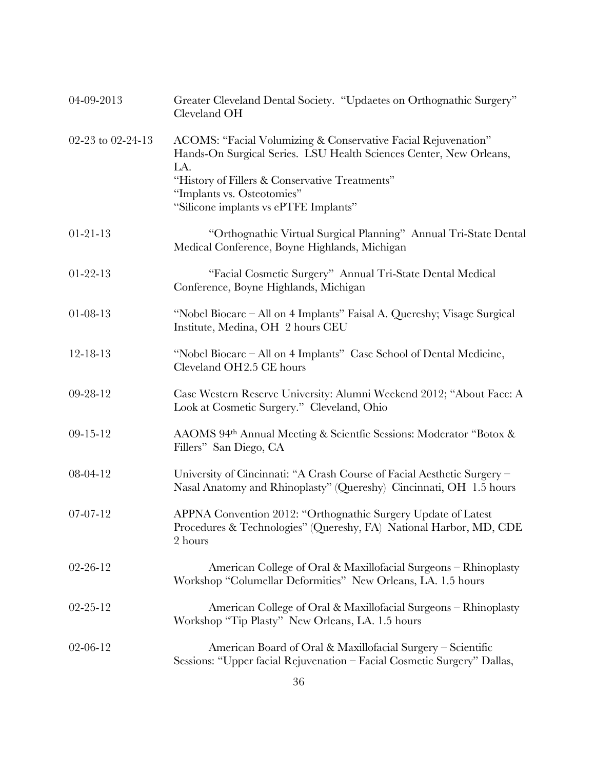| | |
|---|---|
| 04-09-2013 | Greater Cleveland Dental Society. "Updaetes on Orthognathic Surgery" Cleveland OH |
| 02-23 to 02-24-13 | ACOMS: "Facial Volumizing & Conservative Facial Rejuvenation" Hands-On Surgical Series. LSU Health Sciences Center, New Orleans, LA.<br>"History of Fillers & Conservative Treatments"<br>"Implants vs. Osteotomies"<br>"Silicone implants vs ePTFE Implants" |
| 01-21-13 | "Orthognathic Virtual Surgical Planning" Annual Tri-State Dental Medical Conference, Boyne Highlands, Michigan |
| 01-22-13 | "Facial Cosmetic Surgery" Annual Tri-State Dental Medical Conference, Boyne Highlands, Michigan |
| 01-08-13 | "Nobel Biocare – All on 4 Implants" Faisal A. Quereshy; Visage Surgical Institute, Medina, OH 2 hours CEU |
| 12-18-13 | "Nobel Biocare – All on 4 Implants" Case School of Dental Medicine, Cleveland OH2.5 CE hours |
| 09-28-12 | Case Western Reserve University: Alumni Weekend 2012; "About Face: A Look at Cosmetic Surgery." Cleveland, Ohio |
| 09-15-12 | AAOMS 94th Annual Meeting & Scientfic Sessions: Moderator "Botox & Fillers" San Diego, CA |
| 08-04-12 | University of Cincinnati: "A Crash Course of Facial Aesthetic Surgery – Nasal Anatomy and Rhinoplasty" (Quereshy) Cincinnati, OH 1.5 hours |
| 07-07-12 | APPNA Convention 2012: "Orthognathic Surgery Update of Latest Procedures & Technologies" (Quereshy, FA) National Harbor, MD, CDE 2 hours |
| 02-26-12 | American College of Oral & Maxillofacial Surgeons – Rhinoplasty Workshop "Columellar Deformities" New Orleans, LA. 1.5 hours |
| 02-25-12 | American College of Oral & Maxillofacial Surgeons – Rhinoplasty Workshop "Tip Plasty" New Orleans, LA. 1.5 hours |
| 02-06-12 | American Board of Oral & Maxillofacial Surgery – Scientific Sessions: "Upper facial Rejuvenation – Facial Cosmetic Surgery" Dallas, |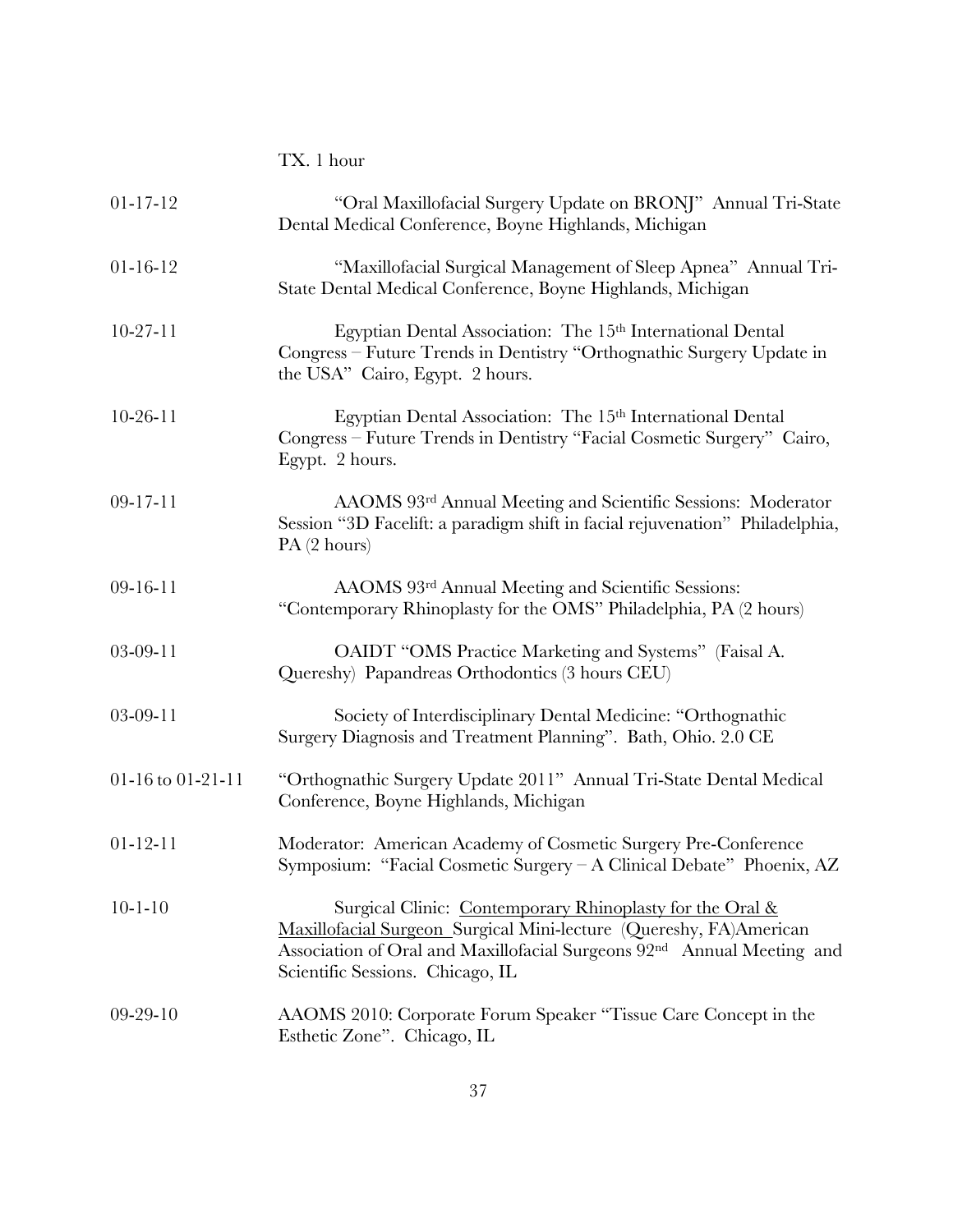TX. 1 hour

| | |
|---|---|
| 01-17-12 | "Oral Maxillofacial Surgery Update on BRONJ" Annual Tri-State Dental Medical Conference, Boyne Highlands, Michigan |
| 01-16-12 | "Maxillofacial Surgical Management of Sleep Apnea" Annual Tri-State Dental Medical Conference, Boyne Highlands, Michigan |
| 10-27-11 | Egyptian Dental Association: The 15th International Dental Congress – Future Trends in Dentistry "Orthognathic Surgery Update in the USA" Cairo, Egypt. 2 hours. |
| 10-26-11 | Egyptian Dental Association: The 15th International Dental Congress – Future Trends in Dentistry "Facial Cosmetic Surgery" Cairo, Egypt. 2 hours. |
| 09-17-11 | AAOMS 93rd Annual Meeting and Scientific Sessions: Moderator Session "3D Facelift: a paradigm shift in facial rejuvenation" Philadelphia, PA (2 hours) |
| 09-16-11 | AAOMS 93rd Annual Meeting and Scientific Sessions: "Contemporary Rhinoplasty for the OMS" Philadelphia, PA (2 hours) |
| 03-09-11 | OAIDT "OMS Practice Marketing and Systems" (Faisal A. Quereshy) Papandreas Orthodontics (3 hours CEU) |
| 03-09-11 | Society of Interdisciplinary Dental Medicine: "Orthognathic Surgery Diagnosis and Treatment Planning". Bath, Ohio. 2.0 CE |
| 01-16 to 01-21-11 | "Orthognathic Surgery Update 2011" Annual Tri-State Dental Medical Conference, Boyne Highlands, Michigan |
| 01-12-11 | Moderator: American Academy of Cosmetic Surgery Pre-Conference Symposium: "Facial Cosmetic Surgery – A Clinical Debate" Phoenix, AZ |
| 10-1-10 | Surgical Clinic: Contemporary Rhinoplasty for the Oral & Maxillofacial Surgeon Surgical Mini-lecture (Quereshy, FA) American Association of Oral and Maxillofacial Surgeons 92nd Annual Meeting and Scientific Sessions. Chicago, IL |
| 09-29-10 | AAOMS 2010: Corporate Forum Speaker "Tissue Care Concept in the Esthetic Zone". Chicago, IL |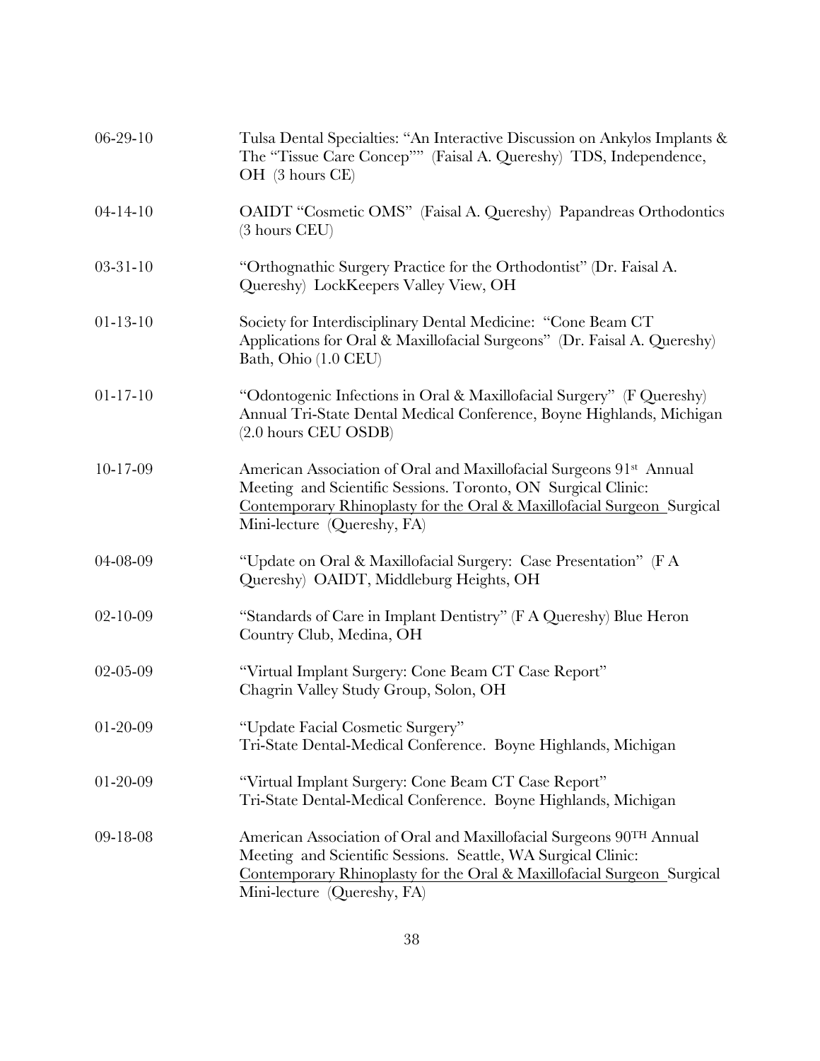| | |
|---|---|
| 06-29-10 | Tulsa Dental Specialties: "An Interactive Discussion on Ankylos Implants & The "Tissue Care Concep"" (Faisal A. Quereshy) TDS, Independence, OH (3 hours CE) |
| 04-14-10 | OAIDT "Cosmetic OMS" (Faisal A. Quereshy) Papandreas Orthodontics (3 hours CEU) |
| 03-31-10 | "Orthognathic Surgery Practice for the Orthodontist" (Dr. Faisal A. Quereshy) LockKeepers Valley View, OH |
| 01-13-10 | Society for Interdisciplinary Dental Medicine: "Cone Beam CT Applications for Oral & Maxillofacial Surgeons" (Dr. Faisal A. Quereshy) Bath, Ohio (1.0 CEU) |
| 01-17-10 | "Odontogenic Infections in Oral & Maxillofacial Surgery" (F Quereshy) Annual Tri-State Dental Medical Conference, Boyne Highlands, Michigan (2.0 hours CEU OSDB) |
| 10-17-09 | American Association of Oral and Maxillofacial Surgeons 91st Annual Meeting and Scientific Sessions. Toronto, ON Surgical Clinic: <u>Contemporary Rhinoplasty for the Oral & Maxillofacial Surgeon</u> Surgical Mini-lecture (Quereshy, FA) |
| 04-08-09 | "Update on Oral & Maxillofacial Surgery: Case Presentation" (F A Quereshy) OAIDT, Middleburg Heights, OH |
| 02-10-09 | "Standards of Care in Implant Dentistry" (F A Quereshy) Blue Heron Country Club, Medina, OH |
| 02-05-09 | "Virtual Implant Surgery: Cone Beam CT Case Report" Chagrin Valley Study Group, Solon, OH |
| 01-20-09 | "Update Facial Cosmetic Surgery" Tri-State Dental-Medical Conference. Boyne Highlands, Michigan |
| 01-20-09 | "Virtual Implant Surgery: Cone Beam CT Case Report" Tri-State Dental-Medical Conference. Boyne Highlands, Michigan |
| 09-18-08 | American Association of Oral and Maxillofacial Surgeons 90TH Annual Meeting and Scientific Sessions. Seattle, WA Surgical Clinic: <u>Contemporary Rhinoplasty for the Oral & Maxillofacial Surgeon</u> Surgical Mini-lecture (Quereshy, FA) |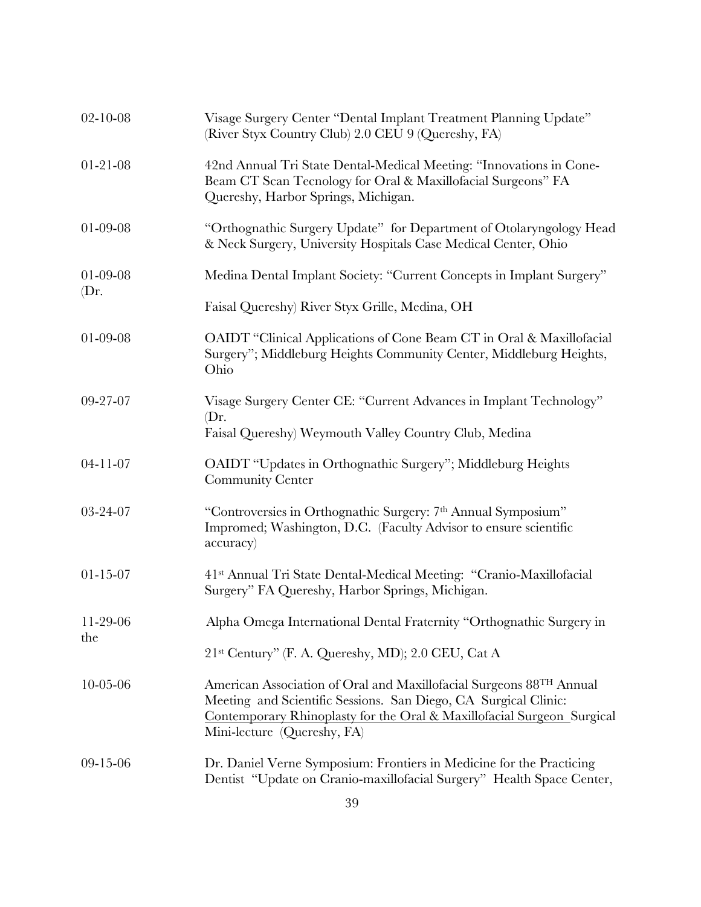| | |
|---|---|
| 02-10-08 | Visage Surgery Center "Dental Implant Treatment Planning Update" (River Styx Country Club) 2.0 CEU 9 (Quereshy, FA) |
| 01-21-08 | 42nd Annual Tri State Dental-Medical Meeting: "Innovations in Cone-Beam CT Scan Tecnology for Oral & Maxillofacial Surgeons" FA Quereshy, Harbor Springs, Michigan. |
| 01-09-08 | "Orthognathic Surgery Update" for Department of Otolaryngology Head & Neck Surgery, University Hospitals Case Medical Center, Ohio |
| 01-09-08 (Dr. | Medina Dental Implant Society: "Current Concepts in Implant Surgery" Faisal Quereshy) River Styx Grille, Medina, OH |
| 01-09-08 | OAIDT "Clinical Applications of Cone Beam CT in Oral & Maxillofacial Surgery"; Middleburg Heights Community Center, Middleburg Heights, Ohio |
| 09-27-07 | Visage Surgery Center CE: "Current Advances in Implant Technology" (Dr. Faisal Quereshy) Weymouth Valley Country Club, Medina |
| 04-11-07 | OAIDT "Updates in Orthognathic Surgery"; Middleburg Heights Community Center |
| 03-24-07 | "Controversies in Orthognathic Surgery: 7th Annual Symposium" Impromed; Washington, D.C. (Faculty Advisor to ensure scientific accuracy) |
| 01-15-07 | 41st Annual Tri State Dental-Medical Meeting: "Cranio-Maxillofacial Surgery" FA Quereshy, Harbor Springs, Michigan. |
| 11-29-06 the | Alpha Omega International Dental Fraternity "Orthognathic Surgery in 21st Century" (F. A. Quereshy, MD); 2.0 CEU, Cat A |
| 10-05-06 | American Association of Oral and Maxillofacial Surgeons 88TH Annual Meeting and Scientific Sessions. San Diego, CA Surgical Clinic: Contemporary Rhinoplasty for the Oral & Maxillofacial Surgeon Surgical Mini-lecture (Quereshy, FA) |
| 09-15-06 | Dr. Daniel Verne Symposium: Frontiers in Medicine for the Practicing Dentist "Update on Cranio-maxillofacial Surgery" Health Space Center, |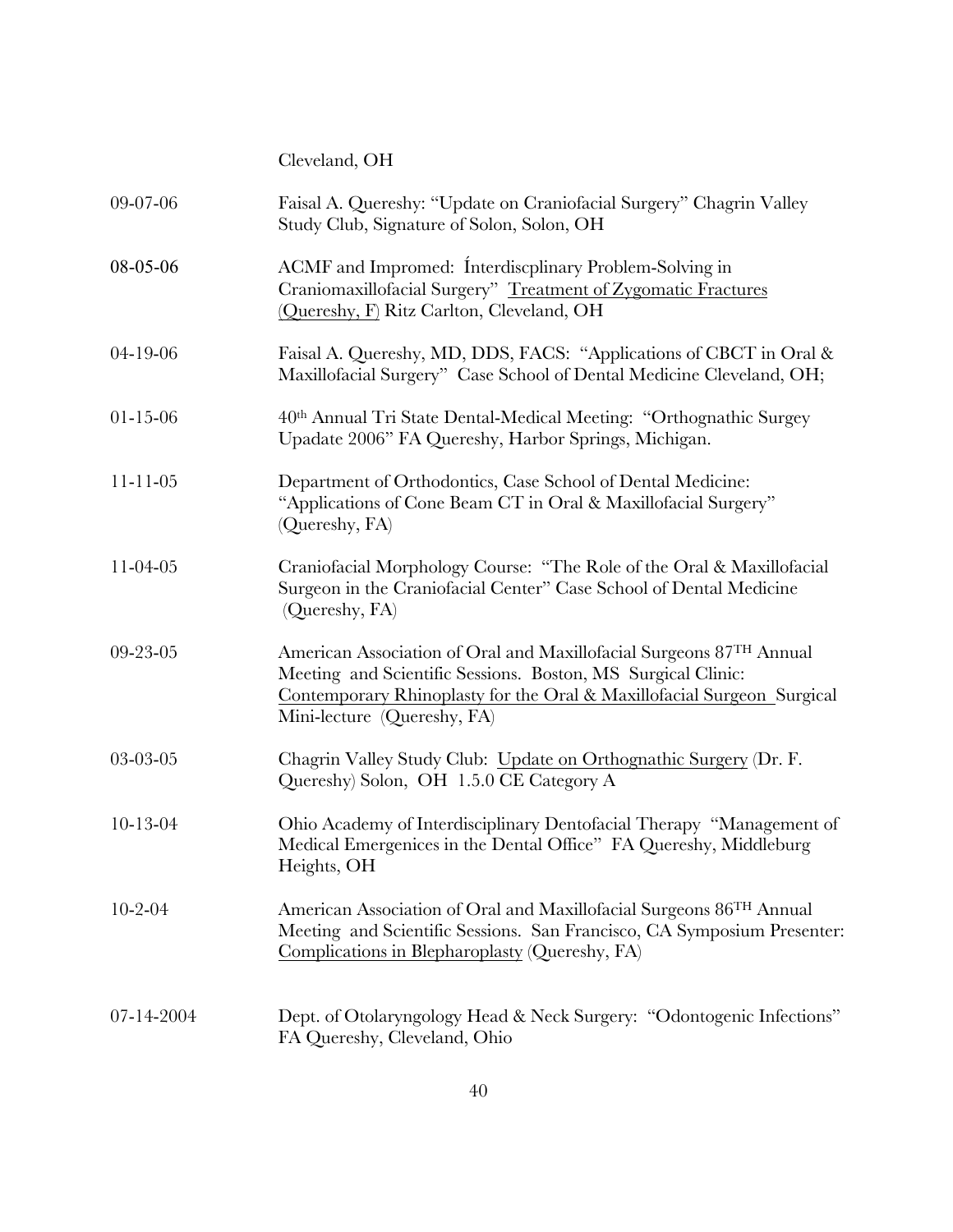Cleveland, OH

| | |
|---|---|
| 09-07-06 | Faisal A. Quereshy: "Update on Craniofacial Surgery" Chagrin Valley Study Club, Signature of Solon, Solon, OH |
| 08-05-06 | ACMF and Impromed: Ínterdiscplinary Problem-Solving in Craniomaxillofacial Surgery" <u>Treatment of Zygomatic Fractures (Quereshy, F)</u> Ritz Carlton, Cleveland, OH |
| 04-19-06 | Faisal A. Quereshy, MD, DDS, FACS: "Applications of CBCT in Oral & Maxillofacial Surgery" Case School of Dental Medicine Cleveland, OH; |
| 01-15-06 | 40th Annual Tri State Dental-Medical Meeting: "Orthognathic Surgey Upadate 2006" FA Quereshy, Harbor Springs, Michigan. |
| 11-11-05 | Department of Orthodontics, Case School of Dental Medicine: "Applications of Cone Beam CT in Oral & Maxillofacial Surgery" (Quereshy, FA) |
| 11-04-05 | Craniofacial Morphology Course: "The Role of the Oral & Maxillofacial Surgeon in the Craniofacial Center" Case School of Dental Medicine (Quereshy, FA) |
| 09-23-05 | American Association of Oral and Maxillofacial Surgeons 87TH Annual Meeting and Scientific Sessions. Boston, MS Surgical Clinic: <u>Contemporary Rhinoplasty for the Oral & Maxillofacial Surgeon</u> Surgical Mini-lecture (Quereshy, FA) |
| 03-03-05 | Chagrin Valley Study Club: <u>Update on Orthognathic Surgery</u> (Dr. F. Quereshy) Solon, OH 1.5.0 CE Category A |
| 10-13-04 | Ohio Academy of Interdisciplinary Dentofacial Therapy "Management of Medical Emergenices in the Dental Office" FA Quereshy, Middleburg Heights, OH |
| 10-2-04 | American Association of Oral and Maxillofacial Surgeons 86TH Annual Meeting and Scientific Sessions. San Francisco, CA Symposium Presenter: <u>Complications in Blepharoplasty</u> (Quereshy, FA) |
| 07-14-2004 | Dept. of Otolaryngology Head & Neck Surgery: "Odontogenic Infections" FA Quereshy, Cleveland, Ohio |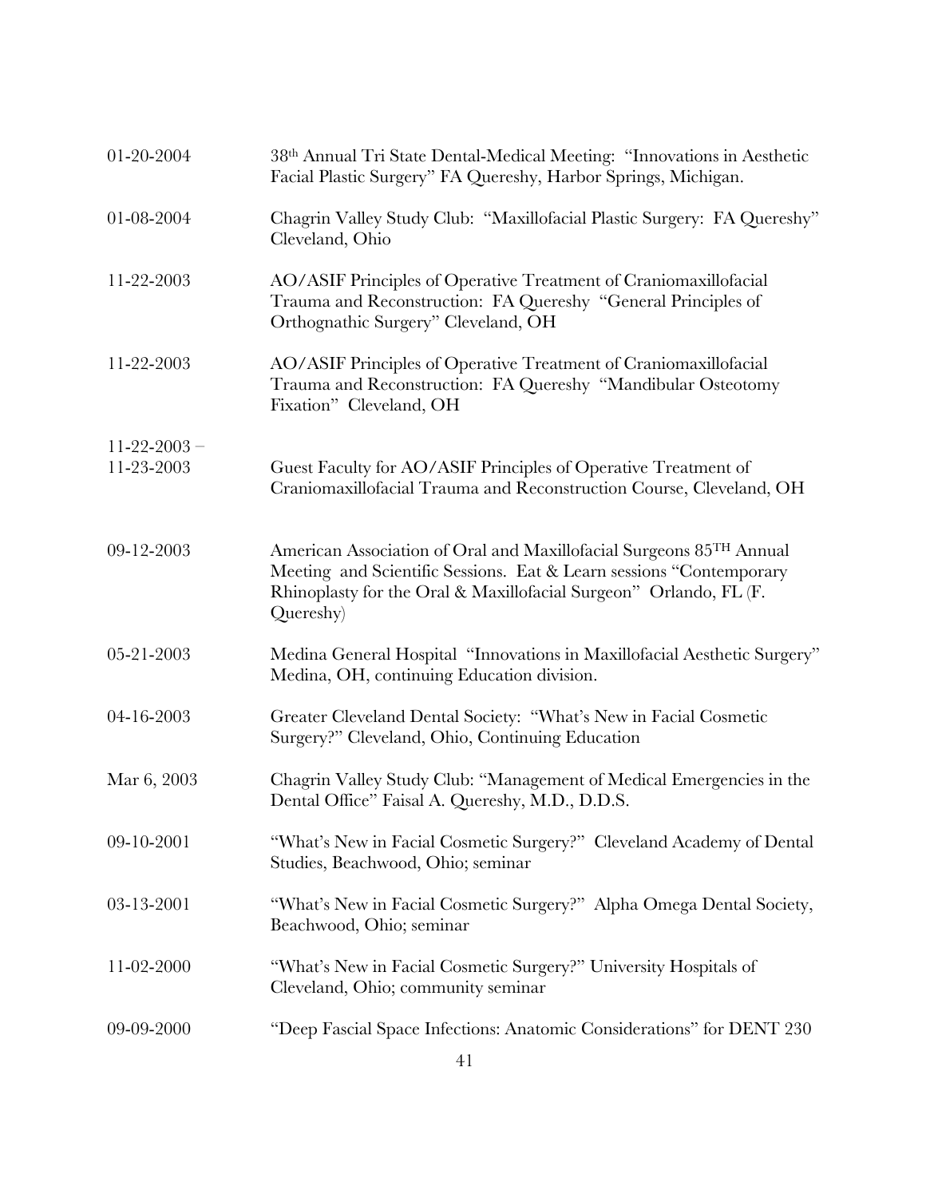| | |
|---|---|
| 01-20-2004 | 38th Annual Tri State Dental-Medical Meeting: "Innovations in Aesthetic Facial Plastic Surgery" FA Quereshy, Harbor Springs, Michigan. |
| 01-08-2004 | Chagrin Valley Study Club: "Maxillofacial Plastic Surgery: FA Quereshy" Cleveland, Ohio |
| 11-22-2003 | AO/ASIF Principles of Operative Treatment of Craniomaxillofacial Trauma and Reconstruction: FA Quereshy "General Principles of Orthognathic Surgery" Cleveland, OH |
| 11-22-2003 | AO/ASIF Principles of Operative Treatment of Craniomaxillofacial Trauma and Reconstruction: FA Quereshy "Mandibular Osteotomy Fixation" Cleveland, OH |
| 11-22-2003 – 11-23-2003 | Guest Faculty for AO/ASIF Principles of Operative Treatment of Craniomaxillofacial Trauma and Reconstruction Course, Cleveland, OH |
| 09-12-2003 | American Association of Oral and Maxillofacial Surgeons 85TH Annual Meeting and Scientific Sessions. Eat & Learn sessions "Contemporary Rhinoplasty for the Oral & Maxillofacial Surgeon" Orlando, FL (F. Quereshy) |
| 05-21-2003 | Medina General Hospital "Innovations in Maxillofacial Aesthetic Surgery" Medina, OH, continuing Education division. |
| 04-16-2003 | Greater Cleveland Dental Society: "What's New in Facial Cosmetic Surgery?" Cleveland, Ohio, Continuing Education |
| Mar 6, 2003 | Chagrin Valley Study Club: "Management of Medical Emergencies in the Dental Office" Faisal A. Quereshy, M.D., D.D.S. |
| 09-10-2001 | "What's New in Facial Cosmetic Surgery?" Cleveland Academy of Dental Studies, Beachwood, Ohio; seminar |
| 03-13-2001 | "What's New in Facial Cosmetic Surgery?" Alpha Omega Dental Society, Beachwood, Ohio; seminar |
| 11-02-2000 | "What's New in Facial Cosmetic Surgery?" University Hospitals of Cleveland, Ohio; community seminar |
| 09-09-2000 | "Deep Fascial Space Infections: Anatomic Considerations" for DENT 230 |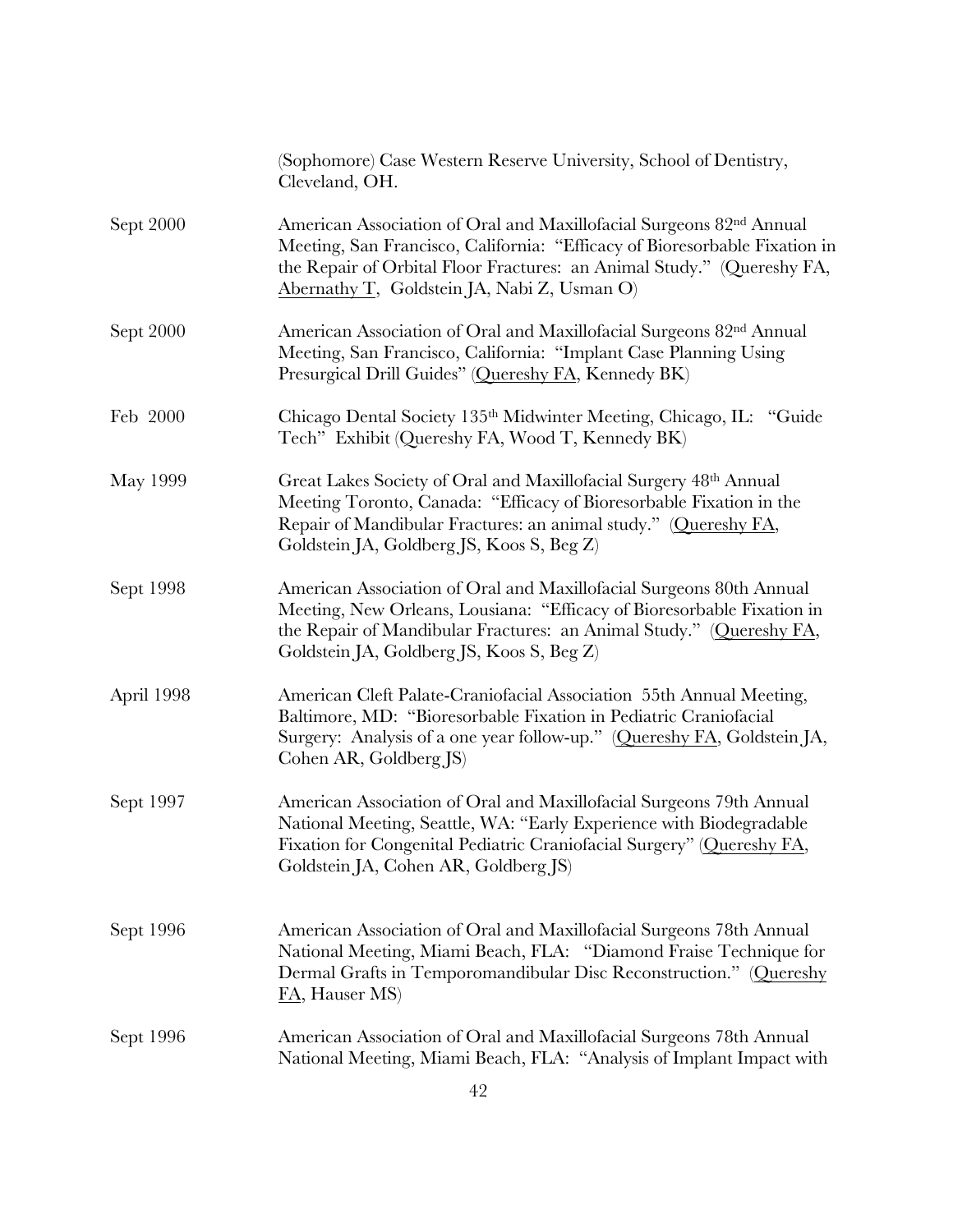(Sophomore) Case Western Reserve University, School of Dentistry, Cleveland, OH.

Sept 2000 — American Association of Oral and Maxillofacial Surgeons 82nd Annual Meeting, San Francisco, California: "Efficacy of Bioresorbable Fixation in the Repair of Orbital Floor Fractures: an Animal Study." (Quereshy FA, <u>Abernathy T</u>, Goldstein JA, Nabi Z, Usman O)

Sept 2000 — American Association of Oral and Maxillofacial Surgeons 82nd Annual Meeting, San Francisco, California: "Implant Case Planning Using Presurgical Drill Guides" (<u>Quereshy FA</u>, Kennedy BK)

Feb 2000 — Chicago Dental Society 135th Midwinter Meeting, Chicago, IL: "Guide Tech" Exhibit (Quereshy FA, Wood T, Kennedy BK)

May 1999 — Great Lakes Society of Oral and Maxillofacial Surgery 48th Annual Meeting Toronto, Canada: "Efficacy of Bioresorbable Fixation in the Repair of Mandibular Fractures: an animal study." (<u>Quereshy FA</u>, Goldstein JA, Goldberg JS, Koos S, Beg Z)

Sept 1998 — American Association of Oral and Maxillofacial Surgeons 80th Annual Meeting, New Orleans, Lousiana: "Efficacy of Bioresorbable Fixation in the Repair of Mandibular Fractures: an Animal Study." (<u>Quereshy FA</u>, Goldstein JA, Goldberg JS, Koos S, Beg Z)

April 1998 — American Cleft Palate-Craniofacial Association 55th Annual Meeting, Baltimore, MD: "Bioresorbable Fixation in Pediatric Craniofacial Surgery: Analysis of a one year follow-up." (<u>Quereshy FA</u>, Goldstein JA, Cohen AR, Goldberg JS)

Sept 1997 — American Association of Oral and Maxillofacial Surgeons 79th Annual National Meeting, Seattle, WA: "Early Experience with Biodegradable Fixation for Congenital Pediatric Craniofacial Surgery" (<u>Quereshy FA</u>, Goldstein JA, Cohen AR, Goldberg JS)

Sept 1996 — American Association of Oral and Maxillofacial Surgeons 78th Annual National Meeting, Miami Beach, FLA: "Diamond Fraise Technique for Dermal Grafts in Temporomandibular Disc Reconstruction." (<u>Quereshy FA</u>, Hauser MS)

Sept 1996 — American Association of Oral and Maxillofacial Surgeons 78th Annual National Meeting, Miami Beach, FLA: "Analysis of Implant Impact with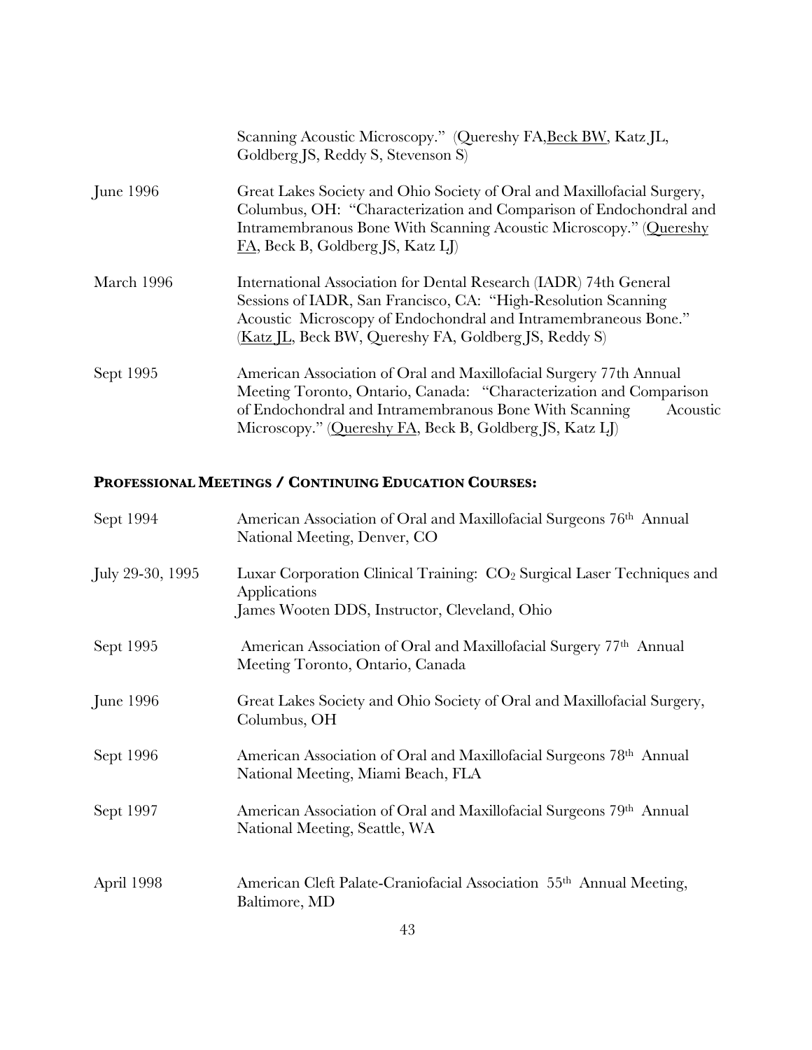| | |
|---|---|
| | Scanning Acoustic Microscopy." (Quereshy FA,<u>Beck BW</u>, Katz JL, Goldberg JS, Reddy S, Stevenson S) |
| June 1996 | Great Lakes Society and Ohio Society of Oral and Maxillofacial Surgery, Columbus, OH: "Characterization and Comparison of Endochondral and Intramembranous Bone With Scanning Acoustic Microscopy." (<u>Quereshy FA</u>, Beck B, Goldberg JS, Katz LJ) |
| March 1996 | International Association for Dental Research (IADR) 74th General Sessions of IADR, San Francisco, CA: "High-Resolution Scanning Acoustic Microscopy of Endochondral and Intramembraneous Bone." (<u>Katz JL</u>, Beck BW, Quereshy FA, Goldberg JS, Reddy S) |
| Sept 1995 | American Association of Oral and Maxillofacial Surgery 77th Annual Meeting Toronto, Ontario, Canada: "Characterization and Comparison of Endochondral and Intramembranous Bone With Scanning Acoustic Microscopy." (<u>Quereshy FA</u>, Beck B, Goldberg JS, Katz LJ) |

## **PROFESSIONAL MEETINGS / CONTINUING EDUCATION COURSES:**

| | |
|---|---|
| Sept 1994 | American Association of Oral and Maxillofacial Surgeons 76th Annual National Meeting, Denver, CO |
| July 29-30, 1995 | Luxar Corporation Clinical Training: $CO_2$ Surgical Laser Techniques and Applications<br>James Wooten DDS, Instructor, Cleveland, Ohio |
| Sept 1995 | American Association of Oral and Maxillofacial Surgery 77th Annual Meeting Toronto, Ontario, Canada |
| June 1996 | Great Lakes Society and Ohio Society of Oral and Maxillofacial Surgery, Columbus, OH |
| Sept 1996 | American Association of Oral and Maxillofacial Surgeons 78th Annual National Meeting, Miami Beach, FLA |
| Sept 1997 | American Association of Oral and Maxillofacial Surgeons 79th Annual National Meeting, Seattle, WA |
| April 1998 | American Cleft Palate-Craniofacial Association 55th Annual Meeting, Baltimore, MD |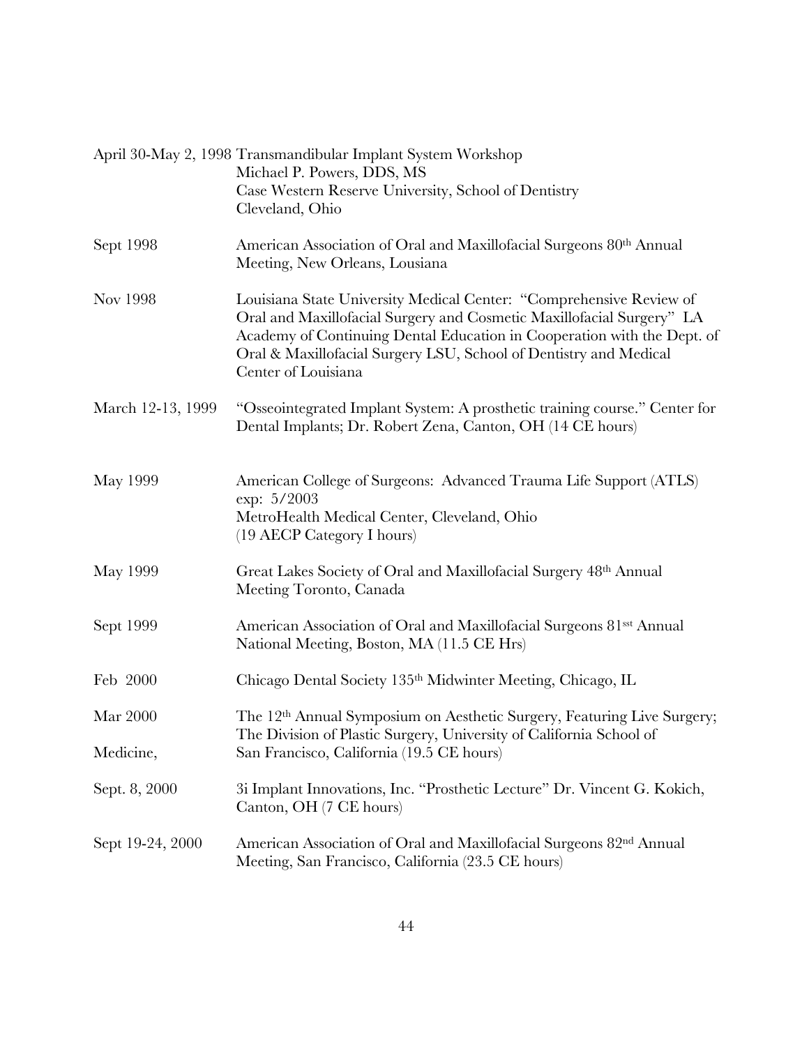April 30-May 2, 1998 Transmandibular Implant System Workshop
Michael P. Powers, DDS, MS
Case Western Reserve University, School of Dentistry
Cleveland, Ohio

Sept 1998 — American Association of Oral and Maxillofacial Surgeons 80th Annual Meeting, New Orleans, Lousiana

Nov 1998 — Louisiana State University Medical Center: "Comprehensive Review of Oral and Maxillofacial Surgery and Cosmetic Maxillofacial Surgery" LA Academy of Continuing Dental Education in Cooperation with the Dept. of Oral & Maxillofacial Surgery LSU, School of Dentistry and Medical Center of Louisiana

March 12-13, 1999 — "Osseointegrated Implant System: A prosthetic training course." Center for Dental Implants; Dr. Robert Zena, Canton, OH (14 CE hours)

May 1999 — American College of Surgeons: Advanced Trauma Life Support (ATLS) exp: 5/2003
MetroHealth Medical Center, Cleveland, Ohio
(19 AECP Category I hours)

May 1999 — Great Lakes Society of Oral and Maxillofacial Surgery 48th Annual Meeting Toronto, Canada

Sept 1999 — American Association of Oral and Maxillofacial Surgeons 81sst Annual National Meeting, Boston, MA (11.5 CE Hrs)

Feb 2000 — Chicago Dental Society 135th Midwinter Meeting, Chicago, IL

Mar 2000 — The 12th Annual Symposium on Aesthetic Surgery, Featuring Live Surgery; The Division of Plastic Surgery, University of California School of Medicine, San Francisco, California (19.5 CE hours)

Sept. 8, 2000 — 3i Implant Innovations, Inc. "Prosthetic Lecture" Dr. Vincent G. Kokich, Canton, OH (7 CE hours)

Sept 19-24, 2000 — American Association of Oral and Maxillofacial Surgeons 82nd Annual Meeting, San Francisco, California (23.5 CE hours)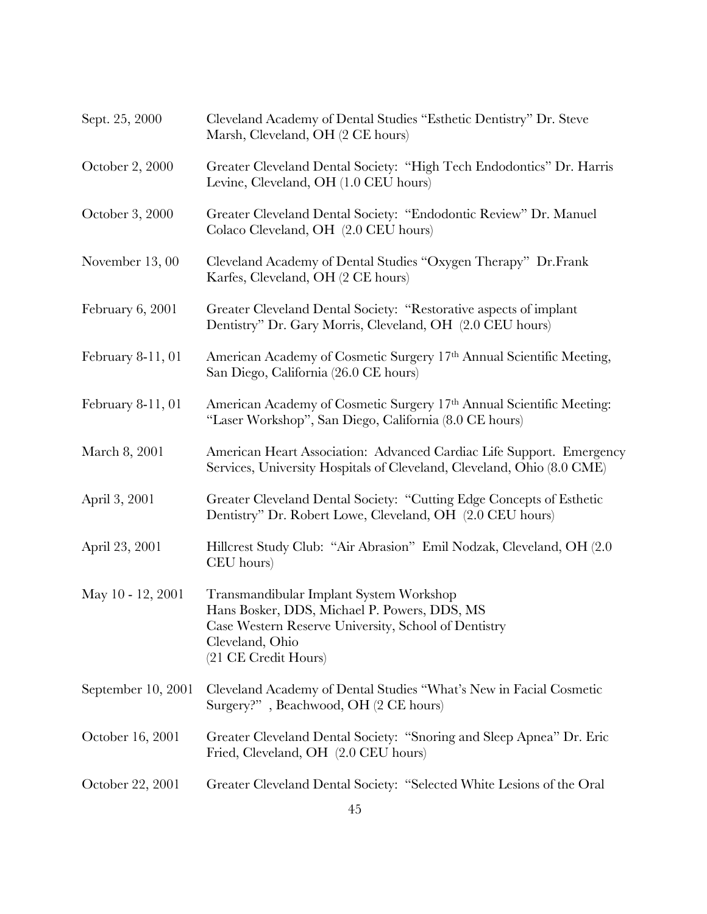Sept. 25, 2000 Cleveland Academy of Dental Studies "Esthetic Dentistry" Dr. Steve Marsh, Cleveland, OH (2 CE hours)

October 2, 2000 Greater Cleveland Dental Society: "High Tech Endodontics" Dr. Harris Levine, Cleveland, OH (1.0 CEU hours)

October 3, 2000 Greater Cleveland Dental Society: "Endodontic Review" Dr. Manuel Colaco Cleveland, OH (2.0 CEU hours)

November 13, 00 Cleveland Academy of Dental Studies "Oxygen Therapy" Dr.Frank Karfes, Cleveland, OH (2 CE hours)

February 6, 2001 Greater Cleveland Dental Society: "Restorative aspects of implant Dentistry" Dr. Gary Morris, Cleveland, OH (2.0 CEU hours)

February 8-11, 01 American Academy of Cosmetic Surgery 17th Annual Scientific Meeting, San Diego, California (26.0 CE hours)

February 8-11, 01 American Academy of Cosmetic Surgery 17th Annual Scientific Meeting: "Laser Workshop", San Diego, California (8.0 CE hours)

March 8, 2001 American Heart Association: Advanced Cardiac Life Support. Emergency Services, University Hospitals of Cleveland, Cleveland, Ohio (8.0 CME)

April 3, 2001 Greater Cleveland Dental Society: "Cutting Edge Concepts of Esthetic Dentistry" Dr. Robert Lowe, Cleveland, OH (2.0 CEU hours)

April 23, 2001 Hillcrest Study Club: "Air Abrasion" Emil Nodzak, Cleveland, OH (2.0 CEU hours)

May 10 - 12, 2001 Transmandibular Implant System Workshop
Hans Bosker, DDS, Michael P. Powers, DDS, MS
Case Western Reserve University, School of Dentistry
Cleveland, Ohio
(21 CE Credit Hours)

September 10, 2001 Cleveland Academy of Dental Studies "What's New in Facial Cosmetic Surgery?" , Beachwood, OH (2 CE hours)

October 16, 2001 Greater Cleveland Dental Society: "Snoring and Sleep Apnea" Dr. Eric Fried, Cleveland, OH (2.0 CEU hours)

October 22, 2001 Greater Cleveland Dental Society: "Selected White Lesions of the Oral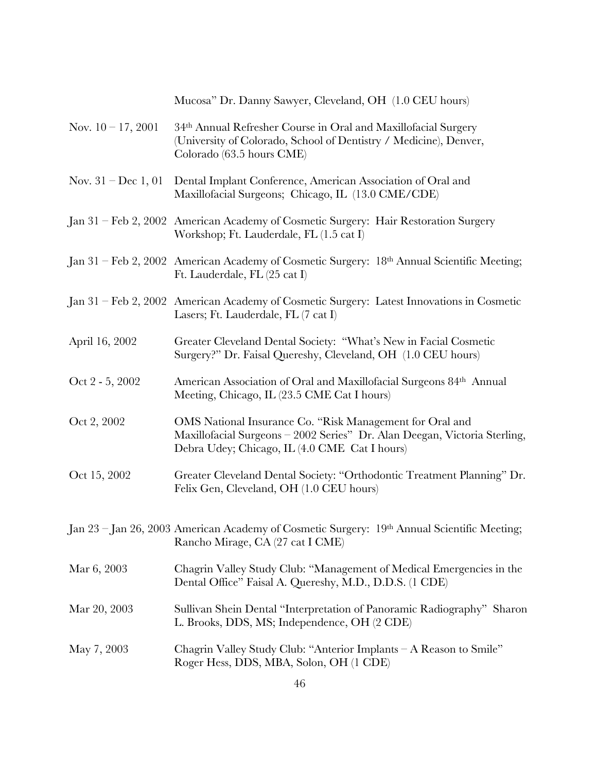Mucosa" Dr. Danny Sawyer, Cleveland, OH (1.0 CEU hours)

| | |
|---|---|
| Nov. 10 – 17, 2001 | 34th Annual Refresher Course in Oral and Maxillofacial Surgery (University of Colorado, School of Dentistry / Medicine), Denver, Colorado (63.5 hours CME) |
| Nov. 31 – Dec 1, 01 | Dental Implant Conference, American Association of Oral and Maxillofacial Surgeons; Chicago, IL (13.0 CME/CDE) |
| Jan 31 – Feb 2, 2002 | American Academy of Cosmetic Surgery: Hair Restoration Surgery Workshop; Ft. Lauderdale, FL (1.5 cat I) |
| Jan 31 – Feb 2, 2002 | American Academy of Cosmetic Surgery: 18th Annual Scientific Meeting; Ft. Lauderdale, FL (25 cat I) |
| Jan 31 – Feb 2, 2002 | American Academy of Cosmetic Surgery: Latest Innovations in Cosmetic Lasers; Ft. Lauderdale, FL (7 cat I) |
| April 16, 2002 | Greater Cleveland Dental Society: "What's New in Facial Cosmetic Surgery?" Dr. Faisal Quereshy, Cleveland, OH (1.0 CEU hours) |
| Oct 2 - 5, 2002 | American Association of Oral and Maxillofacial Surgeons 84th Annual Meeting, Chicago, IL (23.5 CME Cat I hours) |
| Oct 2, 2002 | OMS National Insurance Co. "Risk Management for Oral and Maxillofacial Surgeons – 2002 Series" Dr. Alan Deegan, Victoria Sterling, Debra Udey; Chicago, IL (4.0 CME Cat I hours) |
| Oct 15, 2002 | Greater Cleveland Dental Society: "Orthodontic Treatment Planning" Dr. Felix Gen, Cleveland, OH (1.0 CEU hours) |
| Jan 23 – Jan 26, 2003 | American Academy of Cosmetic Surgery: 19th Annual Scientific Meeting; Rancho Mirage, CA (27 cat I CME) |
| Mar 6, 2003 | Chagrin Valley Study Club: "Management of Medical Emergencies in the Dental Office" Faisal A. Quereshy, M.D., D.D.S. (1 CDE) |
| Mar 20, 2003 | Sullivan Shein Dental "Interpretation of Panoramic Radiography" Sharon L. Brooks, DDS, MS; Independence, OH (2 CDE) |
| May 7, 2003 | Chagrin Valley Study Club: "Anterior Implants – A Reason to Smile" Roger Hess, DDS, MBA, Solon, OH (1 CDE) |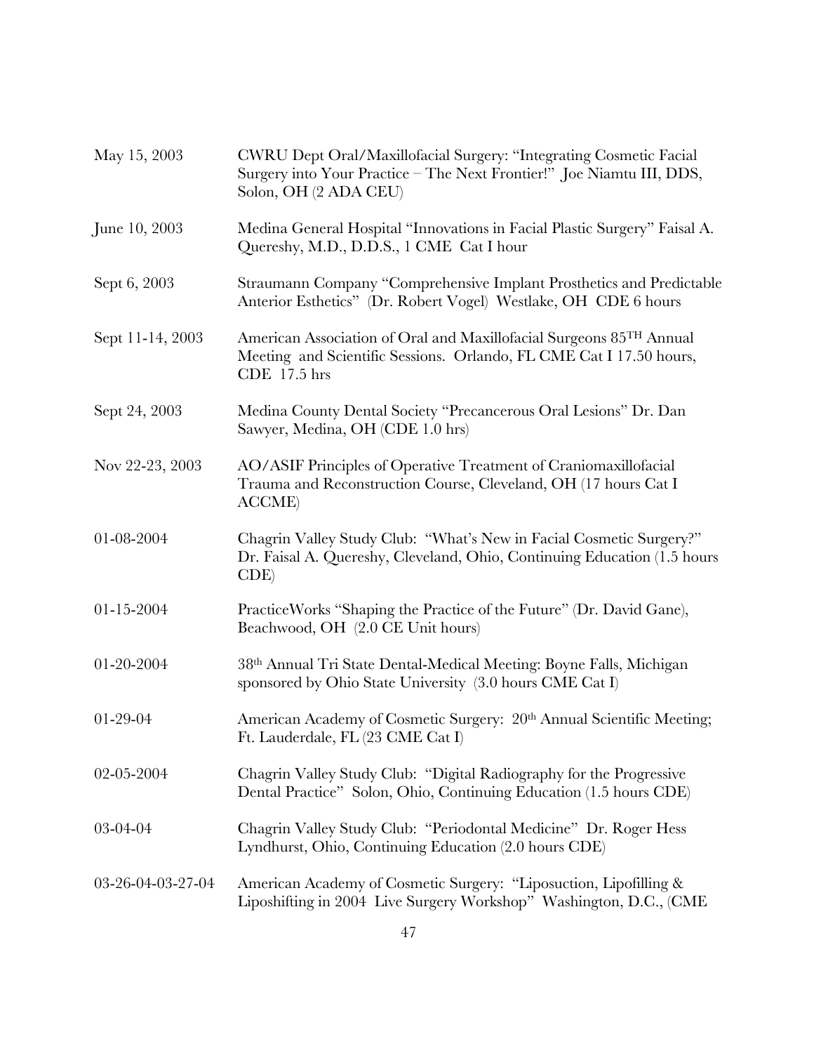| | |
|---|---|
| May 15, 2003 | CWRU Dept Oral/Maxillofacial Surgery: "Integrating Cosmetic Facial Surgery into Your Practice – The Next Frontier!" Joe Niamtu III, DDS, Solon, OH (2 ADA CEU) |
| June 10, 2003 | Medina General Hospital "Innovations in Facial Plastic Surgery" Faisal A. Quereshy, M.D., D.D.S., 1 CME Cat I hour |
| Sept 6, 2003 | Straumann Company "Comprehensive Implant Prosthetics and Predictable Anterior Esthetics" (Dr. Robert Vogel) Westlake, OH CDE 6 hours |
| Sept 11-14, 2003 | American Association of Oral and Maxillofacial Surgeons 85TH Annual Meeting and Scientific Sessions. Orlando, FL CME Cat I 17.50 hours, CDE 17.5 hrs |
| Sept 24, 2003 | Medina County Dental Society "Precancerous Oral Lesions" Dr. Dan Sawyer, Medina, OH (CDE 1.0 hrs) |
| Nov 22-23, 2003 | AO/ASIF Principles of Operative Treatment of Craniomaxillofacial Trauma and Reconstruction Course, Cleveland, OH (17 hours Cat I ACCME) |
| 01-08-2004 | Chagrin Valley Study Club: "What's New in Facial Cosmetic Surgery?" Dr. Faisal A. Quereshy, Cleveland, Ohio, Continuing Education (1.5 hours CDE) |
| 01-15-2004 | PracticeWorks "Shaping the Practice of the Future" (Dr. David Gane), Beachwood, OH (2.0 CE Unit hours) |
| 01-20-2004 | 38th Annual Tri State Dental-Medical Meeting: Boyne Falls, Michigan sponsored by Ohio State University (3.0 hours CME Cat I) |
| 01-29-04 | American Academy of Cosmetic Surgery: 20th Annual Scientific Meeting; Ft. Lauderdale, FL (23 CME Cat I) |
| 02-05-2004 | Chagrin Valley Study Club: "Digital Radiography for the Progressive Dental Practice" Solon, Ohio, Continuing Education (1.5 hours CDE) |
| 03-04-04 | Chagrin Valley Study Club: "Periodontal Medicine" Dr. Roger Hess Lyndhurst, Ohio, Continuing Education (2.0 hours CDE) |
| 03-26-04-03-27-04 | American Academy of Cosmetic Surgery: "Liposuction, Lipofilling & Liposhifting in 2004 Live Surgery Workshop" Washington, D.C., (CME |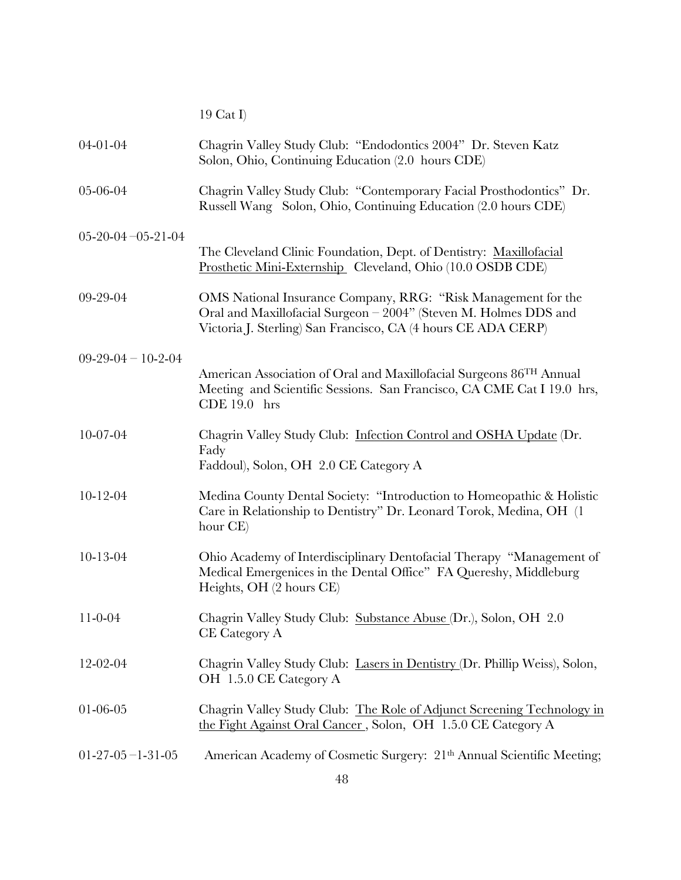19 Cat I)

| | |
|---|---|
| 04-01-04 | Chagrin Valley Study Club: "Endodontics 2004" Dr. Steven Katz Solon, Ohio, Continuing Education (2.0 hours CDE) |
| 05-06-04 | Chagrin Valley Study Club: "Contemporary Facial Prosthodontics" Dr. Russell Wang Solon, Ohio, Continuing Education (2.0 hours CDE) |
| 05-20-04 –05-21-04 | The Cleveland Clinic Foundation, Dept. of Dentistry: <u>Maxillofacial Prosthetic Mini-Externship</u> Cleveland, Ohio (10.0 OSDB CDE) |
| 09-29-04 | OMS National Insurance Company, RRG: "Risk Management for the Oral and Maxillofacial Surgeon – 2004" (Steven M. Holmes DDS and Victoria J. Sterling) San Francisco, CA (4 hours CE ADA CERP) |
| 09-29-04 – 10-2-04 | American Association of Oral and Maxillofacial Surgeons 86TH Annual Meeting and Scientific Sessions. San Francisco, CA CME Cat I 19.0 hrs, CDE 19.0 hrs |
| 10-07-04 | Chagrin Valley Study Club: <u>Infection Control and OSHA Update</u> (Dr. Fady Faddoul), Solon, OH 2.0 CE Category A |
| 10-12-04 | Medina County Dental Society: "Introduction to Homeopathic & Holistic Care in Relationship to Dentistry" Dr. Leonard Torok, Medina, OH (1 hour CE) |
| 10-13-04 | Ohio Academy of Interdisciplinary Dentofacial Therapy "Management of Medical Emergenices in the Dental Office" FA Quereshy, Middleburg Heights, OH (2 hours CE) |
| 11-0-04 | Chagrin Valley Study Club: <u>Substance Abuse</u> (Dr.), Solon, OH 2.0 CE Category A |
| 12-02-04 | Chagrin Valley Study Club: <u>Lasers in Dentistry</u> (Dr. Phillip Weiss), Solon, OH 1.5.0 CE Category A |
| 01-06-05 | Chagrin Valley Study Club: <u>The Role of Adjunct Screening Technology in the Fight Against Oral Cancer</u>, Solon, OH 1.5.0 CE Category A |
| 01-27-05 –1-31-05 | American Academy of Cosmetic Surgery: 21th Annual Scientific Meeting; |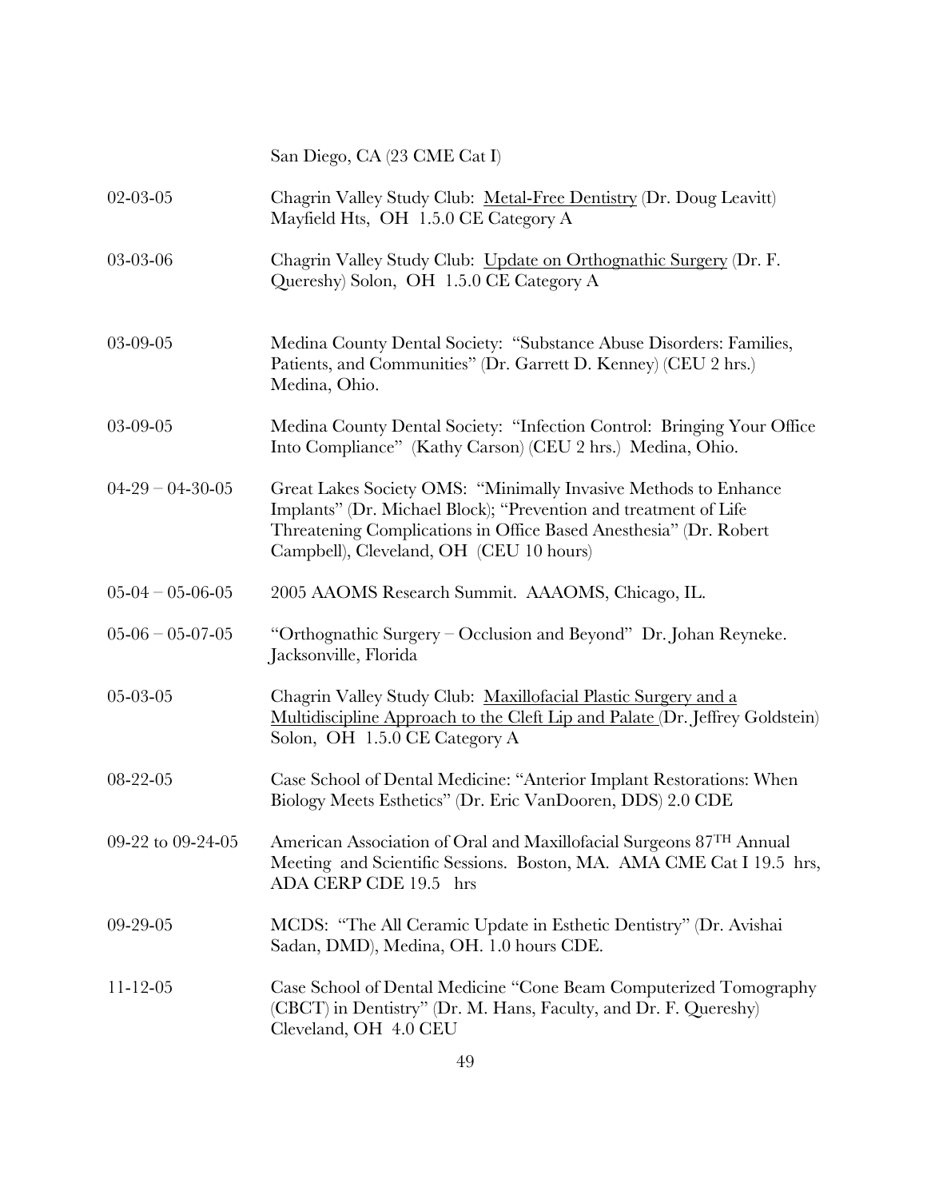| | San Diego, CA (23 CME Cat I) |
|---|---|
| 02-03-05 | Chagrin Valley Study Club: <u>Metal-Free Dentistry</u> (Dr. Doug Leavitt) Mayfield Hts, OH 1.5.0 CE Category A |
| 03-03-06 | Chagrin Valley Study Club: <u>Update on Orthognathic Surgery</u> (Dr. F. Quereshy) Solon, OH 1.5.0 CE Category A |
| 03-09-05 | Medina County Dental Society: "Substance Abuse Disorders: Families, Patients, and Communities" (Dr. Garrett D. Kenney) (CEU 2 hrs.) Medina, Ohio. |
| 03-09-05 | Medina County Dental Society: "Infection Control: Bringing Your Office Into Compliance" (Kathy Carson) (CEU 2 hrs.) Medina, Ohio. |
| 04-29 – 04-30-05 | Great Lakes Society OMS: "Minimally Invasive Methods to Enhance Implants" (Dr. Michael Block); "Prevention and treatment of Life Threatening Complications in Office Based Anesthesia" (Dr. Robert Campbell), Cleveland, OH (CEU 10 hours) |
| 05-04 – 05-06-05 | 2005 AAOMS Research Summit. AAAOMS, Chicago, IL. |
| 05-06 – 05-07-05 | "Orthognathic Surgery – Occlusion and Beyond" Dr. Johan Reyneke. Jacksonville, Florida |
| 05-03-05 | Chagrin Valley Study Club: <u>Maxillofacial Plastic Surgery and a Multidiscipline Approach to the Cleft Lip and Palate</u> (Dr. Jeffrey Goldstein) Solon, OH 1.5.0 CE Category A |
| 08-22-05 | Case School of Dental Medicine: "Anterior Implant Restorations: When Biology Meets Esthetics" (Dr. Eric VanDooren, DDS) 2.0 CDE |
| 09-22 to 09-24-05 | American Association of Oral and Maxillofacial Surgeons 87TH Annual Meeting and Scientific Sessions. Boston, MA. AMA CME Cat I 19.5 hrs, ADA CERP CDE 19.5 hrs |
| 09-29-05 | MCDS: "The All Ceramic Update in Esthetic Dentistry" (Dr. Avishai Sadan, DMD), Medina, OH. 1.0 hours CDE. |
| 11-12-05 | Case School of Dental Medicine "Cone Beam Computerized Tomography (CBCT) in Dentistry" (Dr. M. Hans, Faculty, and Dr. F. Quereshy) Cleveland, OH 4.0 CEU |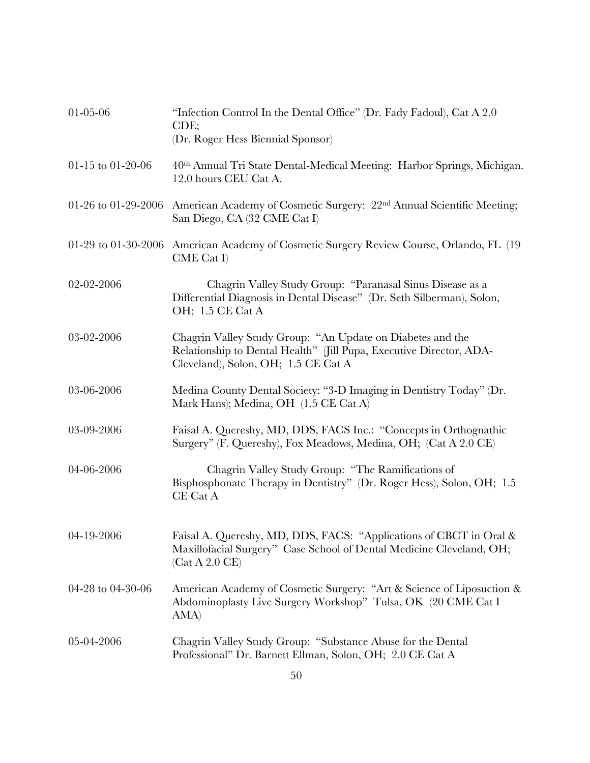| | |
|---|---|
| 01-05-06 | "Infection Control In the Dental Office" (Dr. Fady Fadoul), Cat A 2.0 CDE; (Dr. Roger Hess Biennial Sponsor) |
| 01-15 to 01-20-06 | 40th Annual Tri State Dental-Medical Meeting: Harbor Springs, Michigan. 12.0 hours CEU Cat A. |
| 01-26 to 01-29-2006 | American Academy of Cosmetic Surgery: 22nd Annual Scientific Meeting; San Diego, CA (32 CME Cat I) |
| 01-29 to 01-30-2006 | American Academy of Cosmetic Surgery Review Course, Orlando, FL (19 CME Cat I) |
| 02-02-2006 | Chagrin Valley Study Group: "Paranasal Sinus Disease as a Differential Diagnosis in Dental Disease" (Dr. Seth Silberman), Solon, OH; 1.5 CE Cat A |
| 03-02-2006 | Chagrin Valley Study Group: "An Update on Diabetes and the Relationship to Dental Health" (Jill Pupa, Executive Director, ADA-Cleveland), Solon, OH; 1.5 CE Cat A |
| 03-06-2006 | Medina County Dental Society: "3-D Imaging in Dentistry Today" (Dr. Mark Hans); Medina, OH (1.5 CE Cat A) |
| 03-09-2006 | Faisal A. Quereshy, MD, DDS, FACS Inc.: "Concepts in Orthognathic Surgery" (F. Quereshy), Fox Meadows, Medina, OH; (Cat A 2.0 CE) |
| 04-06-2006 | Chagrin Valley Study Group: "The Ramifications of Bisphosphonate Therapy in Dentistry" (Dr. Roger Hess), Solon, OH; 1.5 CE Cat A |
| 04-19-2006 | Faisal A. Quereshy, MD, DDS, FACS: "Applications of CBCT in Oral & Maxillofacial Surgery" Case School of Dental Medicine Cleveland, OH; (Cat A 2.0 CE) |
| 04-28 to 04-30-06 | American Academy of Cosmetic Surgery: "Art & Science of Liposuction & Abdominoplasty Live Surgery Workshop" Tulsa, OK (20 CME Cat I AMA) |
| 05-04-2006 | Chagrin Valley Study Group: "Substance Abuse for the Dental Professional" Dr. Barnett Ellman, Solon, OH; 2.0 CE Cat A |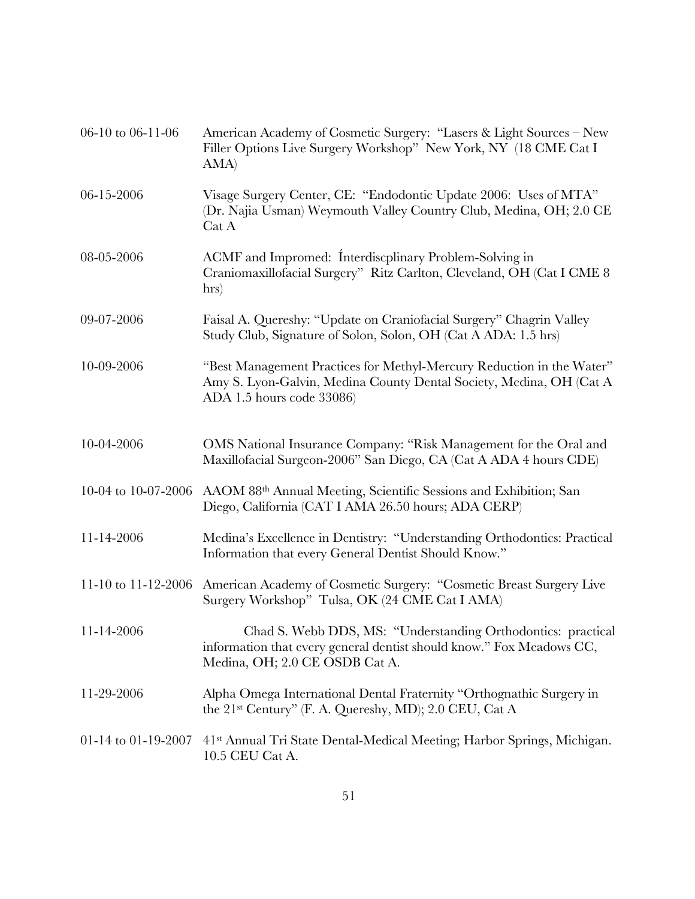| | |
|---|---|
| 06-10 to 06-11-06 | American Academy of Cosmetic Surgery: "Lasers & Light Sources – New Filler Options Live Surgery Workshop" New York, NY (18 CME Cat I AMA) |
| 06-15-2006 | Visage Surgery Center, CE: "Endodontic Update 2006: Uses of MTA" (Dr. Najia Usman) Weymouth Valley Country Club, Medina, OH; 2.0 CE Cat A |
| 08-05-2006 | ACMF and Impromed: Ínterdiscplinary Problem-Solving in Craniomaxillofacial Surgery" Ritz Carlton, Cleveland, OH (Cat I CME 8 hrs) |
| 09-07-2006 | Faisal A. Quereshy: "Update on Craniofacial Surgery" Chagrin Valley Study Club, Signature of Solon, Solon, OH (Cat A ADA: 1.5 hrs) |
| 10-09-2006 | "Best Management Practices for Methyl-Mercury Reduction in the Water" Amy S. Lyon-Galvin, Medina County Dental Society, Medina, OH (Cat A ADA 1.5 hours code 33086) |
| 10-04-2006 | OMS National Insurance Company: "Risk Management for the Oral and Maxillofacial Surgeon-2006" San Diego, CA (Cat A ADA 4 hours CDE) |
| 10-04 to 10-07-2006 | AAOM 88th Annual Meeting, Scientific Sessions and Exhibition; San Diego, California (CAT I AMA 26.50 hours; ADA CERP) |
| 11-14-2006 | Medina's Excellence in Dentistry: "Understanding Orthodontics: Practical Information that every General Dentist Should Know." |
| 11-10 to 11-12-2006 | American Academy of Cosmetic Surgery: "Cosmetic Breast Surgery Live Surgery Workshop" Tulsa, OK (24 CME Cat I AMA) |
| 11-14-2006 | Chad S. Webb DDS, MS: "Understanding Orthodontics: practical information that every general dentist should know." Fox Meadows CC, Medina, OH; 2.0 CE OSDB Cat A. |
| 11-29-2006 | Alpha Omega International Dental Fraternity "Orthognathic Surgery in the 21st Century" (F. A. Quereshy, MD); 2.0 CEU, Cat A |
| 01-14 to 01-19-2007 | 41st Annual Tri State Dental-Medical Meeting; Harbor Springs, Michigan. 10.5 CEU Cat A. |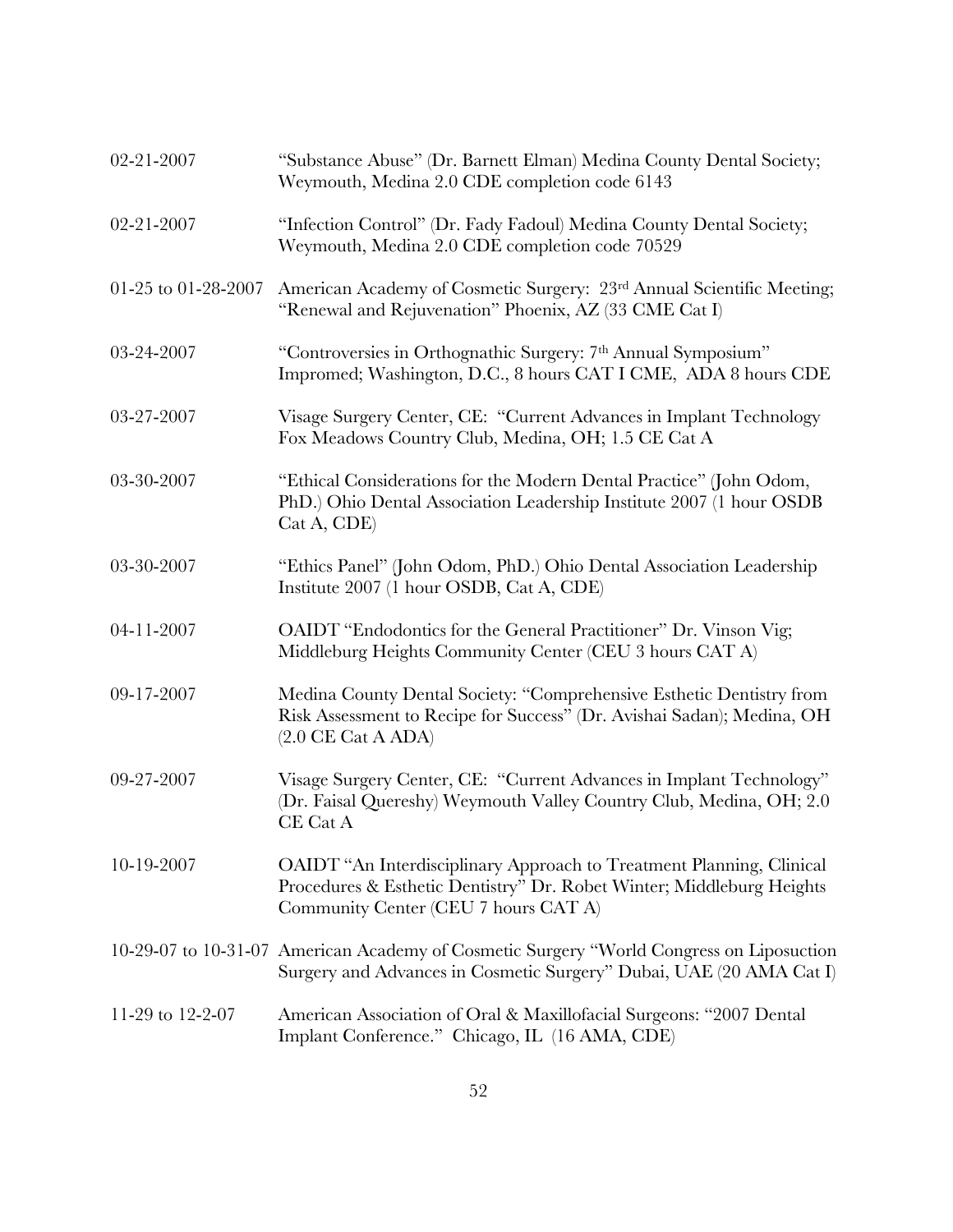| | |
|---|---|
| 02-21-2007 | "Substance Abuse" (Dr. Barnett Elman) Medina County Dental Society; Weymouth, Medina 2.0 CDE completion code 6143 |
| 02-21-2007 | "Infection Control" (Dr. Fady Fadoul) Medina County Dental Society; Weymouth, Medina 2.0 CDE completion code 70529 |
| 01-25 to 01-28-2007 | American Academy of Cosmetic Surgery: 23rd Annual Scientific Meeting; "Renewal and Rejuvenation" Phoenix, AZ (33 CME Cat I) |
| 03-24-2007 | "Controversies in Orthognathic Surgery: 7th Annual Symposium" Impromed; Washington, D.C., 8 hours CAT I CME, ADA 8 hours CDE |
| 03-27-2007 | Visage Surgery Center, CE: "Current Advances in Implant Technology Fox Meadows Country Club, Medina, OH; 1.5 CE Cat A |
| 03-30-2007 | "Ethical Considerations for the Modern Dental Practice" (John Odom, PhD.) Ohio Dental Association Leadership Institute 2007 (1 hour OSDB Cat A, CDE) |
| 03-30-2007 | "Ethics Panel" (John Odom, PhD.) Ohio Dental Association Leadership Institute 2007 (1 hour OSDB, Cat A, CDE) |
| 04-11-2007 | OAIDT "Endodontics for the General Practitioner" Dr. Vinson Vig; Middleburg Heights Community Center (CEU 3 hours CAT A) |
| 09-17-2007 | Medina County Dental Society: "Comprehensive Esthetic Dentistry from Risk Assessment to Recipe for Success" (Dr. Avishai Sadan); Medina, OH (2.0 CE Cat A ADA) |
| 09-27-2007 | Visage Surgery Center, CE: "Current Advances in Implant Technology" (Dr. Faisal Quereshy) Weymouth Valley Country Club, Medina, OH; 2.0 CE Cat A |
| 10-19-2007 | OAIDT "An Interdisciplinary Approach to Treatment Planning, Clinical Procedures & Esthetic Dentistry" Dr. Robet Winter; Middleburg Heights Community Center (CEU 7 hours CAT A) |
| 10-29-07 to 10-31-07 | American Academy of Cosmetic Surgery "World Congress on Liposuction Surgery and Advances in Cosmetic Surgery" Dubai, UAE (20 AMA Cat I) |
| 11-29 to 12-2-07 | American Association of Oral & Maxillofacial Surgeons: "2007 Dental Implant Conference." Chicago, IL (16 AMA, CDE) |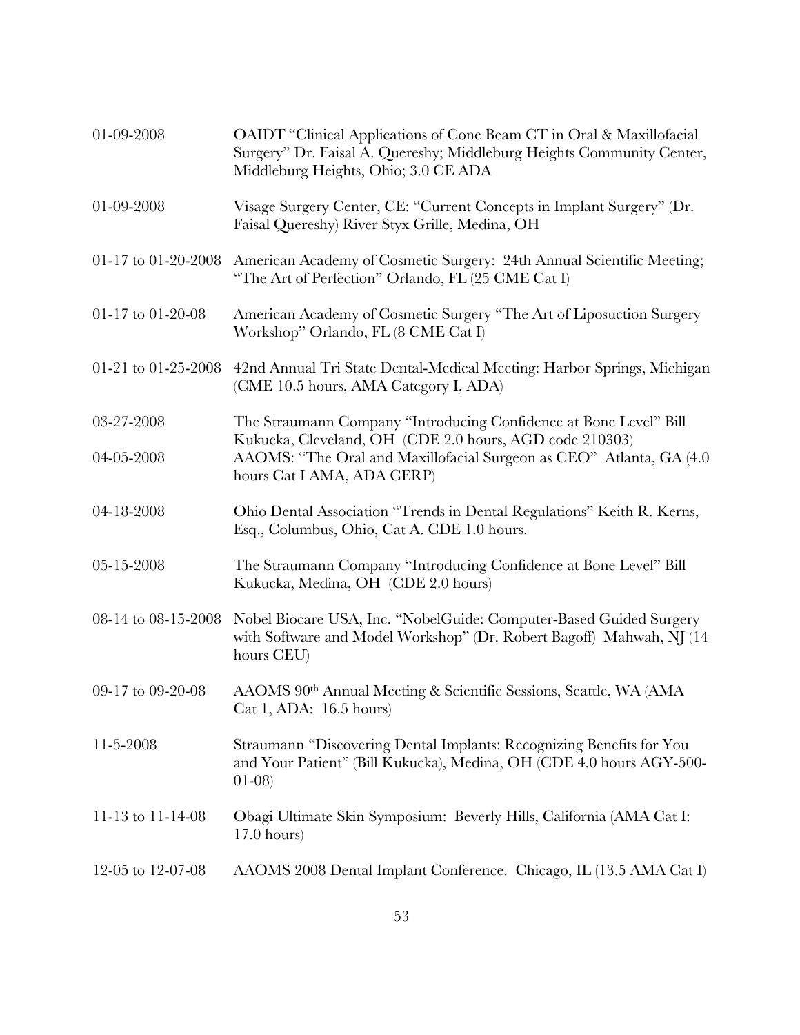| | |
|---|---|
| 01-09-2008 | OAIDT "Clinical Applications of Cone Beam CT in Oral & Maxillofacial Surgery" Dr. Faisal A. Quereshy; Middleburg Heights Community Center, Middleburg Heights, Ohio; 3.0 CE ADA |
| 01-09-2008 | Visage Surgery Center, CE: "Current Concepts in Implant Surgery" (Dr. Faisal Quereshy) River Styx Grille, Medina, OH |
| 01-17 to 01-20-2008 | American Academy of Cosmetic Surgery: 24th Annual Scientific Meeting; "The Art of Perfection" Orlando, FL (25 CME Cat I) |
| 01-17 to 01-20-08 | American Academy of Cosmetic Surgery "The Art of Liposuction Surgery Workshop" Orlando, FL (8 CME Cat I) |
| 01-21 to 01-25-2008 | 42nd Annual Tri State Dental-Medical Meeting: Harbor Springs, Michigan (CME 10.5 hours, AMA Category I, ADA) |
| 03-27-2008 | The Straumann Company "Introducing Confidence at Bone Level" Bill Kukucka, Cleveland, OH (CDE 2.0 hours, AGD code 210303) |
| 04-05-2008 | AAOMS: "The Oral and Maxillofacial Surgeon as CEO" Atlanta, GA (4.0 hours Cat I AMA, ADA CERP) |
| 04-18-2008 | Ohio Dental Association "Trends in Dental Regulations" Keith R. Kerns, Esq., Columbus, Ohio, Cat A. CDE 1.0 hours. |
| 05-15-2008 | The Straumann Company "Introducing Confidence at Bone Level" Bill Kukucka, Medina, OH (CDE 2.0 hours) |
| 08-14 to 08-15-2008 | Nobel Biocare USA, Inc. "NobelGuide: Computer-Based Guided Surgery with Software and Model Workshop" (Dr. Robert Bagoff) Mahwah, NJ (14 hours CEU) |
| 09-17 to 09-20-08 | AAOMS 90th Annual Meeting & Scientific Sessions, Seattle, WA (AMA Cat 1, ADA: 16.5 hours) |
| 11-5-2008 | Straumann "Discovering Dental Implants: Recognizing Benefits for You and Your Patient" (Bill Kukucka), Medina, OH (CDE 4.0 hours AGY-500-01-08) |
| 11-13 to 11-14-08 | Obagi Ultimate Skin Symposium: Beverly Hills, California (AMA Cat I: 17.0 hours) |
| 12-05 to 12-07-08 | AAOMS 2008 Dental Implant Conference. Chicago, IL (13.5 AMA Cat I) |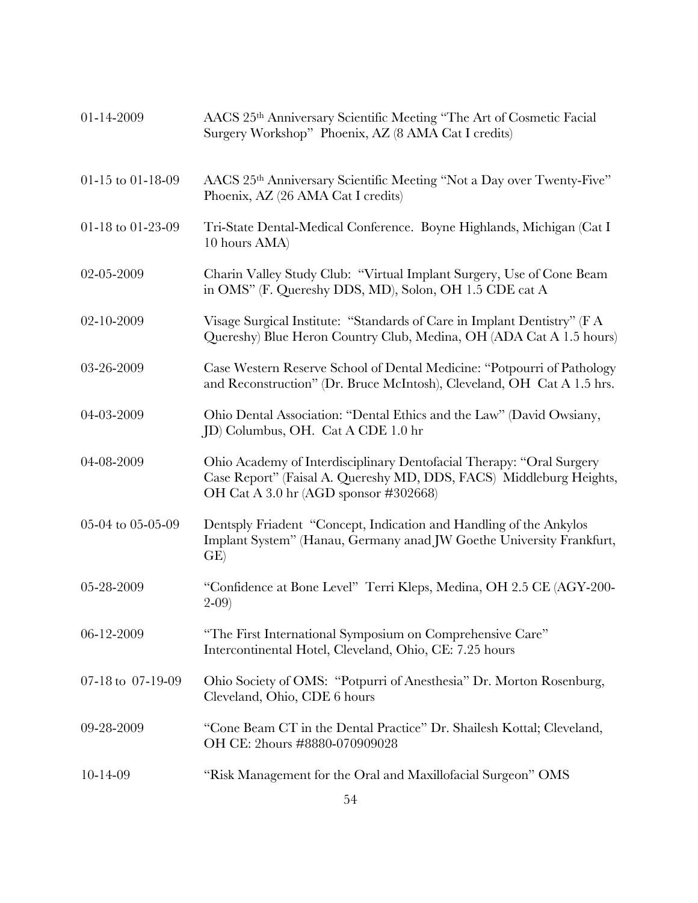| | |
|---|---|
| 01-14-2009 | AACS 25th Anniversary Scientific Meeting "The Art of Cosmetic Facial Surgery Workshop" Phoenix, AZ (8 AMA Cat I credits) |
| 01-15 to 01-18-09 | AACS 25th Anniversary Scientific Meeting "Not a Day over Twenty-Five" Phoenix, AZ (26 AMA Cat I credits) |
| 01-18 to 01-23-09 | Tri-State Dental-Medical Conference. Boyne Highlands, Michigan (Cat I 10 hours AMA) |
| 02-05-2009 | Charin Valley Study Club: "Virtual Implant Surgery, Use of Cone Beam in OMS" (F. Quereshy DDS, MD), Solon, OH 1.5 CDE cat A |
| 02-10-2009 | Visage Surgical Institute: "Standards of Care in Implant Dentistry" (F A Quereshy) Blue Heron Country Club, Medina, OH (ADA Cat A 1.5 hours) |
| 03-26-2009 | Case Western Reserve School of Dental Medicine: "Potpourri of Pathology and Reconstruction" (Dr. Bruce McIntosh), Cleveland, OH Cat A 1.5 hrs. |
| 04-03-2009 | Ohio Dental Association: "Dental Ethics and the Law" (David Owsiany, JD) Columbus, OH. Cat A CDE 1.0 hr |
| 04-08-2009 | Ohio Academy of Interdisciplinary Dentofacial Therapy: "Oral Surgery Case Report" (Faisal A. Quereshy MD, DDS, FACS) Middleburg Heights, OH Cat A 3.0 hr (AGD sponsor #302668) |
| 05-04 to 05-05-09 | Dentsply Friadent "Concept, Indication and Handling of the Ankylos Implant System" (Hanau, Germany anad JW Goethe University Frankfurt, GE) |
| 05-28-2009 | "Confidence at Bone Level" Terri Kleps, Medina, OH 2.5 CE (AGY-200-2-09) |
| 06-12-2009 | "The First International Symposium on Comprehensive Care" Intercontinental Hotel, Cleveland, Ohio, CE: 7.25 hours |
| 07-18 to 07-19-09 | Ohio Society of OMS: "Potpurri of Anesthesia" Dr. Morton Rosenburg, Cleveland, Ohio, CDE 6 hours |
| 09-28-2009 | "Cone Beam CT in the Dental Practice" Dr. Shailesh Kottal; Cleveland, OH CE: 2hours #8880-070909028 |
| 10-14-09 | "Risk Management for the Oral and Maxillofacial Surgeon" OMS |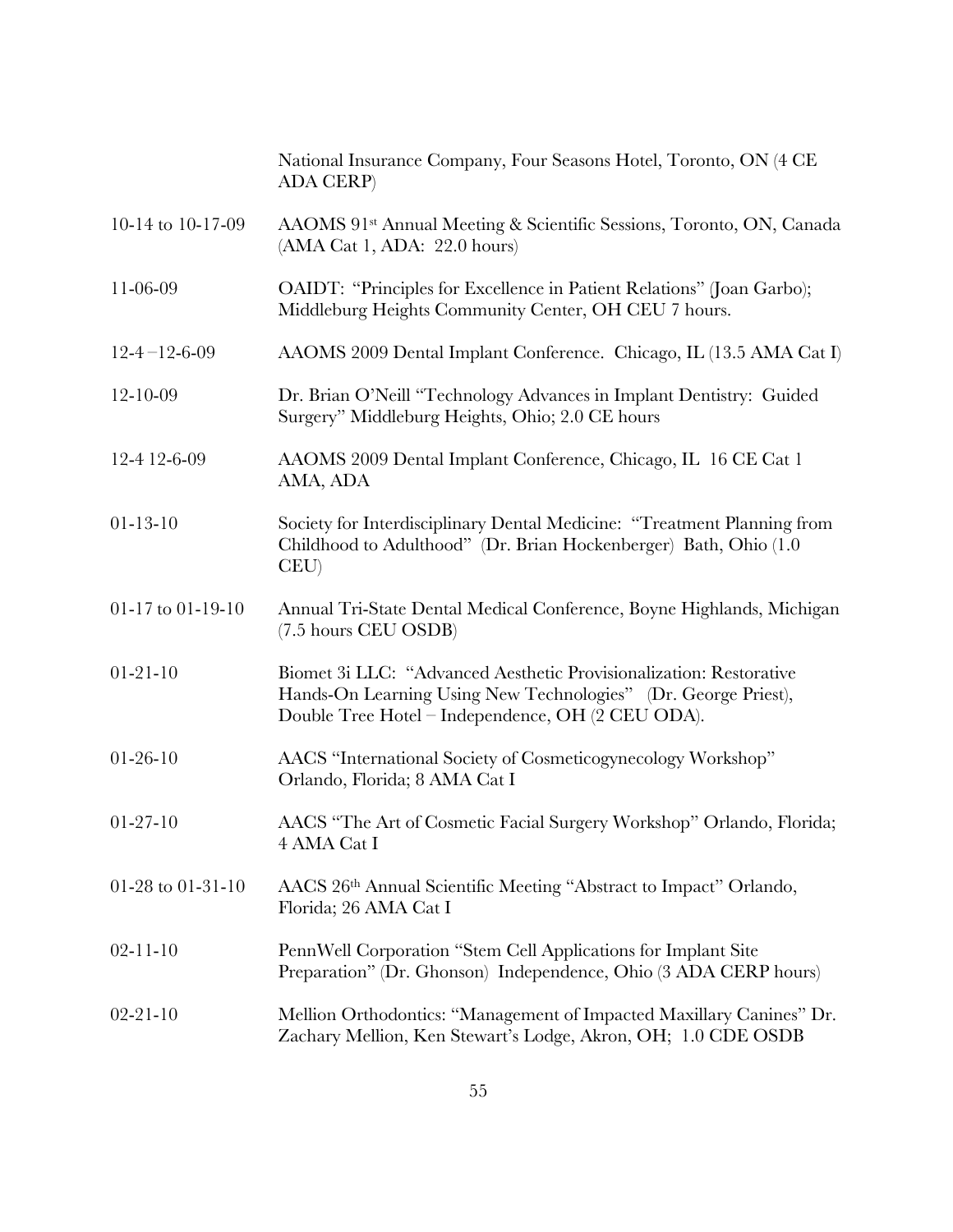| | |
|---|---|
| | National Insurance Company, Four Seasons Hotel, Toronto, ON (4 CE ADA CERP) |
| 10-14 to 10-17-09 | AAOMS 91st Annual Meeting & Scientific Sessions, Toronto, ON, Canada (AMA Cat 1, ADA: 22.0 hours) |
| 11-06-09 | OAIDT: "Principles for Excellence in Patient Relations" (Joan Garbo); Middleburg Heights Community Center, OH CEU 7 hours. |
| 12-4 –12-6-09 | AAOMS 2009 Dental Implant Conference. Chicago, IL (13.5 AMA Cat I) |
| 12-10-09 | Dr. Brian O'Neill "Technology Advances in Implant Dentistry: Guided Surgery" Middleburg Heights, Ohio; 2.0 CE hours |
| 12-4 12-6-09 | AAOMS 2009 Dental Implant Conference, Chicago, IL 16 CE Cat 1 AMA, ADA |
| 01-13-10 | Society for Interdisciplinary Dental Medicine: "Treatment Planning from Childhood to Adulthood" (Dr. Brian Hockenberger) Bath, Ohio (1.0 CEU) |
| 01-17 to 01-19-10 | Annual Tri-State Dental Medical Conference, Boyne Highlands, Michigan (7.5 hours CEU OSDB) |
| 01-21-10 | Biomet 3i LLC: "Advanced Aesthetic Provisionalization: Restorative Hands-On Learning Using New Technologies" (Dr. George Priest), Double Tree Hotel – Independence, OH (2 CEU ODA). |
| 01-26-10 | AACS "International Society of Cosmeticogynecology Workshop" Orlando, Florida; 8 AMA Cat I |
| 01-27-10 | AACS "The Art of Cosmetic Facial Surgery Workshop" Orlando, Florida; 4 AMA Cat I |
| 01-28 to 01-31-10 | AACS 26th Annual Scientific Meeting "Abstract to Impact" Orlando, Florida; 26 AMA Cat I |
| 02-11-10 | PennWell Corporation "Stem Cell Applications for Implant Site Preparation" (Dr. Ghonson) Independence, Ohio (3 ADA CERP hours) |
| 02-21-10 | Mellion Orthodontics: "Management of Impacted Maxillary Canines" Dr. Zachary Mellion, Ken Stewart's Lodge, Akron, OH; 1.0 CDE OSDB |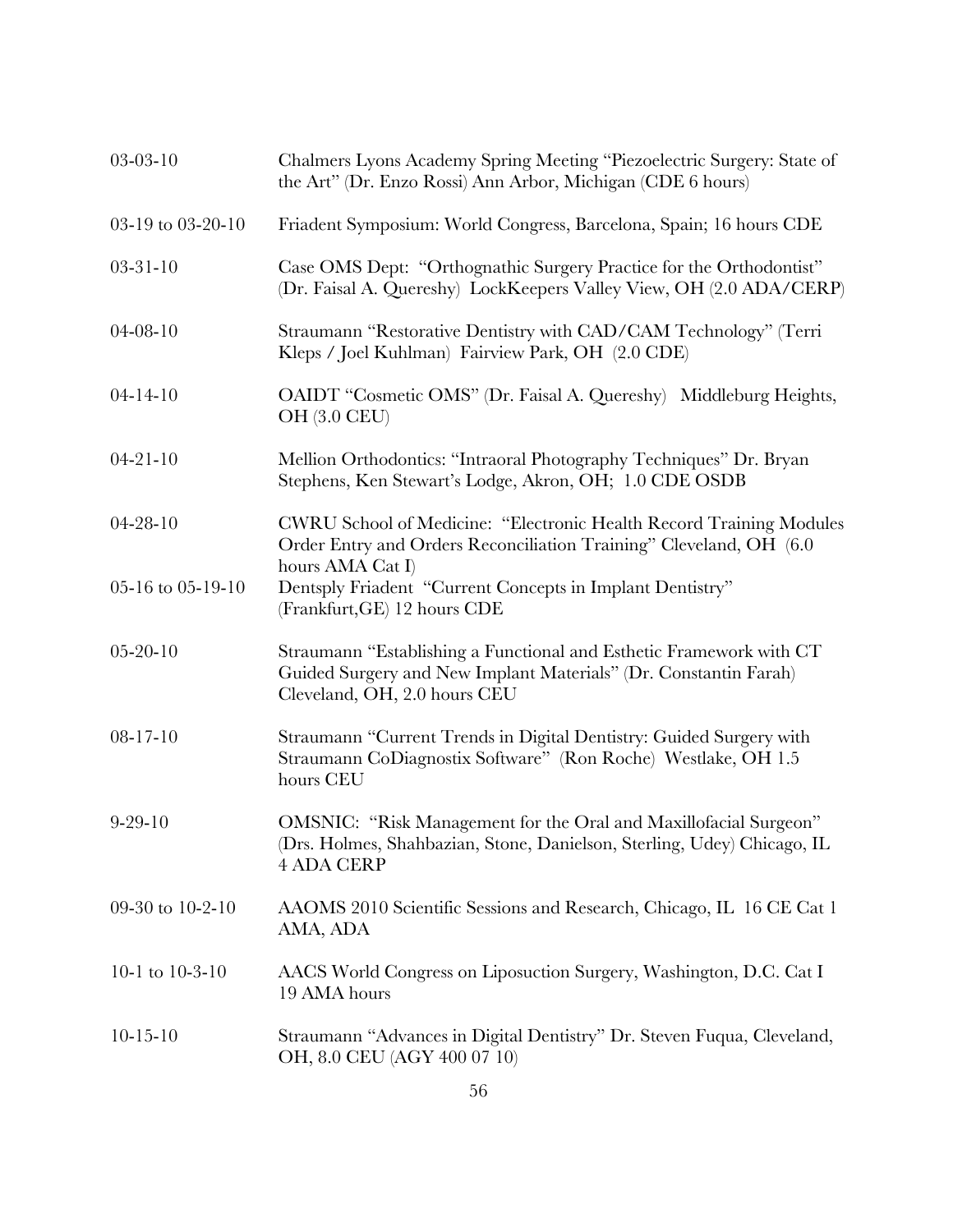| | |
|---|---|
| 03-03-10 | Chalmers Lyons Academy Spring Meeting "Piezoelectric Surgery: State of the Art" (Dr. Enzo Rossi) Ann Arbor, Michigan (CDE 6 hours) |
| 03-19 to 03-20-10 | Friadent Symposium: World Congress, Barcelona, Spain; 16 hours CDE |
| 03-31-10 | Case OMS Dept: "Orthognathic Surgery Practice for the Orthodontist" (Dr. Faisal A. Quereshy) LockKeepers Valley View, OH (2.0 ADA/CERP) |
| 04-08-10 | Straumann "Restorative Dentistry with CAD/CAM Technology" (Terri Kleps / Joel Kuhlman) Fairview Park, OH (2.0 CDE) |
| 04-14-10 | OAIDT "Cosmetic OMS" (Dr. Faisal A. Quereshy) Middleburg Heights, OH (3.0 CEU) |
| 04-21-10 | Mellion Orthodontics: "Intraoral Photography Techniques" Dr. Bryan Stephens, Ken Stewart's Lodge, Akron, OH; 1.0 CDE OSDB |
| 04-28-10 | CWRU School of Medicine: "Electronic Health Record Training Modules Order Entry and Orders Reconciliation Training" Cleveland, OH (6.0 hours AMA Cat I) |
| 05-16 to 05-19-10 | Dentsply Friadent "Current Concepts in Implant Dentistry" (Frankfurt,GE) 12 hours CDE |
| 05-20-10 | Straumann "Establishing a Functional and Esthetic Framework with CT Guided Surgery and New Implant Materials" (Dr. Constantin Farah) Cleveland, OH, 2.0 hours CEU |
| 08-17-10 | Straumann "Current Trends in Digital Dentistry: Guided Surgery with Straumann CoDiagnostix Software" (Ron Roche) Westlake, OH 1.5 hours CEU |
| 9-29-10 | OMSNIC: "Risk Management for the Oral and Maxillofacial Surgeon" (Drs. Holmes, Shahbazian, Stone, Danielson, Sterling, Udey) Chicago, IL 4 ADA CERP |
| 09-30 to 10-2-10 | AAOMS 2010 Scientific Sessions and Research, Chicago, IL 16 CE Cat 1 AMA, ADA |
| 10-1 to 10-3-10 | AACS World Congress on Liposuction Surgery, Washington, D.C. Cat I 19 AMA hours |
| 10-15-10 | Straumann "Advances in Digital Dentistry" Dr. Steven Fuqua, Cleveland, OH, 8.0 CEU (AGY 400 07 10) |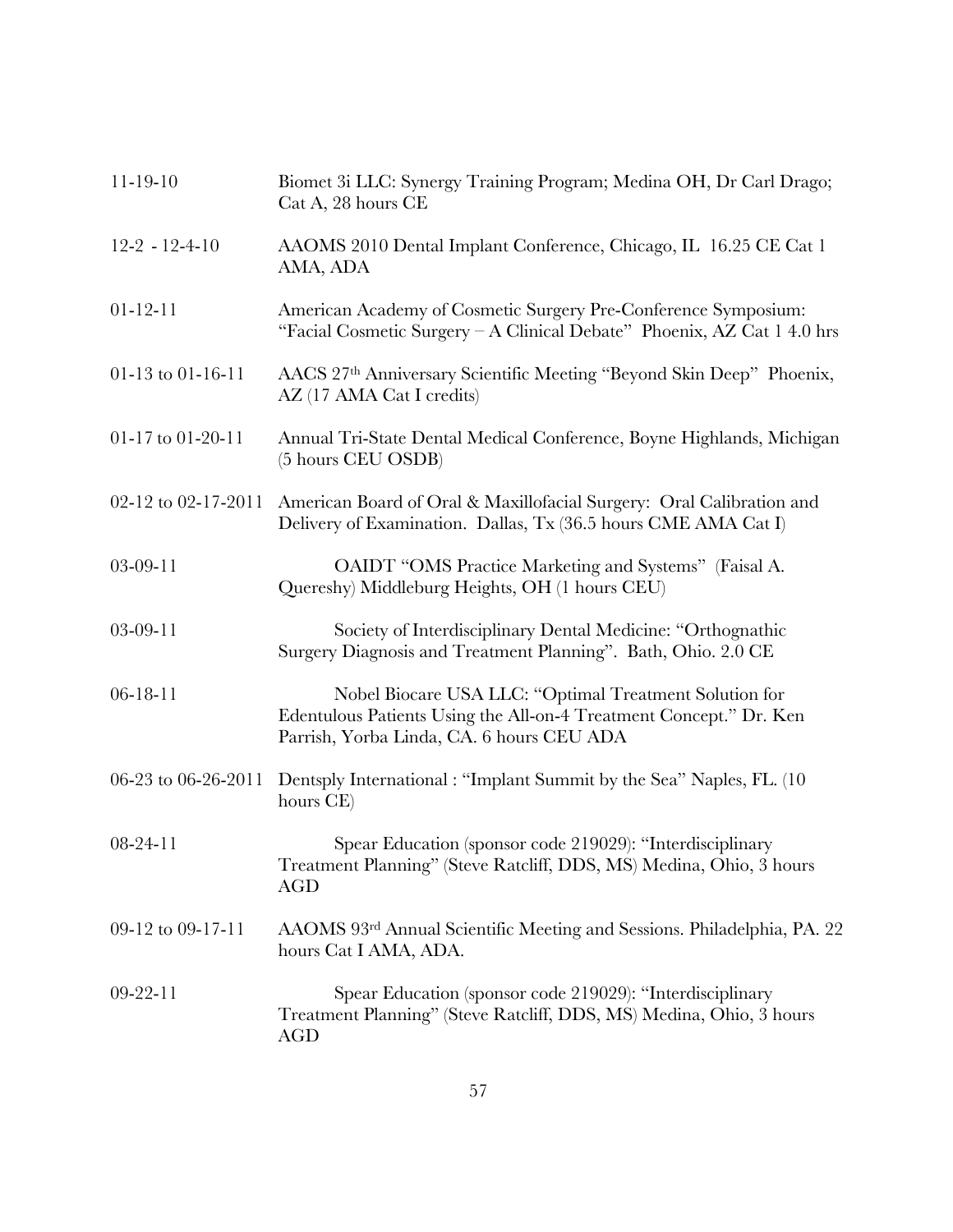| | |
|---|---|
| 11-19-10 | Biomet 3i LLC: Synergy Training Program; Medina OH, Dr Carl Drago; Cat A, 28 hours CE |
| 12-2 - 12-4-10 | AAOMS 2010 Dental Implant Conference, Chicago, IL 16.25 CE Cat 1 AMA, ADA |
| 01-12-11 | American Academy of Cosmetic Surgery Pre-Conference Symposium: "Facial Cosmetic Surgery – A Clinical Debate" Phoenix, AZ Cat 1 4.0 hrs |
| 01-13 to 01-16-11 | AACS 27th Anniversary Scientific Meeting "Beyond Skin Deep" Phoenix, AZ (17 AMA Cat I credits) |
| 01-17 to 01-20-11 | Annual Tri-State Dental Medical Conference, Boyne Highlands, Michigan (5 hours CEU OSDB) |
| 02-12 to 02-17-2011 | American Board of Oral & Maxillofacial Surgery: Oral Calibration and Delivery of Examination. Dallas, Tx (36.5 hours CME AMA Cat I) |
| 03-09-11 | OAIDT "OMS Practice Marketing and Systems" (Faisal A. Quereshy) Middleburg Heights, OH (1 hours CEU) |
| 03-09-11 | Society of Interdisciplinary Dental Medicine: "Orthognathic Surgery Diagnosis and Treatment Planning". Bath, Ohio. 2.0 CE |
| 06-18-11 | Nobel Biocare USA LLC: "Optimal Treatment Solution for Edentulous Patients Using the All-on-4 Treatment Concept." Dr. Ken Parrish, Yorba Linda, CA. 6 hours CEU ADA |
| 06-23 to 06-26-2011 | Dentsply International : "Implant Summit by the Sea" Naples, FL. (10 hours CE) |
| 08-24-11 | Spear Education (sponsor code 219029): "Interdisciplinary Treatment Planning" (Steve Ratcliff, DDS, MS) Medina, Ohio, 3 hours AGD |
| 09-12 to 09-17-11 | AAOMS 93rd Annual Scientific Meeting and Sessions. Philadelphia, PA. 22 hours Cat I AMA, ADA. |
| 09-22-11 | Spear Education (sponsor code 219029): "Interdisciplinary Treatment Planning" (Steve Ratcliff, DDS, MS) Medina, Ohio, 3 hours AGD |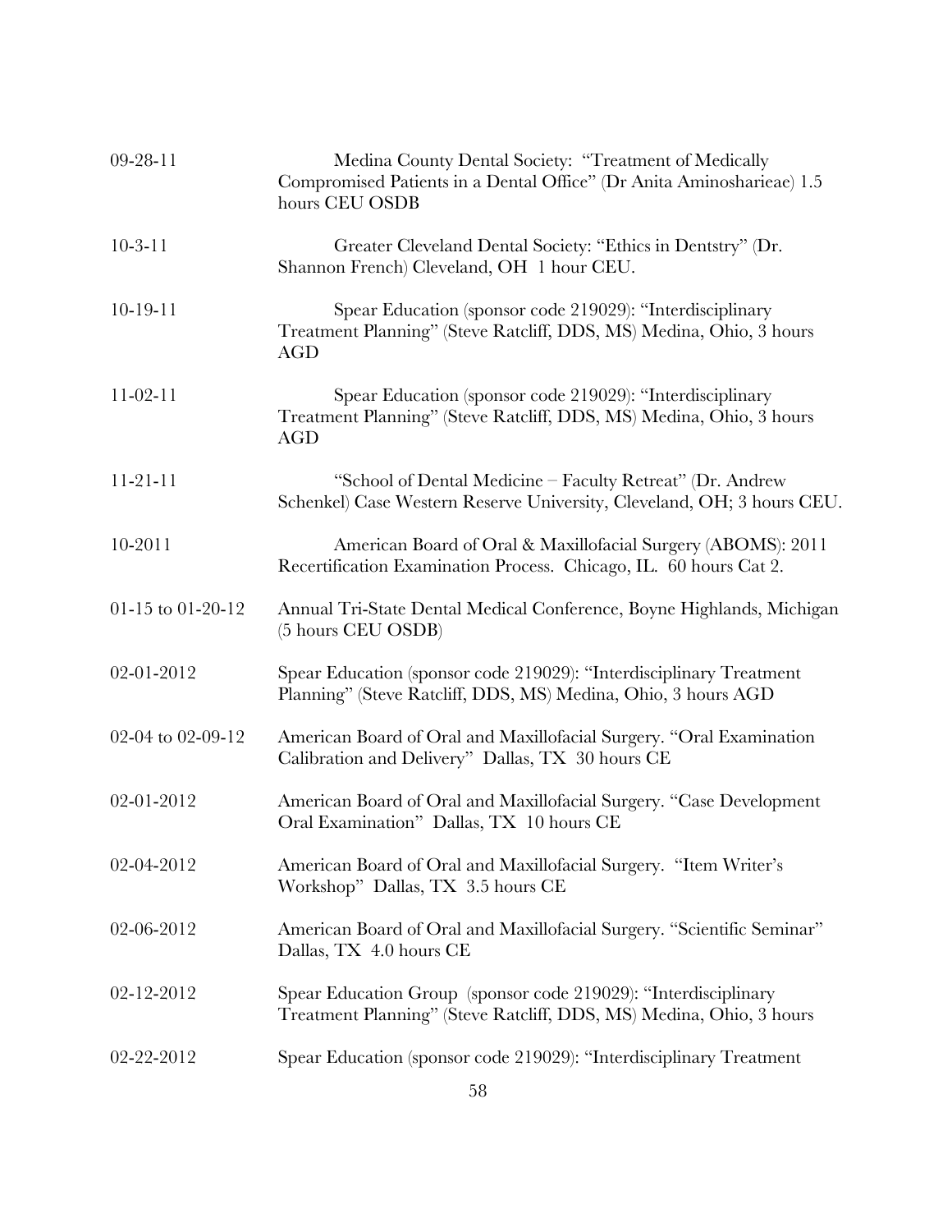| | |
|---|---|
| 09-28-11 | Medina County Dental Society: "Treatment of Medically Compromised Patients in a Dental Office" (Dr Anita Aminosharieae) 1.5 hours CEU OSDB |
| 10-3-11 | Greater Cleveland Dental Society: "Ethics in Dentstry" (Dr. Shannon French) Cleveland, OH 1 hour CEU. |
| 10-19-11 | Spear Education (sponsor code 219029): "Interdisciplinary Treatment Planning" (Steve Ratcliff, DDS, MS) Medina, Ohio, 3 hours AGD |
| 11-02-11 | Spear Education (sponsor code 219029): "Interdisciplinary Treatment Planning" (Steve Ratcliff, DDS, MS) Medina, Ohio, 3 hours AGD |
| 11-21-11 | "School of Dental Medicine – Faculty Retreat" (Dr. Andrew Schenkel) Case Western Reserve University, Cleveland, OH; 3 hours CEU. |
| 10-2011 | American Board of Oral & Maxillofacial Surgery (ABOMS): 2011 Recertification Examination Process. Chicago, IL. 60 hours Cat 2. |
| 01-15 to 01-20-12 | Annual Tri-State Dental Medical Conference, Boyne Highlands, Michigan (5 hours CEU OSDB) |
| 02-01-2012 | Spear Education (sponsor code 219029): "Interdisciplinary Treatment Planning" (Steve Ratcliff, DDS, MS) Medina, Ohio, 3 hours AGD |
| 02-04 to 02-09-12 | American Board of Oral and Maxillofacial Surgery. "Oral Examination Calibration and Delivery" Dallas, TX 30 hours CE |
| 02-01-2012 | American Board of Oral and Maxillofacial Surgery. "Case Development Oral Examination" Dallas, TX 10 hours CE |
| 02-04-2012 | American Board of Oral and Maxillofacial Surgery. "Item Writer's Workshop" Dallas, TX 3.5 hours CE |
| 02-06-2012 | American Board of Oral and Maxillofacial Surgery. "Scientific Seminar" Dallas, TX 4.0 hours CE |
| 02-12-2012 | Spear Education Group (sponsor code 219029): "Interdisciplinary Treatment Planning" (Steve Ratcliff, DDS, MS) Medina, Ohio, 3 hours |
| 02-22-2012 | Spear Education (sponsor code 219029): "Interdisciplinary Treatment |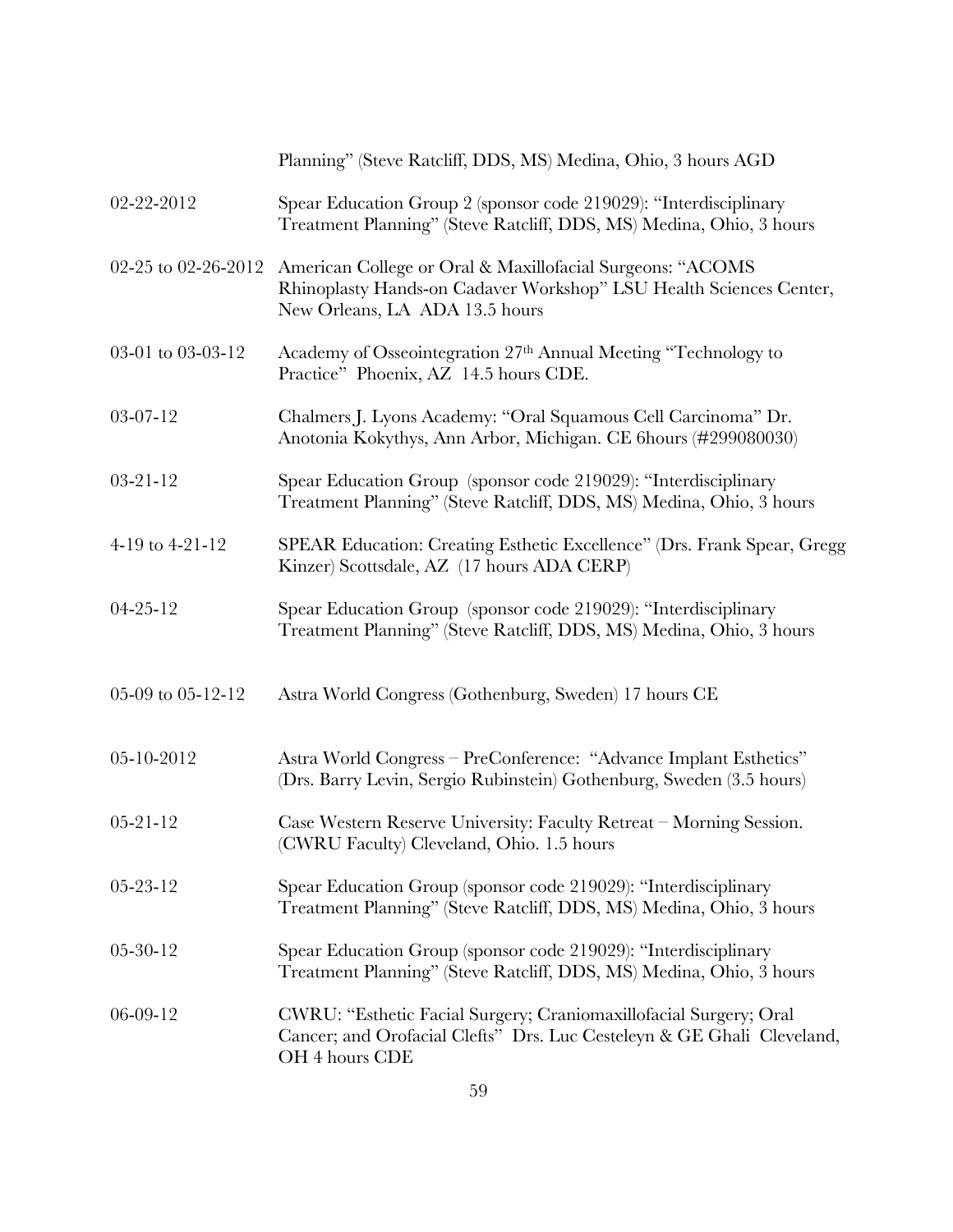|  |  |
|---|---|
|  | Planning" (Steve Ratcliff, DDS, MS) Medina, Ohio, 3 hours AGD |
| 02-22-2012 | Spear Education Group 2 (sponsor code 219029): "Interdisciplinary Treatment Planning" (Steve Ratcliff, DDS, MS) Medina, Ohio, 3 hours |
| 02-25 to 02-26-2012 | American College or Oral & Maxillofacial Surgeons: "ACOMS Rhinoplasty Hands-on Cadaver Workshop" LSU Health Sciences Center, New Orleans, LA ADA 13.5 hours |
| 03-01 to 03-03-12 | Academy of Osseointegration 27th Annual Meeting "Technology to Practice" Phoenix, AZ 14.5 hours CDE. |
| 03-07-12 | Chalmers J. Lyons Academy: "Oral Squamous Cell Carcinoma" Dr. Anotonia Kokythys, Ann Arbor, Michigan. CE 6hours (#299080030) |
| 03-21-12 | Spear Education Group (sponsor code 219029): "Interdisciplinary Treatment Planning" (Steve Ratcliff, DDS, MS) Medina, Ohio, 3 hours |
| 4-19 to 4-21-12 | SPEAR Education: Creating Esthetic Excellence" (Drs. Frank Spear, Gregg Kinzer) Scottsdale, AZ (17 hours ADA CERP) |
| 04-25-12 | Spear Education Group (sponsor code 219029): "Interdisciplinary Treatment Planning" (Steve Ratcliff, DDS, MS) Medina, Ohio, 3 hours |
| 05-09 to 05-12-12 | Astra World Congress (Gothenburg, Sweden) 17 hours CE |
| 05-10-2012 | Astra World Congress – PreConference: "Advance Implant Esthetics" (Drs. Barry Levin, Sergio Rubinstein) Gothenburg, Sweden (3.5 hours) |
| 05-21-12 | Case Western Reserve University: Faculty Retreat – Morning Session. (CWRU Faculty) Cleveland, Ohio. 1.5 hours |
| 05-23-12 | Spear Education Group (sponsor code 219029): "Interdisciplinary Treatment Planning" (Steve Ratcliff, DDS, MS) Medina, Ohio, 3 hours |
| 05-30-12 | Spear Education Group (sponsor code 219029): "Interdisciplinary Treatment Planning" (Steve Ratcliff, DDS, MS) Medina, Ohio, 3 hours |
| 06-09-12 | CWRU: "Esthetic Facial Surgery; Craniomaxillofacial Surgery; Oral Cancer; and Orofacial Clefts" Drs. Luc Cesteleyn & GE Ghali Cleveland, OH 4 hours CDE |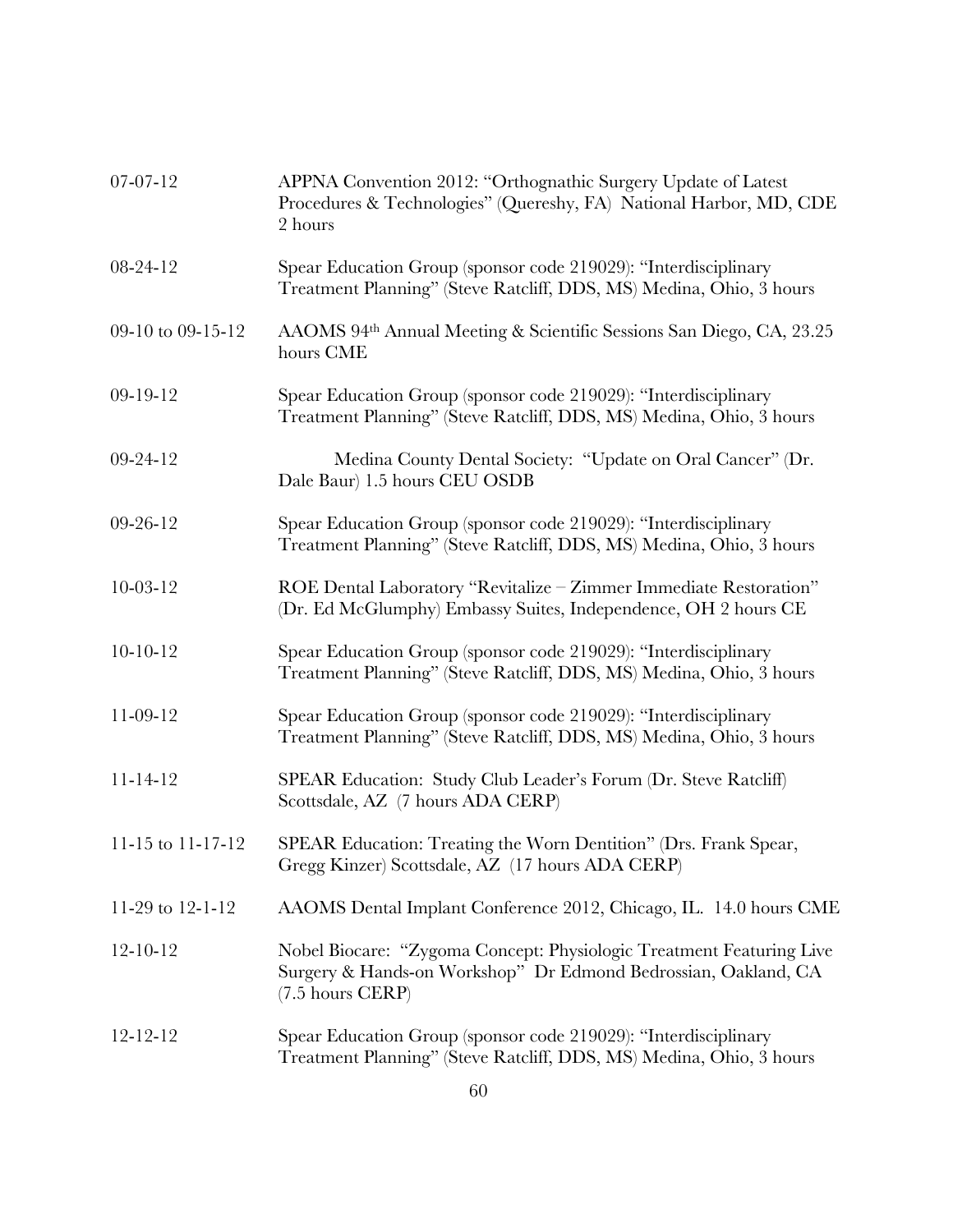| | |
|---|---|
| 07-07-12 | APPNA Convention 2012: "Orthognathic Surgery Update of Latest Procedures & Technologies" (Quereshy, FA) National Harbor, MD, CDE 2 hours |
| 08-24-12 | Spear Education Group (sponsor code 219029): "Interdisciplinary Treatment Planning" (Steve Ratcliff, DDS, MS) Medina, Ohio, 3 hours |
| 09-10 to 09-15-12 | AAOMS 94th Annual Meeting & Scientific Sessions San Diego, CA, 23.25 hours CME |
| 09-19-12 | Spear Education Group (sponsor code 219029): "Interdisciplinary Treatment Planning" (Steve Ratcliff, DDS, MS) Medina, Ohio, 3 hours |
| 09-24-12 | Medina County Dental Society: "Update on Oral Cancer" (Dr. Dale Baur) 1.5 hours CEU OSDB |
| 09-26-12 | Spear Education Group (sponsor code 219029): "Interdisciplinary Treatment Planning" (Steve Ratcliff, DDS, MS) Medina, Ohio, 3 hours |
| 10-03-12 | ROE Dental Laboratory "Revitalize – Zimmer Immediate Restoration" (Dr. Ed McGlumphy) Embassy Suites, Independence, OH 2 hours CE |
| 10-10-12 | Spear Education Group (sponsor code 219029): "Interdisciplinary Treatment Planning" (Steve Ratcliff, DDS, MS) Medina, Ohio, 3 hours |
| 11-09-12 | Spear Education Group (sponsor code 219029): "Interdisciplinary Treatment Planning" (Steve Ratcliff, DDS, MS) Medina, Ohio, 3 hours |
| 11-14-12 | SPEAR Education: Study Club Leader's Forum (Dr. Steve Ratcliff) Scottsdale, AZ (7 hours ADA CERP) |
| 11-15 to 11-17-12 | SPEAR Education: Treating the Worn Dentition" (Drs. Frank Spear, Gregg Kinzer) Scottsdale, AZ (17 hours ADA CERP) |
| 11-29 to 12-1-12 | AAOMS Dental Implant Conference 2012, Chicago, IL. 14.0 hours CME |
| 12-10-12 | Nobel Biocare: "Zygoma Concept: Physiologic Treatment Featuring Live Surgery & Hands-on Workshop" Dr Edmond Bedrossian, Oakland, CA (7.5 hours CERP) |
| 12-12-12 | Spear Education Group (sponsor code 219029): "Interdisciplinary Treatment Planning" (Steve Ratcliff, DDS, MS) Medina, Ohio, 3 hours |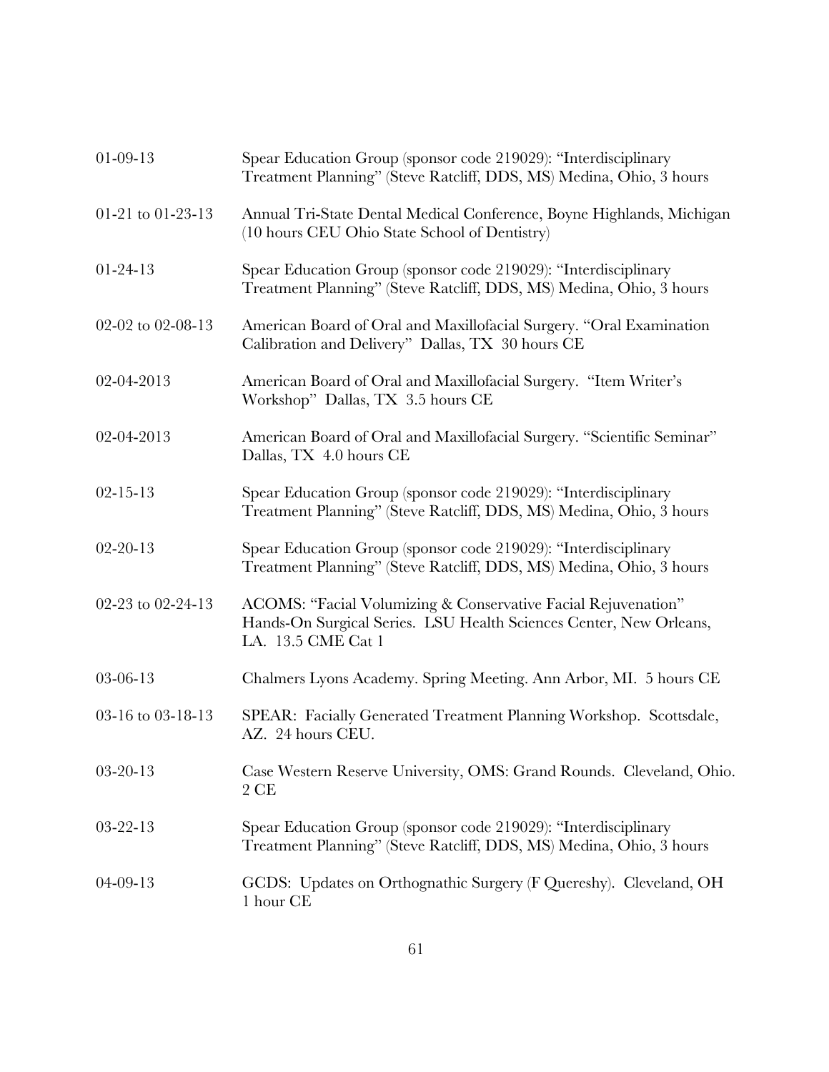| | |
|---|---|
| 01-09-13 | Spear Education Group (sponsor code 219029): "Interdisciplinary Treatment Planning" (Steve Ratcliff, DDS, MS) Medina, Ohio, 3 hours |
| 01-21 to 01-23-13 | Annual Tri-State Dental Medical Conference, Boyne Highlands, Michigan (10 hours CEU Ohio State School of Dentistry) |
| 01-24-13 | Spear Education Group (sponsor code 219029): "Interdisciplinary Treatment Planning" (Steve Ratcliff, DDS, MS) Medina, Ohio, 3 hours |
| 02-02 to 02-08-13 | American Board of Oral and Maxillofacial Surgery. "Oral Examination Calibration and Delivery" Dallas, TX 30 hours CE |
| 02-04-2013 | American Board of Oral and Maxillofacial Surgery. "Item Writer's Workshop" Dallas, TX 3.5 hours CE |
| 02-04-2013 | American Board of Oral and Maxillofacial Surgery. "Scientific Seminar" Dallas, TX 4.0 hours CE |
| 02-15-13 | Spear Education Group (sponsor code 219029): "Interdisciplinary Treatment Planning" (Steve Ratcliff, DDS, MS) Medina, Ohio, 3 hours |
| 02-20-13 | Spear Education Group (sponsor code 219029): "Interdisciplinary Treatment Planning" (Steve Ratcliff, DDS, MS) Medina, Ohio, 3 hours |
| 02-23 to 02-24-13 | ACOMS: "Facial Volumizing & Conservative Facial Rejuvenation" Hands-On Surgical Series. LSU Health Sciences Center, New Orleans, LA. 13.5 CME Cat 1 |
| 03-06-13 | Chalmers Lyons Academy. Spring Meeting. Ann Arbor, MI. 5 hours CE |
| 03-16 to 03-18-13 | SPEAR: Facially Generated Treatment Planning Workshop. Scottsdale, AZ. 24 hours CEU. |
| 03-20-13 | Case Western Reserve University, OMS: Grand Rounds. Cleveland, Ohio. 2 CE |
| 03-22-13 | Spear Education Group (sponsor code 219029): "Interdisciplinary Treatment Planning" (Steve Ratcliff, DDS, MS) Medina, Ohio, 3 hours |
| 04-09-13 | GCDS: Updates on Orthognathic Surgery (F Quereshy). Cleveland, OH 1 hour CE |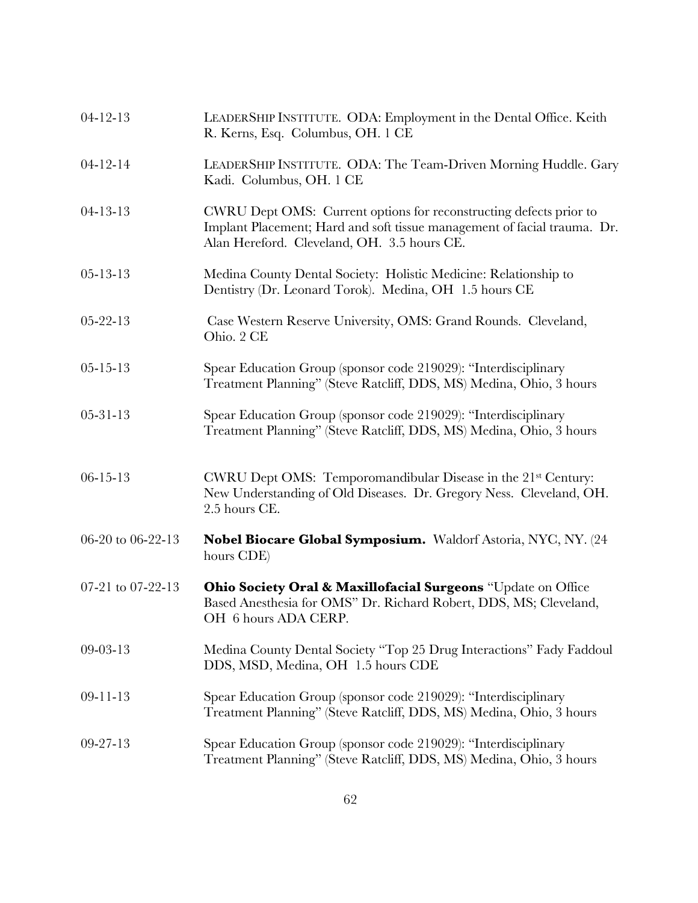| | |
|---|---|
| 04-12-13 | LEADERSHIP INSTITUTE. ODA: Employment in the Dental Office. Keith R. Kerns, Esq. Columbus, OH. 1 CE |
| 04-12-14 | LEADERSHIP INSTITUTE. ODA: The Team-Driven Morning Huddle. Gary Kadi. Columbus, OH. 1 CE |
| 04-13-13 | CWRU Dept OMS: Current options for reconstructing defects prior to Implant Placement; Hard and soft tissue management of facial trauma. Dr. Alan Hereford. Cleveland, OH. 3.5 hours CE. |
| 05-13-13 | Medina County Dental Society: Holistic Medicine: Relationship to Dentistry (Dr. Leonard Torok). Medina, OH 1.5 hours CE |
| 05-22-13 | Case Western Reserve University, OMS: Grand Rounds. Cleveland, Ohio. 2 CE |
| 05-15-13 | Spear Education Group (sponsor code 219029): "Interdisciplinary Treatment Planning" (Steve Ratcliff, DDS, MS) Medina, Ohio, 3 hours |
| 05-31-13 | Spear Education Group (sponsor code 219029): "Interdisciplinary Treatment Planning" (Steve Ratcliff, DDS, MS) Medina, Ohio, 3 hours |
| 06-15-13 | CWRU Dept OMS: Temporomandibular Disease in the 21st Century: New Understanding of Old Diseases. Dr. Gregory Ness. Cleveland, OH. 2.5 hours CE. |
| 06-20 to 06-22-13 | **Nobel Biocare Global Symposium.** Waldorf Astoria, NYC, NY. (24 hours CDE) |
| 07-21 to 07-22-13 | **Ohio Society Oral & Maxillofacial Surgeons** "Update on Office Based Anesthesia for OMS" Dr. Richard Robert, DDS, MS; Cleveland, OH 6 hours ADA CERP. |
| 09-03-13 | Medina County Dental Society "Top 25 Drug Interactions" Fady Faddoul DDS, MSD, Medina, OH 1.5 hours CDE |
| 09-11-13 | Spear Education Group (sponsor code 219029): "Interdisciplinary Treatment Planning" (Steve Ratcliff, DDS, MS) Medina, Ohio, 3 hours |
| 09-27-13 | Spear Education Group (sponsor code 219029): "Interdisciplinary Treatment Planning" (Steve Ratcliff, DDS, MS) Medina, Ohio, 3 hours |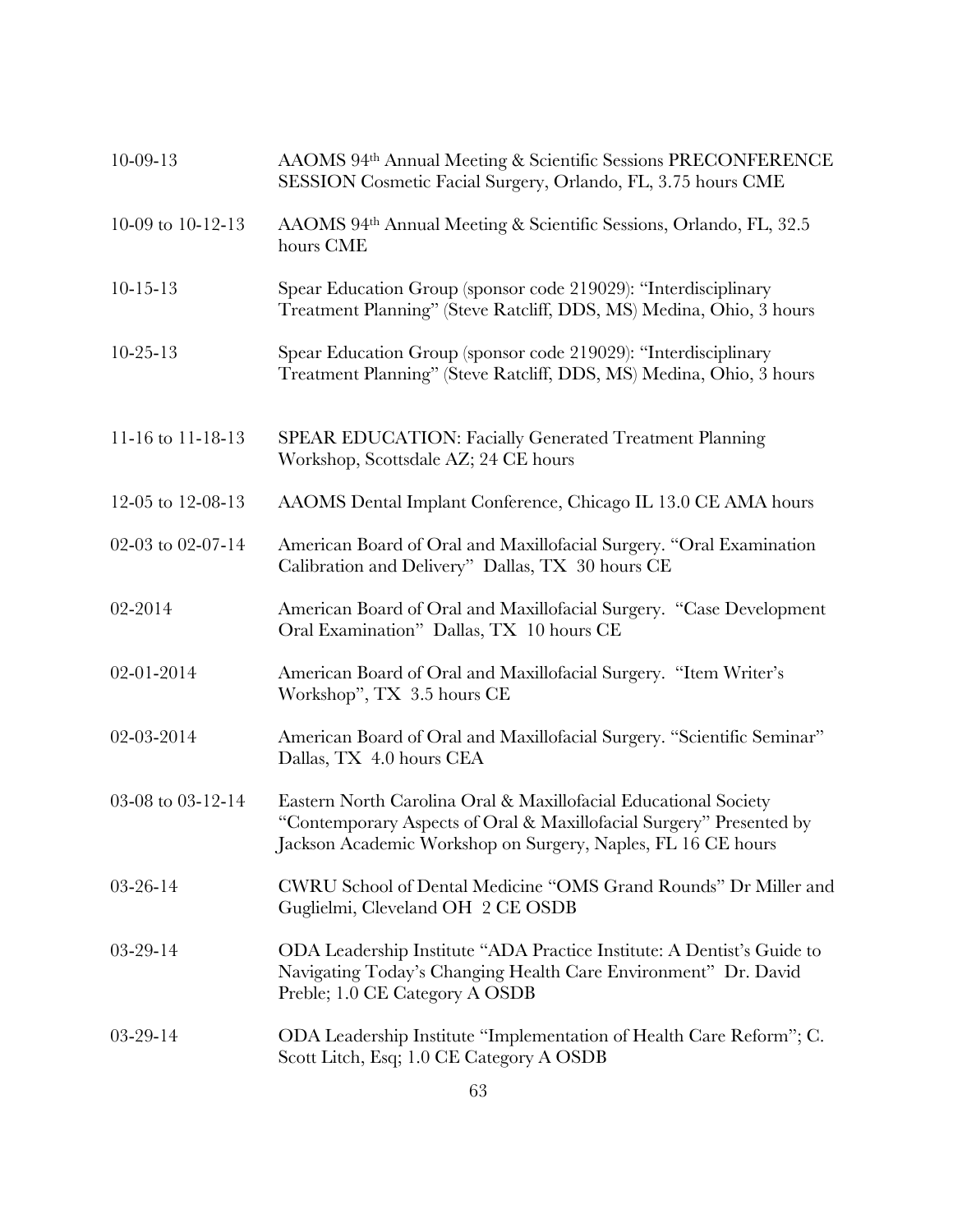| | |
|---|---|
| 10-09-13 | AAOMS 94th Annual Meeting & Scientific Sessions PRECONFERENCE SESSION Cosmetic Facial Surgery, Orlando, FL, 3.75 hours CME |
| 10-09 to 10-12-13 | AAOMS 94th Annual Meeting & Scientific Sessions, Orlando, FL, 32.5 hours CME |
| 10-15-13 | Spear Education Group (sponsor code 219029): "Interdisciplinary Treatment Planning" (Steve Ratcliff, DDS, MS) Medina, Ohio, 3 hours |
| 10-25-13 | Spear Education Group (sponsor code 219029): "Interdisciplinary Treatment Planning" (Steve Ratcliff, DDS, MS) Medina, Ohio, 3 hours |
| 11-16 to 11-18-13 | SPEAR EDUCATION: Facially Generated Treatment Planning Workshop, Scottsdale AZ; 24 CE hours |
| 12-05 to 12-08-13 | AAOMS Dental Implant Conference, Chicago IL 13.0 CE AMA hours |
| 02-03 to 02-07-14 | American Board of Oral and Maxillofacial Surgery. "Oral Examination Calibration and Delivery" Dallas, TX 30 hours CE |
| 02-2014 | American Board of Oral and Maxillofacial Surgery. "Case Development Oral Examination" Dallas, TX 10 hours CE |
| 02-01-2014 | American Board of Oral and Maxillofacial Surgery. "Item Writer's Workshop", TX 3.5 hours CE |
| 02-03-2014 | American Board of Oral and Maxillofacial Surgery. "Scientific Seminar" Dallas, TX 4.0 hours CEA |
| 03-08 to 03-12-14 | Eastern North Carolina Oral & Maxillofacial Educational Society "Contemporary Aspects of Oral & Maxillofacial Surgery" Presented by Jackson Academic Workshop on Surgery, Naples, FL 16 CE hours |
| 03-26-14 | CWRU School of Dental Medicine "OMS Grand Rounds" Dr Miller and Guglielmi, Cleveland OH 2 CE OSDB |
| 03-29-14 | ODA Leadership Institute "ADA Practice Institute: A Dentist's Guide to Navigating Today's Changing Health Care Environment" Dr. David Preble; 1.0 CE Category A OSDB |
| 03-29-14 | ODA Leadership Institute "Implementation of Health Care Reform"; C. Scott Litch, Esq; 1.0 CE Category A OSDB |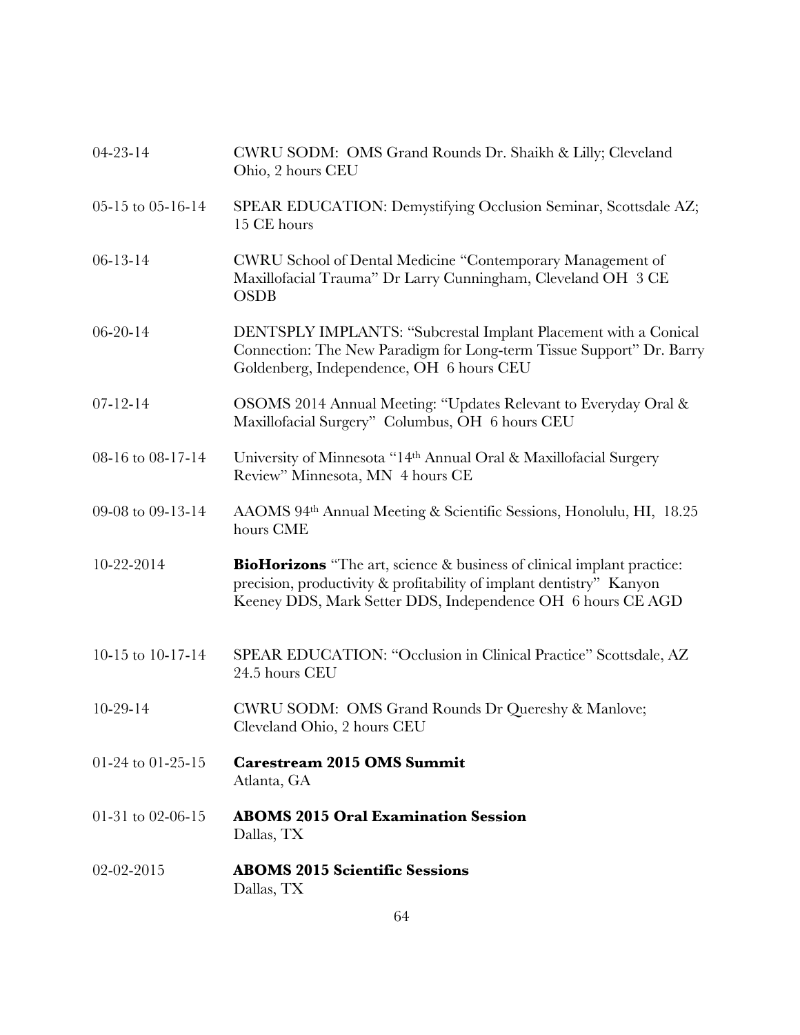| | |
|---|---|
| 04-23-14 | CWRU SODM: OMS Grand Rounds Dr. Shaikh & Lilly; Cleveland Ohio, 2 hours CEU |
| 05-15 to 05-16-14 | SPEAR EDUCATION: Demystifying Occlusion Seminar, Scottsdale AZ; 15 CE hours |
| 06-13-14 | CWRU School of Dental Medicine "Contemporary Management of Maxillofacial Trauma" Dr Larry Cunningham, Cleveland OH 3 CE OSDB |
| 06-20-14 | DENTSPLY IMPLANTS: "Subcrestal Implant Placement with a Conical Connection: The New Paradigm for Long-term Tissue Support" Dr. Barry Goldenberg, Independence, OH 6 hours CEU |
| 07-12-14 | OSOMS 2014 Annual Meeting: "Updates Relevant to Everyday Oral & Maxillofacial Surgery" Columbus, OH 6 hours CEU |
| 08-16 to 08-17-14 | University of Minnesota "14th Annual Oral & Maxillofacial Surgery Review" Minnesota, MN 4 hours CE |
| 09-08 to 09-13-14 | AAOMS 94th Annual Meeting & Scientific Sessions, Honolulu, HI, 18.25 hours CME |
| 10-22-2014 | **BioHorizons** "The art, science & business of clinical implant practice: precision, productivity & profitability of implant dentistry" Kanyon Keeney DDS, Mark Setter DDS, Independence OH 6 hours CE AGD |
| 10-15 to 10-17-14 | SPEAR EDUCATION: "Occlusion in Clinical Practice" Scottsdale, AZ 24.5 hours CEU |
| 10-29-14 | CWRU SODM: OMS Grand Rounds Dr Quereshy & Manlove; Cleveland Ohio, 2 hours CEU |
| 01-24 to 01-25-15 | **Carestream 2015 OMS Summit** Atlanta, GA |
| 01-31 to 02-06-15 | **ABOMS 2015 Oral Examination Session** Dallas, TX |
| 02-02-2015 | **ABOMS 2015 Scientific Sessions** Dallas, TX |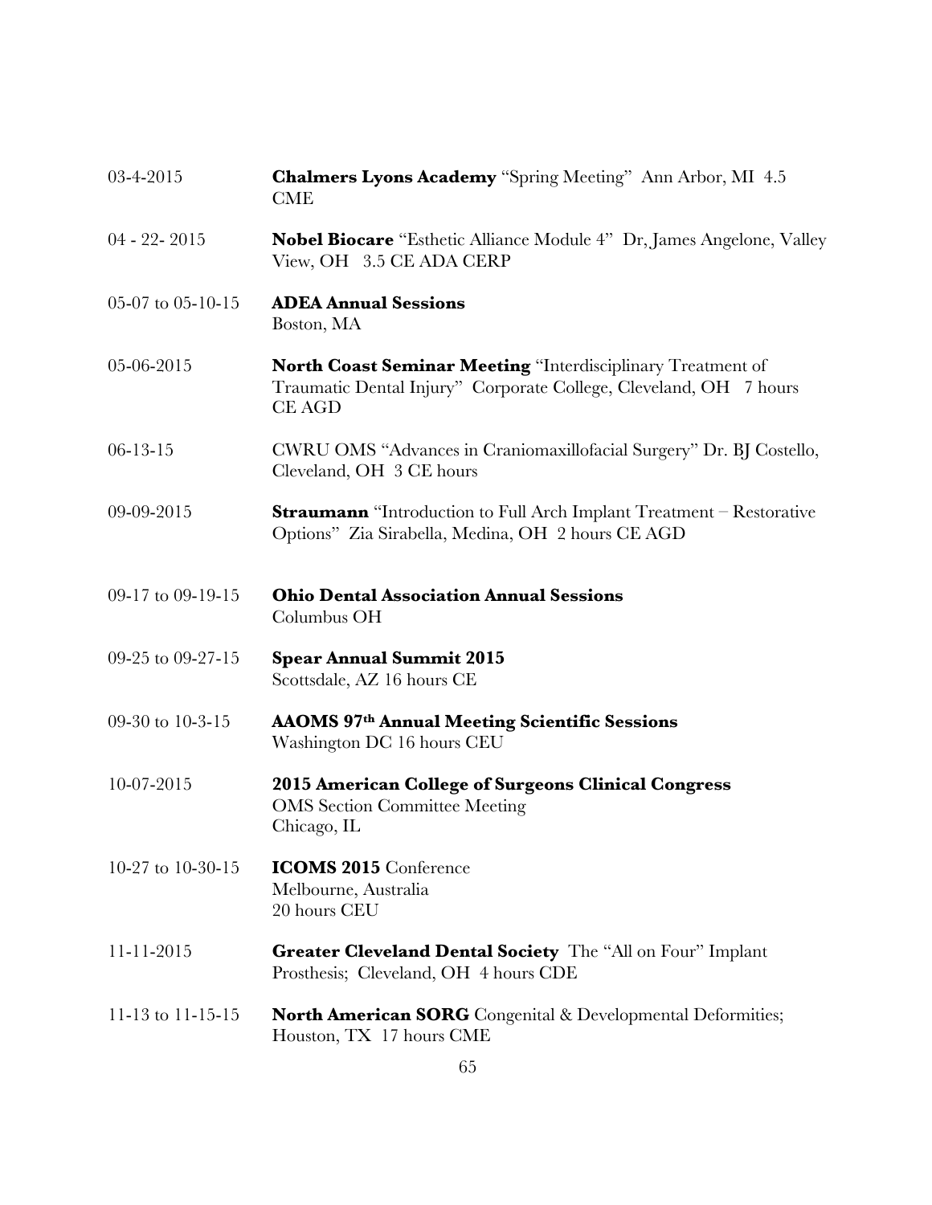| | |
|---|---|
| 03-4-2015 | **Chalmers Lyons Academy** "Spring Meeting" Ann Arbor, MI 4.5 CME |
| 04 - 22- 2015 | **Nobel Biocare** "Esthetic Alliance Module 4" Dr, James Angelone, Valley View, OH 3.5 CE ADA CERP |
| 05-07 to 05-10-15 | **ADEA Annual Sessions**<br>Boston, MA |
| 05-06-2015 | **North Coast Seminar Meeting** "Interdisciplinary Treatment of Traumatic Dental Injury" Corporate College, Cleveland, OH 7 hours CE AGD |
| 06-13-15 | CWRU OMS "Advances in Craniomaxillofacial Surgery" Dr. BJ Costello, Cleveland, OH 3 CE hours |
| 09-09-2015 | **Straumann** "Introduction to Full Arch Implant Treatment – Restorative Options" Zia Sirabella, Medina, OH 2 hours CE AGD |
| 09-17 to 09-19-15 | **Ohio Dental Association Annual Sessions**<br>Columbus OH |
| 09-25 to 09-27-15 | **Spear Annual Summit 2015**<br>Scottsdale, AZ 16 hours CE |
| 09-30 to 10-3-15 | **AAOMS 97th Annual Meeting Scientific Sessions**<br>Washington DC 16 hours CEU |
| 10-07-2015 | **2015 American College of Surgeons Clinical Congress**<br>OMS Section Committee Meeting<br>Chicago, IL |
| 10-27 to 10-30-15 | **ICOMS 2015** Conference<br>Melbourne, Australia<br>20 hours CEU |
| 11-11-2015 | **Greater Cleveland Dental Society** The "All on Four" Implant Prosthesis; Cleveland, OH 4 hours CDE |
| 11-13 to 11-15-15 | **North American SORG** Congenital & Developmental Deformities; Houston, TX 17 hours CME |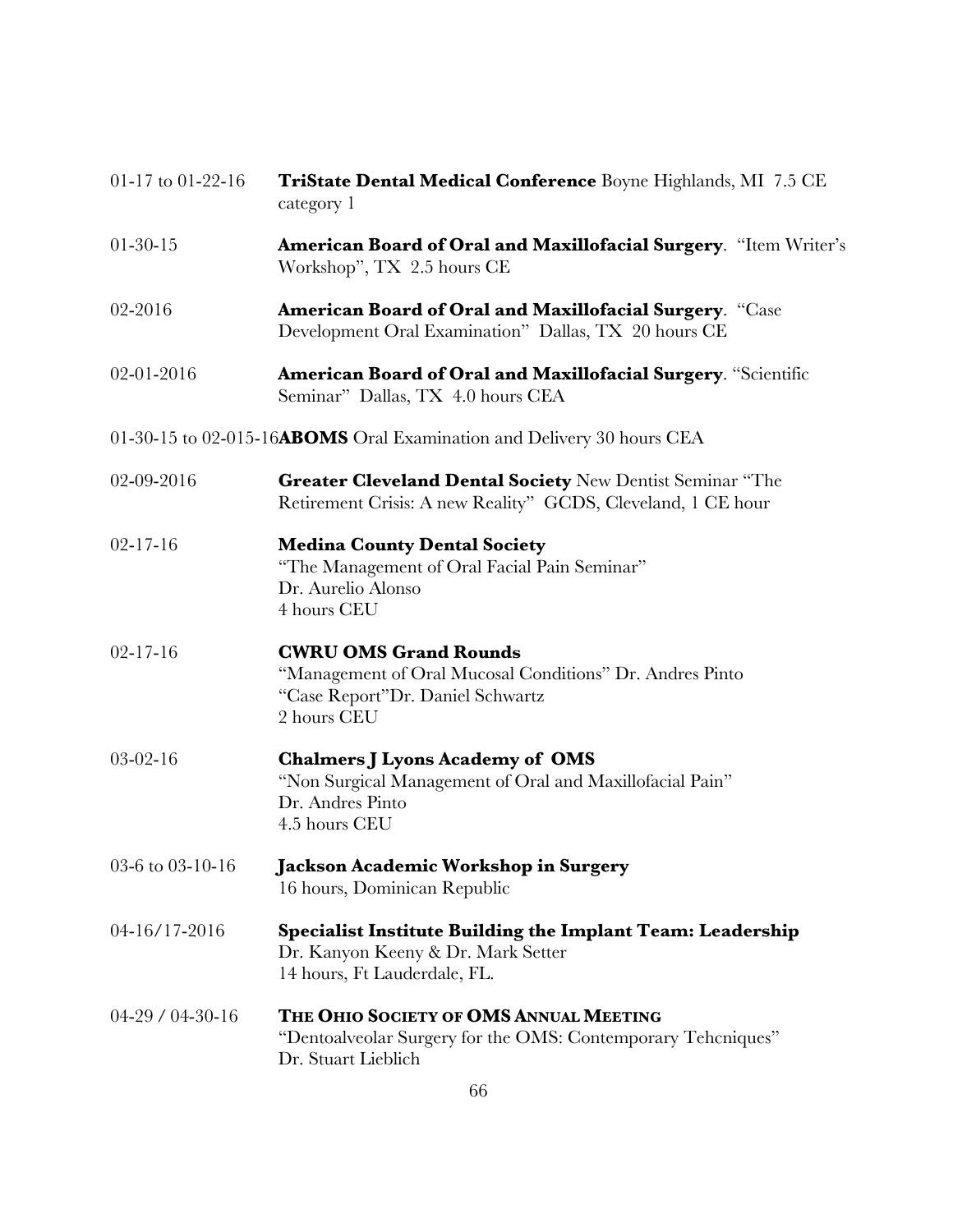01-17 to 01-22-16 **TriState Dental Medical Conference** Boyne Highlands, MI 7.5 CE category 1

01-30-15 **American Board of Oral and Maxillofacial Surgery**. "Item Writer's Workshop", TX 2.5 hours CE

02-2016 **American Board of Oral and Maxillofacial Surgery**. "Case Development Oral Examination" Dallas, TX 20 hours CE

02-01-2016 **American Board of Oral and Maxillofacial Surgery**. "Scientific Seminar" Dallas, TX 4.0 hours CEA

01-30-15 to 02-015-16**ABOMS** Oral Examination and Delivery 30 hours CEA

02-09-2016 **Greater Cleveland Dental Society** New Dentist Seminar "The Retirement Crisis: A new Reality" GCDS, Cleveland, 1 CE hour

02-17-16 **Medina County Dental Society**
"The Management of Oral Facial Pain Seminar"
Dr. Aurelio Alonso
4 hours CEU

02-17-16 **CWRU OMS Grand Rounds**
"Management of Oral Mucosal Conditions" Dr. Andres Pinto
"Case Report"Dr. Daniel Schwartz
2 hours CEU

03-02-16 **Chalmers J Lyons Academy of OMS**
"Non Surgical Management of Oral and Maxillofacial Pain"
Dr. Andres Pinto
4.5 hours CEU

03-6 to 03-10-16 **Jackson Academic Workshop in Surgery**
16 hours, Dominican Republic

04-16/17-2016 **Specialist Institute Building the Implant Team: Leadership**
Dr. Kanyon Keeny & Dr. Mark Setter
14 hours, Ft Lauderdale, FL.

04-29 / 04-30-16 **THE OHIO SOCIETY OF OMS ANNUAL MEETING**
"Dentoalveolar Surgery for the OMS: Contemporary Tehcniques"
Dr. Stuart Lieblich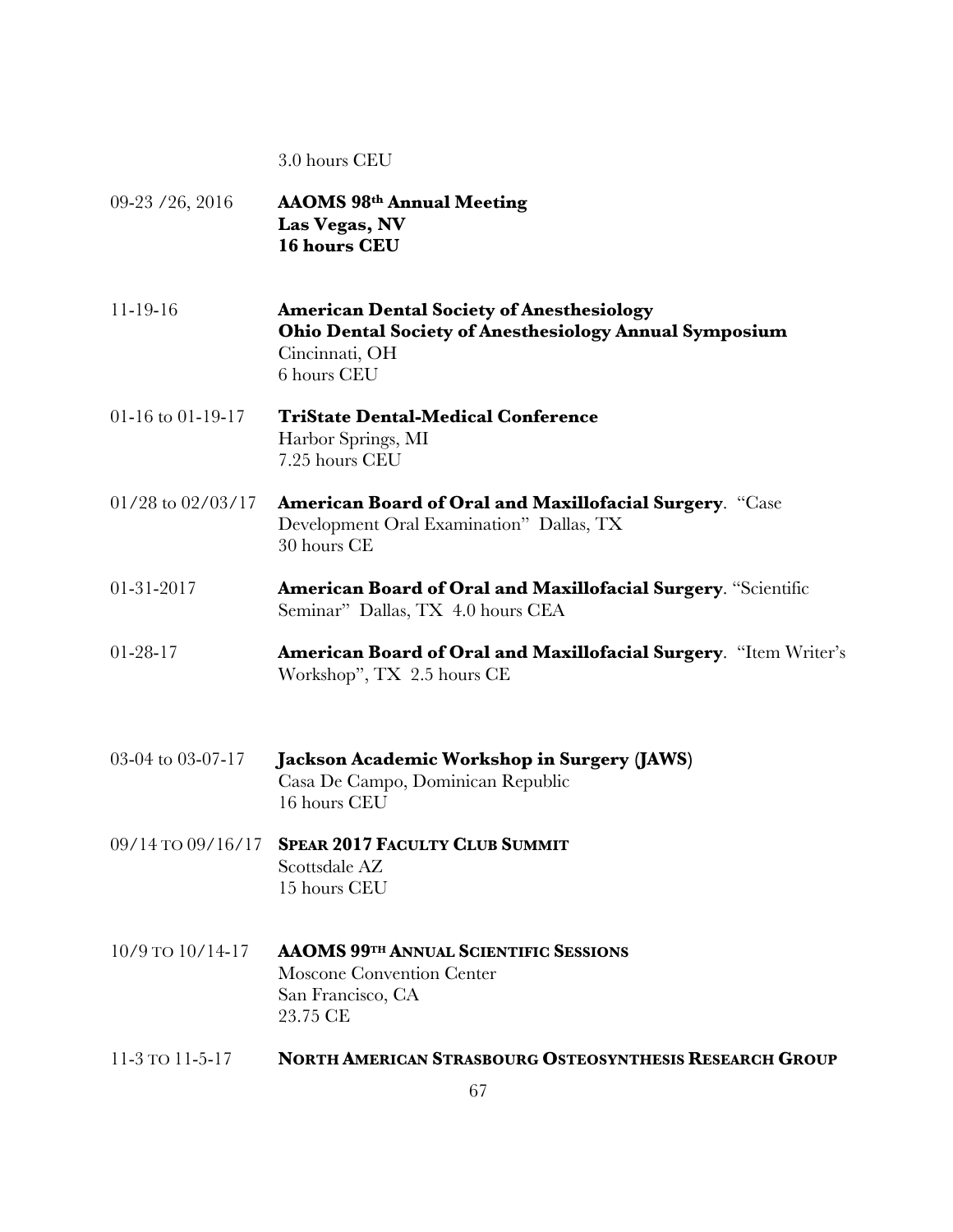3.0 hours CEU

09-23 /26, 2016 **AAOMS 98th Annual Meeting**
**Las Vegas, NV**
**16 hours CEU**

11-19-16 **American Dental Society of Anesthesiology**
**Ohio Dental Society of Anesthesiology Annual Symposium**
Cincinnati, OH
6 hours CEU

01-16 to 01-19-17 **TriState Dental-Medical Conference**
Harbor Springs, MI
7.25 hours CEU

01/28 to 02/03/17 **American Board of Oral and Maxillofacial Surgery**. "Case Development Oral Examination" Dallas, TX
30 hours CE

01-31-2017 **American Board of Oral and Maxillofacial Surgery**. "Scientific Seminar" Dallas, TX 4.0 hours CEA

01-28-17 **American Board of Oral and Maxillofacial Surgery**. "Item Writer's Workshop", TX 2.5 hours CE

03-04 to 03-07-17 **Jackson Academic Workshop in Surgery (JAWS)**
Casa De Campo, Dominican Republic
16 hours CEU

09/14 TO 09/16/17 **SPEAR 2017 FACULTY CLUB SUMMIT**
Scottsdale AZ
15 hours CEU

10/9 TO 10/14-17 **AAOMS 99TH ANNUAL SCIENTIFIC SESSIONS**
Moscone Convention Center
San Francisco, CA
23.75 CE

11-3 TO 11-5-17 **NORTH AMERICAN STRASBOURG OSTEOSYNTHESIS RESEARCH GROUP**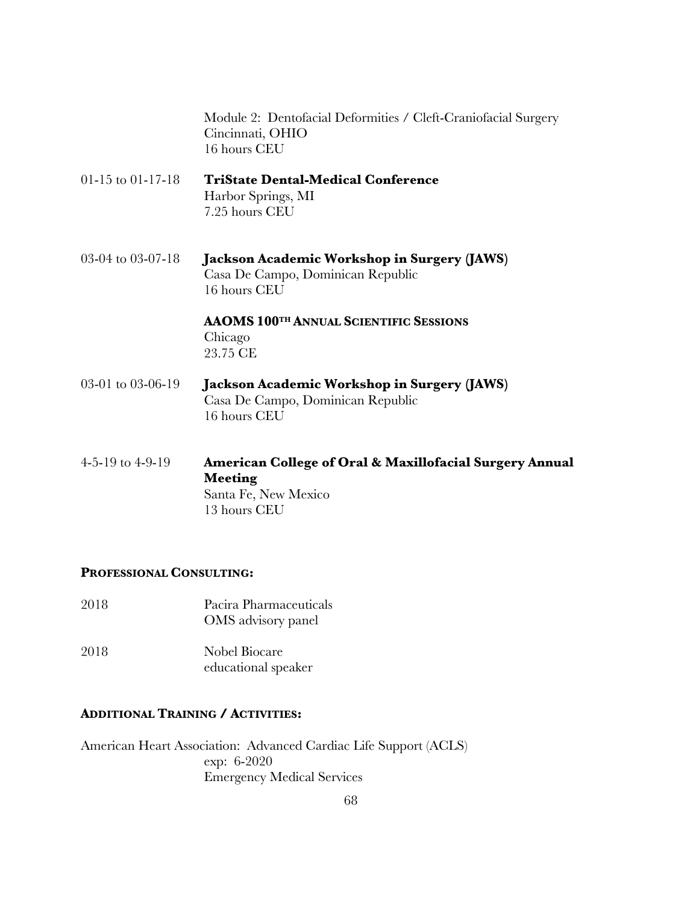Module 2: Dentofacial Deformities / Cleft-Craniofacial Surgery
Cincinnati, OHIO
16 hours CEU

01-15 to 01-17-18 **TriState Dental-Medical Conference**
Harbor Springs, MI
7.25 hours CEU

03-04 to 03-07-18 **Jackson Academic Workshop in Surgery (JAWS)**
Casa De Campo, Dominican Republic
16 hours CEU

**AAOMS 100TH ANNUAL SCIENTIFIC SESSIONS**
Chicago
23.75 CE

03-01 to 03-06-19 **Jackson Academic Workshop in Surgery (JAWS)**
Casa De Campo, Dominican Republic
16 hours CEU

4-5-19 to 4-9-19 **American College of Oral & Maxillofacial Surgery Annual Meeting**
Santa Fe, New Mexico
13 hours CEU

**PROFESSIONAL CONSULTING:**

2018 Pacira Pharmaceuticals
OMS advisory panel

2018 Nobel Biocare
educational speaker

**ADDITIONAL TRAINING / ACTIVITIES:**

American Heart Association: Advanced Cardiac Life Support (ACLS)
exp: 6-2020
Emergency Medical Services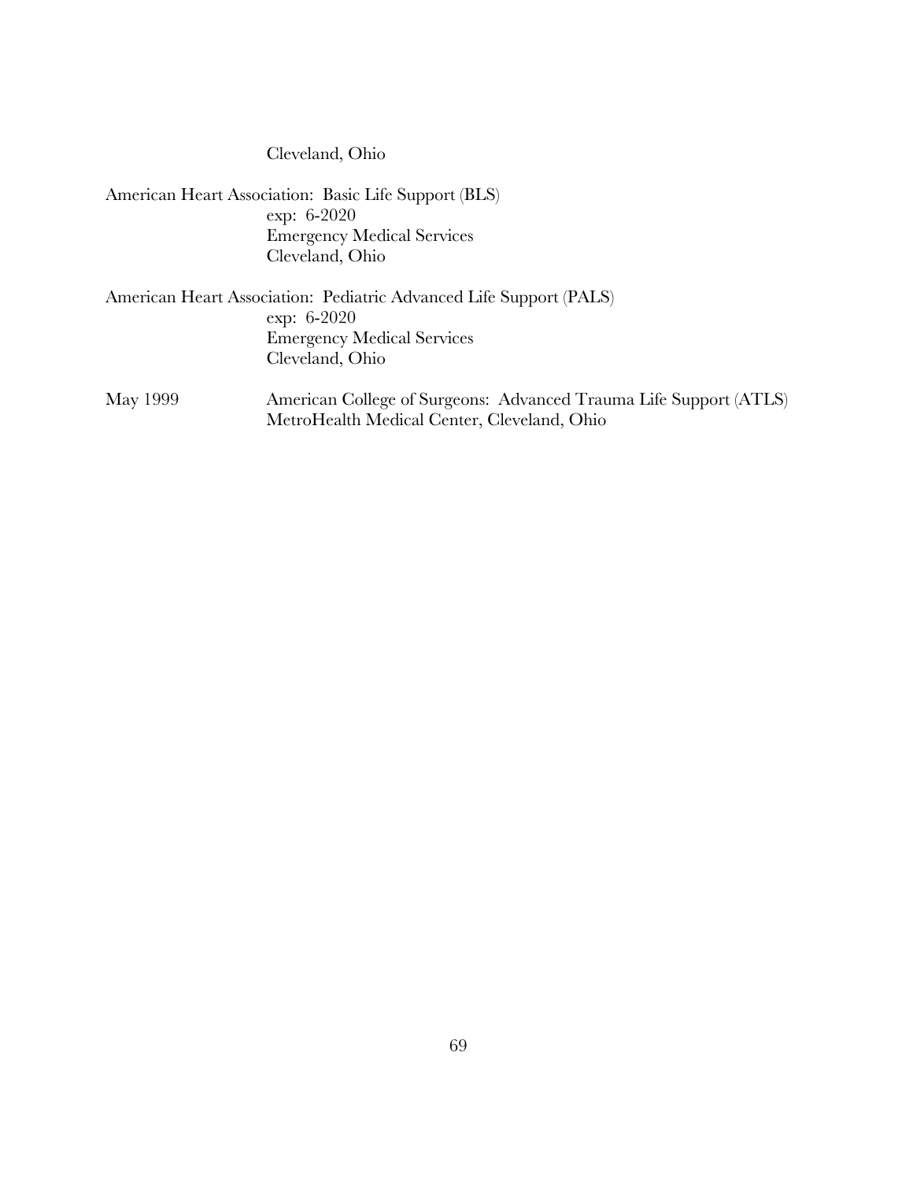Cleveland, Ohio

American Heart Association: Basic Life Support (BLS)
exp: 6-2020
Emergency Medical Services
Cleveland, Ohio

American Heart Association: Pediatric Advanced Life Support (PALS)
exp: 6-2020
Emergency Medical Services
Cleveland, Ohio

May 1999 American College of Surgeons: Advanced Trauma Life Support (ATLS)
MetroHealth Medical Center, Cleveland, Ohio